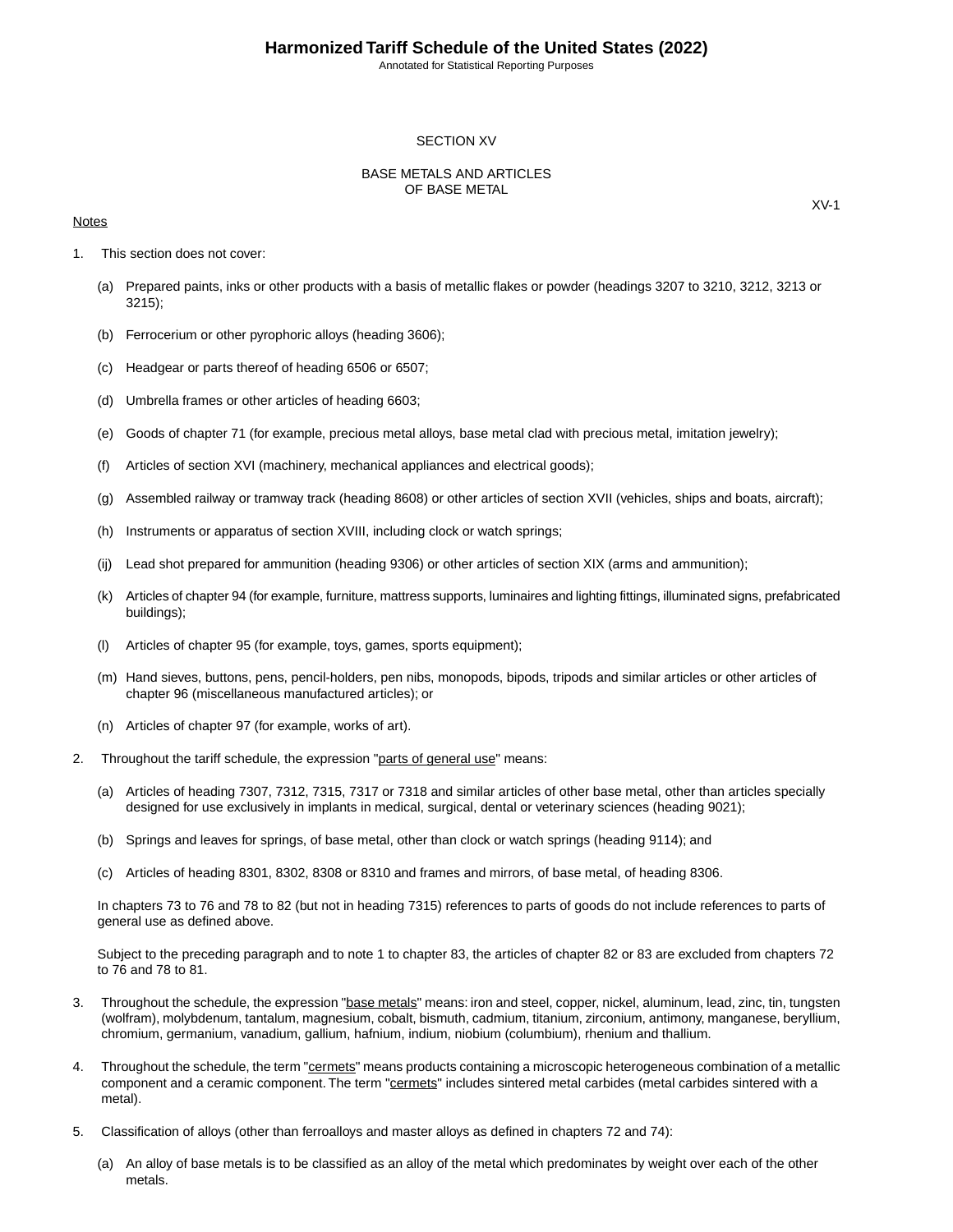# SECTION XV

## BASE METALS AND ARTICLES OF BASE METAL

XV-1

Notes

1. This section does not cover:

   (a) Prepared paints, inks or other products with a basis of metallic flakes or powder (headings 3207 to 3210, 3212, 3213 or 3215);

   (b) Ferrocerium or other pyrophoric alloys (heading 3606);

   (c) Headgear or parts thereof of heading 6506 or 6507;

   (d) Umbrella frames or other articles of heading 6603;

   (e) Goods of chapter 71 (for example, precious metal alloys, base metal clad with precious metal, imitation jewelry);

   (f) Articles of section XVI (machinery, mechanical appliances and electrical goods);

   (g) Assembled railway or tramway track (heading 8608) or other articles of section XVII (vehicles, ships and boats, aircraft);

   (h) Instruments or apparatus of section XVIII, including clock or watch springs;

   (ij) Lead shot prepared for ammunition (heading 9306) or other articles of section XIX (arms and ammunition);

   (k) Articles of chapter 94 (for example, furniture, mattress supports, luminaires and lighting fittings, illuminated signs, prefabricated buildings);

   (l) Articles of chapter 95 (for example, toys, games, sports equipment);

   (m) Hand sieves, buttons, pens, pencil-holders, pen nibs, monopods, bipods, tripods and similar articles or other articles of chapter 96 (miscellaneous manufactured articles); or

   (n) Articles of chapter 97 (for example, works of art).

2. Throughout the tariff schedule, the expression "parts of general use" means:

   (a) Articles of heading 7307, 7312, 7315, 7317 or 7318 and similar articles of other base metal, other than articles specially designed for use exclusively in implants in medical, surgical, dental or veterinary sciences (heading 9021);

   (b) Springs and leaves for springs, of base metal, other than clock or watch springs (heading 9114); and

   (c) Articles of heading 8301, 8302, 8308 or 8310 and frames and mirrors, of base metal, of heading 8306.

   In chapters 73 to 76 and 78 to 82 (but not in heading 7315) references to parts of goods do not include references to parts of general use as defined above.

   Subject to the preceding paragraph and to note 1 to chapter 83, the articles of chapter 82 or 83 are excluded from chapters 72 to 76 and 78 to 81.

3. Throughout the schedule, the expression "base metals" means: iron and steel, copper, nickel, aluminum, lead, zinc, tin, tungsten (wolfram), molybdenum, tantalum, magnesium, cobalt, bismuth, cadmium, titanium, zirconium, antimony, manganese, beryllium, chromium, germanium, vanadium, gallium, hafnium, indium, niobium (columbium), rhenium and thallium.

4. Throughout the schedule, the term "cermets" means products containing a microscopic heterogeneous combination of a metallic component and a ceramic component. The term "cermets" includes sintered metal carbides (metal carbides sintered with a metal).

5. Classification of alloys (other than ferroalloys and master alloys as defined in chapters 72 and 74):

   (a) An alloy of base metals is to be classified as an alloy of the metal which predominates by weight over each of the other metals.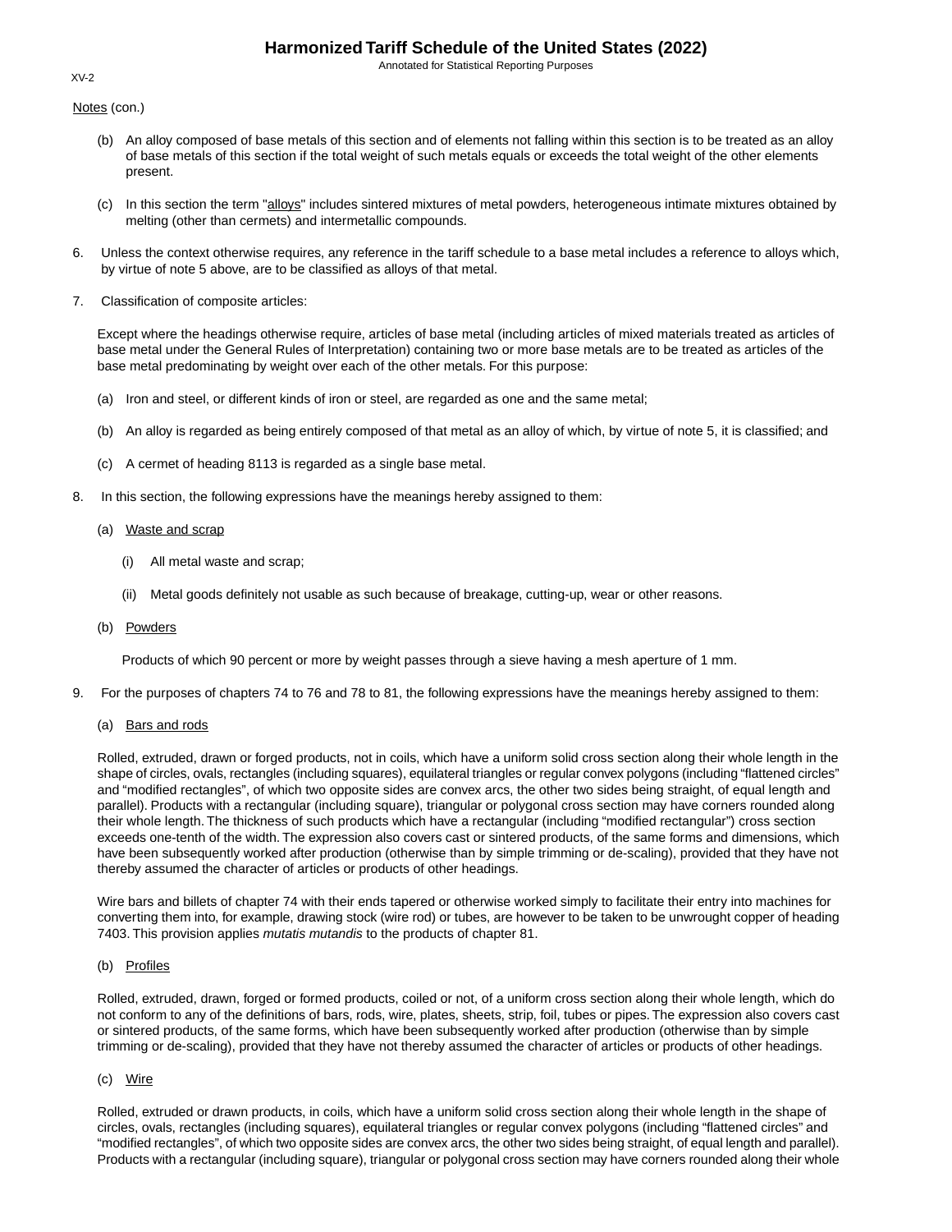Notes (con.)

(b) An alloy composed of base metals of this section and of elements not falling within this section is to be treated as an alloy of base metals of this section if the total weight of such metals equals or exceeds the total weight of the other elements present.

(c) In this section the term "alloys" includes sintered mixtures of metal powders, heterogeneous intimate mixtures obtained by melting (other than cermets) and intermetallic compounds.

6. Unless the context otherwise requires, any reference in the tariff schedule to a base metal includes a reference to alloys which, by virtue of note 5 above, are to be classified as alloys of that metal.

7. Classification of composite articles:

Except where the headings otherwise require, articles of base metal (including articles of mixed materials treated as articles of base metal under the General Rules of Interpretation) containing two or more base metals are to be treated as articles of the base metal predominating by weight over each of the other metals. For this purpose:

(a) Iron and steel, or different kinds of iron or steel, are regarded as one and the same metal;

(b) An alloy is regarded as being entirely composed of that metal as an alloy of which, by virtue of note 5, it is classified; and

(c) A cermet of heading 8113 is regarded as a single base metal.

8. In this section, the following expressions have the meanings hereby assigned to them:

(a) Waste and scrap

(i) All metal waste and scrap;

(ii) Metal goods definitely not usable as such because of breakage, cutting-up, wear or other reasons.

(b) Powders

Products of which 90 percent or more by weight passes through a sieve having a mesh aperture of 1 mm.

9. For the purposes of chapters 74 to 76 and 78 to 81, the following expressions have the meanings hereby assigned to them:

(a) Bars and rods

Rolled, extruded, drawn or forged products, not in coils, which have a uniform solid cross section along their whole length in the shape of circles, ovals, rectangles (including squares), equilateral triangles or regular convex polygons (including “flattened circles” and “modified rectangles”, of which two opposite sides are convex arcs, the other two sides being straight, of equal length and parallel). Products with a rectangular (including square), triangular or polygonal cross section may have corners rounded along their whole length. The thickness of such products which have a rectangular (including “modified rectangular”) cross section exceeds one-tenth of the width. The expression also covers cast or sintered products, of the same forms and dimensions, which have been subsequently worked after production (otherwise than by simple trimming or de-scaling), provided that they have not thereby assumed the character of articles or products of other headings.

Wire bars and billets of chapter 74 with their ends tapered or otherwise worked simply to facilitate their entry into machines for converting them into, for example, drawing stock (wire rod) or tubes, are however to be taken to be unwrought copper of heading 7403. This provision applies *mutatis mutandis* to the products of chapter 81.

(b) Profiles

Rolled, extruded, drawn, forged or formed products, coiled or not, of a uniform cross section along their whole length, which do not conform to any of the definitions of bars, rods, wire, plates, sheets, strip, foil, tubes or pipes. The expression also covers cast or sintered products, of the same forms, which have been subsequently worked after production (otherwise than by simple trimming or de-scaling), provided that they have not thereby assumed the character of articles or products of other headings.

(c) Wire

Rolled, extruded or drawn products, in coils, which have a uniform solid cross section along their whole length in the shape of circles, ovals, rectangles (including squares), equilateral triangles or regular convex polygons (including “flattened circles” and “modified rectangles”, of which two opposite sides are convex arcs, the other two sides being straight, of equal length and parallel). Products with a rectangular (including square), triangular or polygonal cross section may have corners rounded along their whole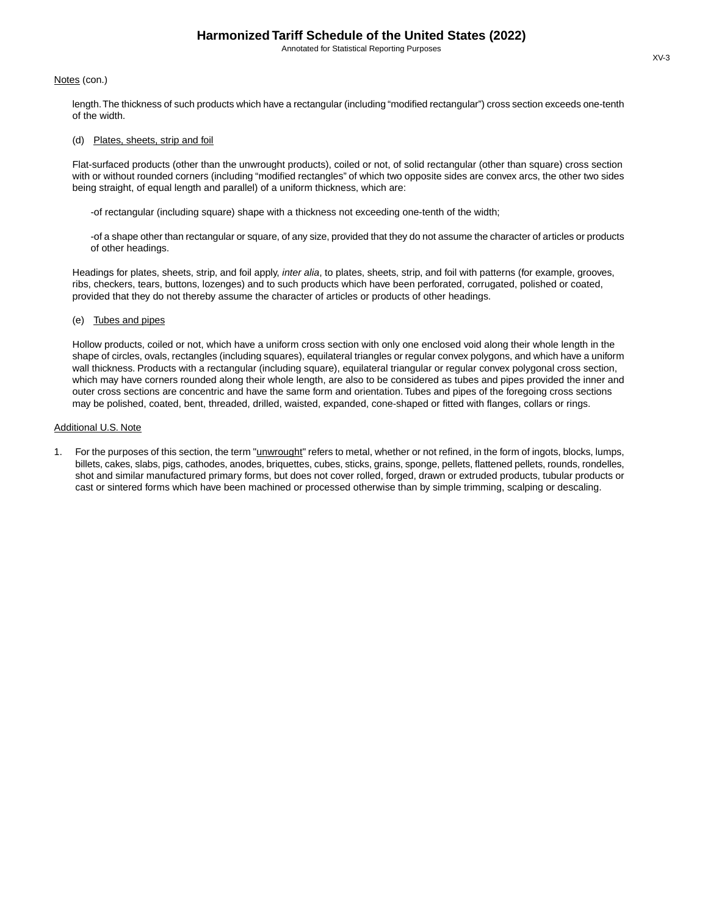Notes (con.)

length. The thickness of such products which have a rectangular (including "modified rectangular") cross section exceeds one-tenth of the width.

(d) Plates, sheets, strip and foil

Flat-surfaced products (other than the unwrought products), coiled or not, of solid rectangular (other than square) cross section with or without rounded corners (including "modified rectangles" of which two opposite sides are convex arcs, the other two sides being straight, of equal length and parallel) of a uniform thickness, which are:

-of rectangular (including square) shape with a thickness not exceeding one-tenth of the width;

-of a shape other than rectangular or square, of any size, provided that they do not assume the character of articles or products of other headings.

Headings for plates, sheets, strip, and foil apply, *inter alia*, to plates, sheets, strip, and foil with patterns (for example, grooves, ribs, checkers, tears, buttons, lozenges) and to such products which have been perforated, corrugated, polished or coated, provided that they do not thereby assume the character of articles or products of other headings.

(e) Tubes and pipes

Hollow products, coiled or not, which have a uniform cross section with only one enclosed void along their whole length in the shape of circles, ovals, rectangles (including squares), equilateral triangles or regular convex polygons, and which have a uniform wall thickness. Products with a rectangular (including square), equilateral triangular or regular convex polygonal cross section, which may have corners rounded along their whole length, are also to be considered as tubes and pipes provided the inner and outer cross sections are concentric and have the same form and orientation. Tubes and pipes of the foregoing cross sections may be polished, coated, bent, threaded, drilled, waisted, expanded, cone-shaped or fitted with flanges, collars or rings.

Additional U.S. Note

1. For the purposes of this section, the term "unwrought" refers to metal, whether or not refined, in the form of ingots, blocks, lumps, billets, cakes, slabs, pigs, cathodes, anodes, briquettes, cubes, sticks, grains, sponge, pellets, flattened pellets, rounds, rondelles, shot and similar manufactured primary forms, but does not cover rolled, forged, drawn or extruded products, tubular products or cast or sintered forms which have been machined or processed otherwise than by simple trimming, scalping or descaling.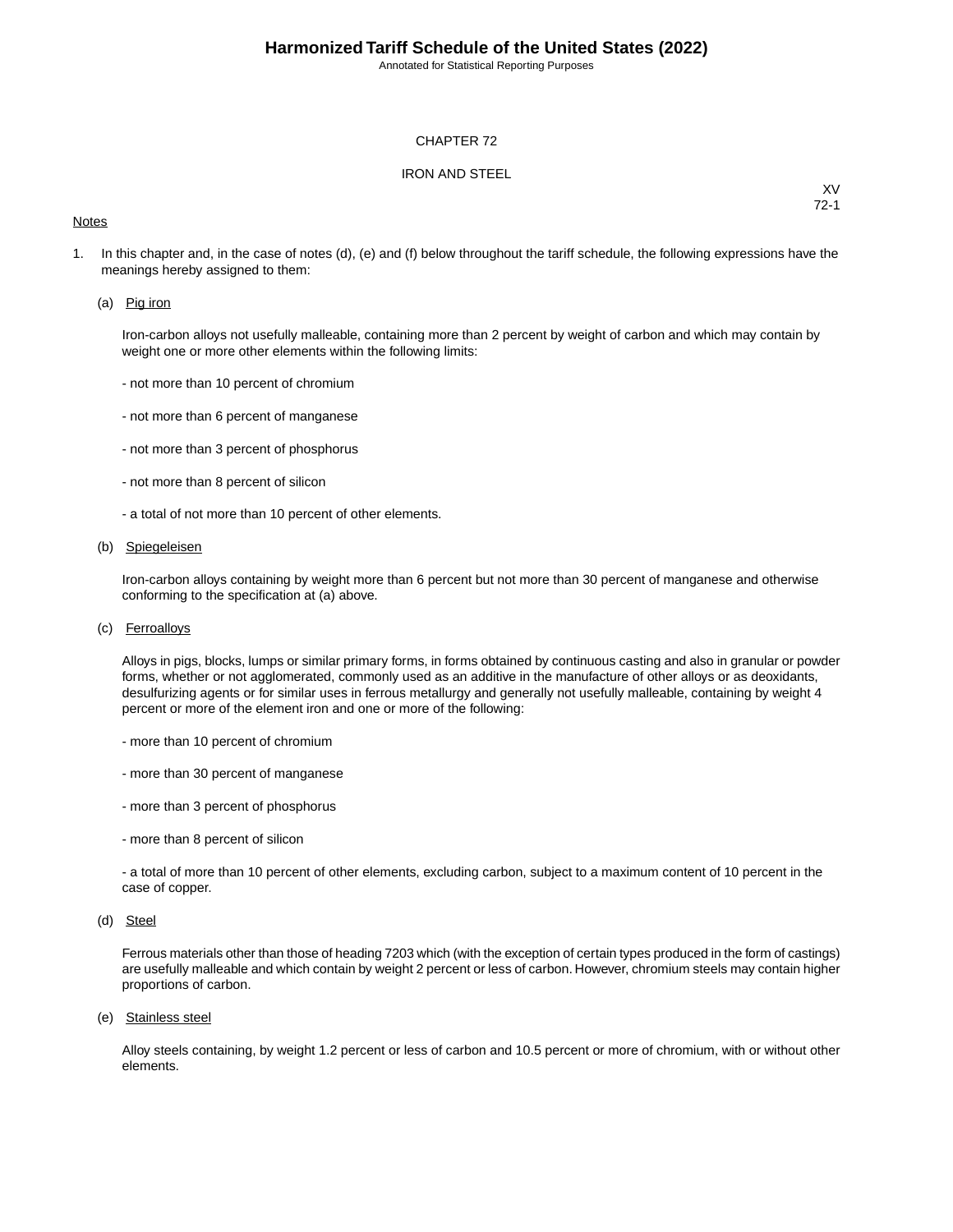# CHAPTER 72

## IRON AND STEEL

XV
72-1

Notes

1. In this chapter and, in the case of notes (d), (e) and (f) below throughout the tariff schedule, the following expressions have the meanings hereby assigned to them:

   (a) Pig iron

   Iron-carbon alloys not usefully malleable, containing more than 2 percent by weight of carbon and which may contain by weight one or more other elements within the following limits:

   - not more than 10 percent of chromium

   - not more than 6 percent of manganese

   - not more than 3 percent of phosphorus

   - not more than 8 percent of silicon

   - a total of not more than 10 percent of other elements.

   (b) Spiegeleisen

   Iron-carbon alloys containing by weight more than 6 percent but not more than 30 percent of manganese and otherwise conforming to the specification at (a) above.

   (c) Ferroalloys

   Alloys in pigs, blocks, lumps or similar primary forms, in forms obtained by continuous casting and also in granular or powder forms, whether or not agglomerated, commonly used as an additive in the manufacture of other alloys or as deoxidants, desulfurizing agents or for similar uses in ferrous metallurgy and generally not usefully malleable, containing by weight 4 percent or more of the element iron and one or more of the following:

   - more than 10 percent of chromium

   - more than 30 percent of manganese

   - more than 3 percent of phosphorus

   - more than 8 percent of silicon

   - a total of more than 10 percent of other elements, excluding carbon, subject to a maximum content of 10 percent in the case of copper.

   (d) Steel

   Ferrous materials other than those of heading 7203 which (with the exception of certain types produced in the form of castings) are usefully malleable and which contain by weight 2 percent or less of carbon. However, chromium steels may contain higher proportions of carbon.

   (e) Stainless steel

   Alloy steels containing, by weight 1.2 percent or less of carbon and 10.5 percent or more of chromium, with or without other elements.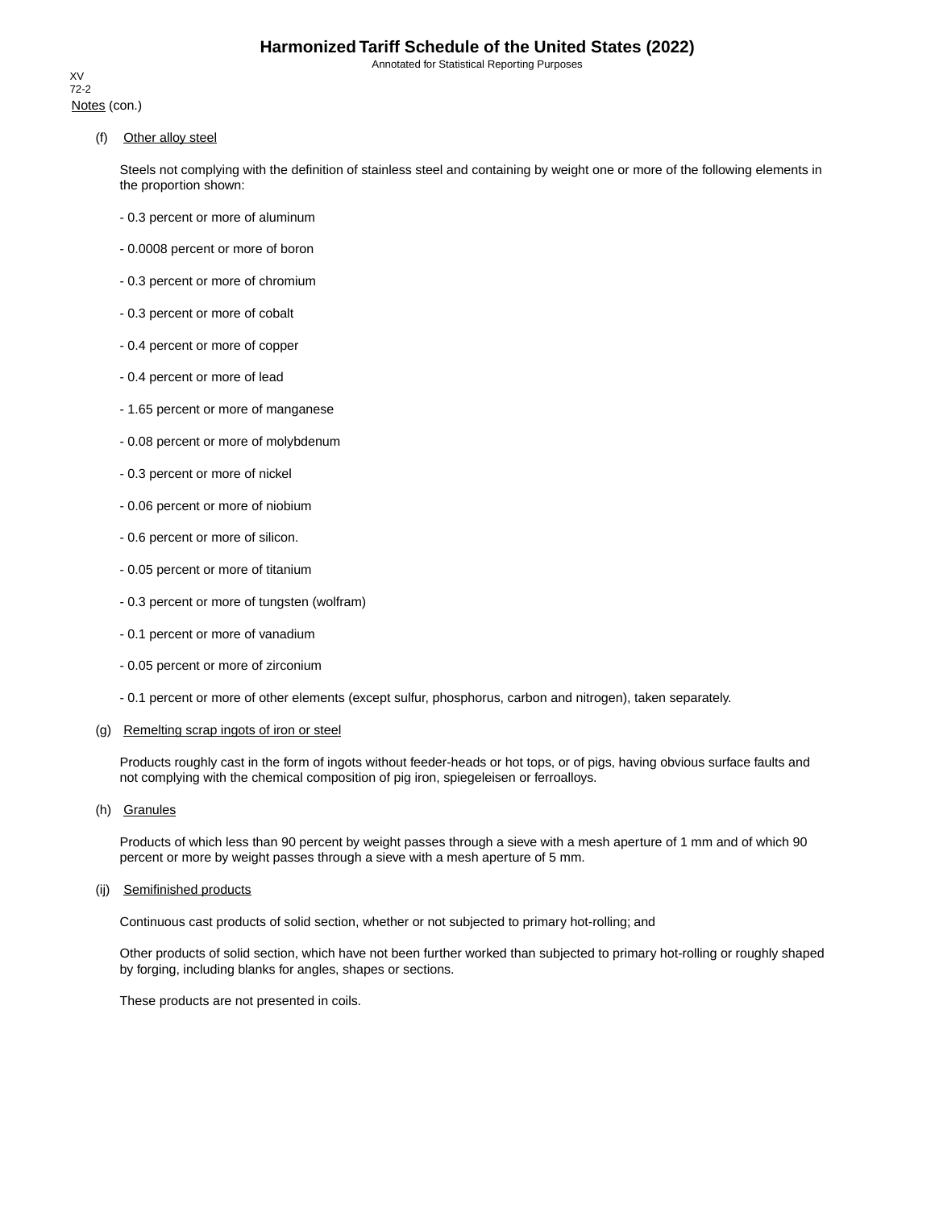Notes (con.)

(f) Other alloy steel

Steels not complying with the definition of stainless steel and containing by weight one or more of the following elements in the proportion shown:

- 0.3 percent or more of aluminum
- 0.0008 percent or more of boron
- 0.3 percent or more of chromium
- 0.3 percent or more of cobalt
- 0.4 percent or more of copper
- 0.4 percent or more of lead
- 1.65 percent or more of manganese
- 0.08 percent or more of molybdenum
- 0.3 percent or more of nickel
- 0.06 percent or more of niobium
- 0.6 percent or more of silicon.
- 0.05 percent or more of titanium
- 0.3 percent or more of tungsten (wolfram)
- 0.1 percent or more of vanadium
- 0.05 percent or more of zirconium
- 0.1 percent or more of other elements (except sulfur, phosphorus, carbon and nitrogen), taken separately.

(g) Remelting scrap ingots of iron or steel

Products roughly cast in the form of ingots without feeder-heads or hot tops, or of pigs, having obvious surface faults and not complying with the chemical composition of pig iron, spiegeleisen or ferroalloys.

(h) Granules

Products of which less than 90 percent by weight passes through a sieve with a mesh aperture of 1 mm and of which 90 percent or more by weight passes through a sieve with a mesh aperture of 5 mm.

(ij) Semifinished products

Continuous cast products of solid section, whether or not subjected to primary hot-rolling; and

Other products of solid section, which have not been further worked than subjected to primary hot-rolling or roughly shaped by forging, including blanks for angles, shapes or sections.

These products are not presented in coils.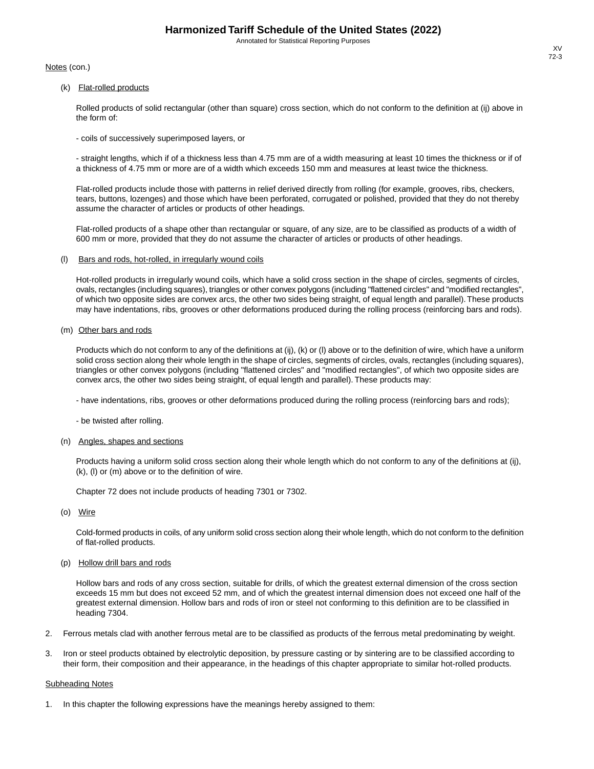Notes (con.)

(k) Flat-rolled products

Rolled products of solid rectangular (other than square) cross section, which do not conform to the definition at (ij) above in the form of:

- coils of successively superimposed layers, or

- straight lengths, which if of a thickness less than 4.75 mm are of a width measuring at least 10 times the thickness or if of a thickness of 4.75 mm or more are of a width which exceeds 150 mm and measures at least twice the thickness.

Flat-rolled products include those with patterns in relief derived directly from rolling (for example, grooves, ribs, checkers, tears, buttons, lozenges) and those which have been perforated, corrugated or polished, provided that they do not thereby assume the character of articles or products of other headings.

Flat-rolled products of a shape other than rectangular or square, of any size, are to be classified as products of a width of 600 mm or more, provided that they do not assume the character of articles or products of other headings.

(l) Bars and rods, hot-rolled, in irregularly wound coils

Hot-rolled products in irregularly wound coils, which have a solid cross section in the shape of circles, segments of circles, ovals, rectangles (including squares), triangles or other convex polygons (including "flattened circles" and "modified rectangles", of which two opposite sides are convex arcs, the other two sides being straight, of equal length and parallel). These products may have indentations, ribs, grooves or other deformations produced during the rolling process (reinforcing bars and rods).

(m) Other bars and rods

Products which do not conform to any of the definitions at (ij), (k) or (l) above or to the definition of wire, which have a uniform solid cross section along their whole length in the shape of circles, segments of circles, ovals, rectangles (including squares), triangles or other convex polygons (including "flattened circles" and "modified rectangles", of which two opposite sides are convex arcs, the other two sides being straight, of equal length and parallel). These products may:

- have indentations, ribs, grooves or other deformations produced during the rolling process (reinforcing bars and rods);

- be twisted after rolling.

(n) Angles, shapes and sections

Products having a uniform solid cross section along their whole length which do not conform to any of the definitions at (ij), (k), (l) or (m) above or to the definition of wire.

Chapter 72 does not include products of heading 7301 or 7302.

(o) Wire

Cold-formed products in coils, of any uniform solid cross section along their whole length, which do not conform to the definition of flat-rolled products.

(p) Hollow drill bars and rods

Hollow bars and rods of any cross section, suitable for drills, of which the greatest external dimension of the cross section exceeds 15 mm but does not exceed 52 mm, and of which the greatest internal dimension does not exceed one half of the greatest external dimension. Hollow bars and rods of iron or steel not conforming to this definition are to be classified in heading 7304.

2. Ferrous metals clad with another ferrous metal are to be classified as products of the ferrous metal predominating by weight.

3. Iron or steel products obtained by electrolytic deposition, by pressure casting or by sintering are to be classified according to their form, their composition and their appearance, in the headings of this chapter appropriate to similar hot-rolled products.

Subheading Notes

1. In this chapter the following expressions have the meanings hereby assigned to them: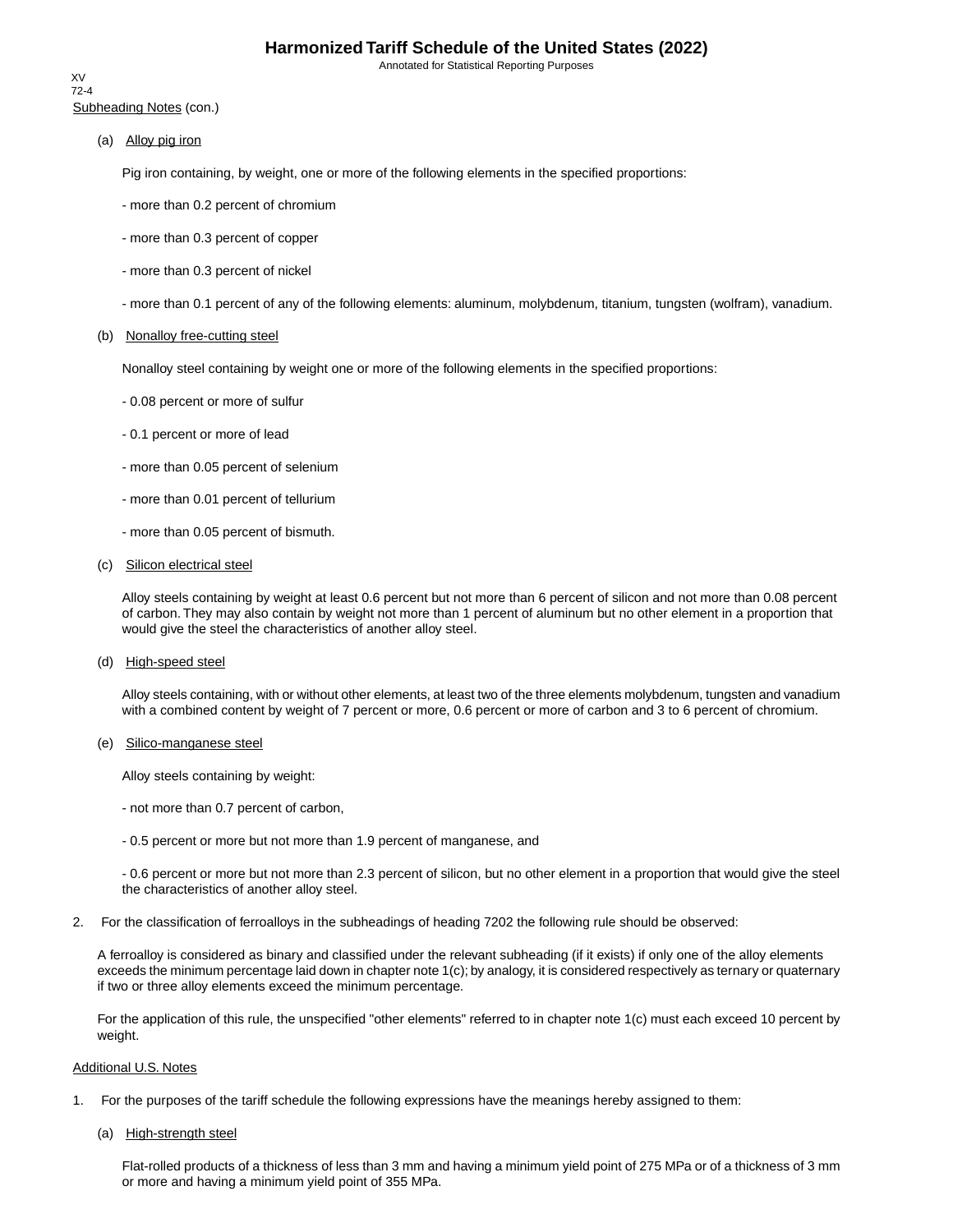Subheading Notes (con.)

(a) Alloy pig iron

Pig iron containing, by weight, one or more of the following elements in the specified proportions:

- more than 0.2 percent of chromium

- more than 0.3 percent of copper

- more than 0.3 percent of nickel

- more than 0.1 percent of any of the following elements: aluminum, molybdenum, titanium, tungsten (wolfram), vanadium.

(b) Nonalloy free-cutting steel

Nonalloy steel containing by weight one or more of the following elements in the specified proportions:

- 0.08 percent or more of sulfur

- 0.1 percent or more of lead

- more than 0.05 percent of selenium

- more than 0.01 percent of tellurium

- more than 0.05 percent of bismuth.

(c) Silicon electrical steel

Alloy steels containing by weight at least 0.6 percent but not more than 6 percent of silicon and not more than 0.08 percent of carbon. They may also contain by weight not more than 1 percent of aluminum but no other element in a proportion that would give the steel the characteristics of another alloy steel.

(d) High-speed steel

Alloy steels containing, with or without other elements, at least two of the three elements molybdenum, tungsten and vanadium with a combined content by weight of 7 percent or more, 0.6 percent or more of carbon and 3 to 6 percent of chromium.

(e) Silico-manganese steel

Alloy steels containing by weight:

- not more than 0.7 percent of carbon,

- 0.5 percent or more but not more than 1.9 percent of manganese, and

- 0.6 percent or more but not more than 2.3 percent of silicon, but no other element in a proportion that would give the steel the characteristics of another alloy steel.

2. For the classification of ferroalloys in the subheadings of heading 7202 the following rule should be observed:

A ferroalloy is considered as binary and classified under the relevant subheading (if it exists) if only one of the alloy elements exceeds the minimum percentage laid down in chapter note 1(c); by analogy, it is considered respectively as ternary or quaternary if two or three alloy elements exceed the minimum percentage.

For the application of this rule, the unspecified "other elements" referred to in chapter note 1(c) must each exceed 10 percent by weight.

Additional U.S. Notes

1. For the purposes of the tariff schedule the following expressions have the meanings hereby assigned to them:

(a) High-strength steel

Flat-rolled products of a thickness of less than 3 mm and having a minimum yield point of 275 MPa or of a thickness of 3 mm or more and having a minimum yield point of 355 MPa.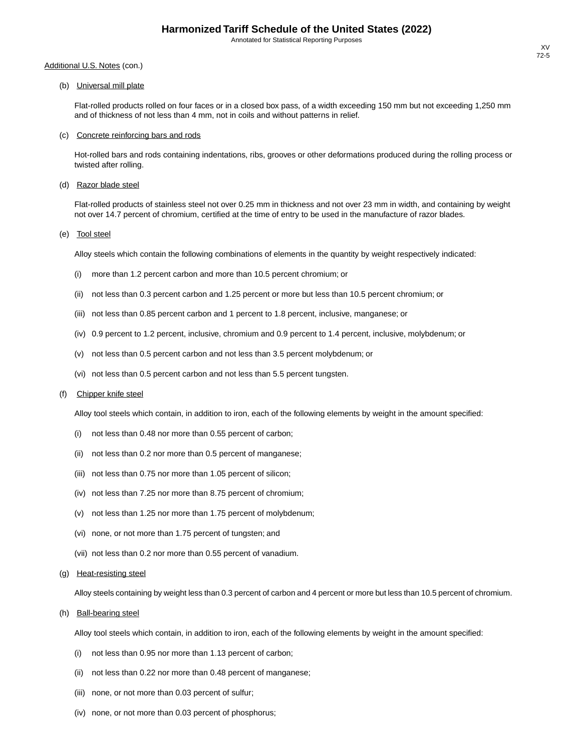Additional U.S. Notes (con.)

(b) Universal mill plate

Flat-rolled products rolled on four faces or in a closed box pass, of a width exceeding 150 mm but not exceeding 1,250 mm and of thickness of not less than 4 mm, not in coils and without patterns in relief.

(c) Concrete reinforcing bars and rods

Hot-rolled bars and rods containing indentations, ribs, grooves or other deformations produced during the rolling process or twisted after rolling.

(d) Razor blade steel

Flat-rolled products of stainless steel not over 0.25 mm in thickness and not over 23 mm in width, and containing by weight not over 14.7 percent of chromium, certified at the time of entry to be used in the manufacture of razor blades.

(e) Tool steel

Alloy steels which contain the following combinations of elements in the quantity by weight respectively indicated:

(i) more than 1.2 percent carbon and more than 10.5 percent chromium; or

(ii) not less than 0.3 percent carbon and 1.25 percent or more but less than 10.5 percent chromium; or

(iii) not less than 0.85 percent carbon and 1 percent to 1.8 percent, inclusive, manganese; or

(iv) 0.9 percent to 1.2 percent, inclusive, chromium and 0.9 percent to 1.4 percent, inclusive, molybdenum; or

(v) not less than 0.5 percent carbon and not less than 3.5 percent molybdenum; or

(vi) not less than 0.5 percent carbon and not less than 5.5 percent tungsten.

(f) Chipper knife steel

Alloy tool steels which contain, in addition to iron, each of the following elements by weight in the amount specified:

(i) not less than 0.48 nor more than 0.55 percent of carbon;

(ii) not less than 0.2 nor more than 0.5 percent of manganese;

(iii) not less than 0.75 nor more than 1.05 percent of silicon;

(iv) not less than 7.25 nor more than 8.75 percent of chromium;

(v) not less than 1.25 nor more than 1.75 percent of molybdenum;

(vi) none, or not more than 1.75 percent of tungsten; and

(vii) not less than 0.2 nor more than 0.55 percent of vanadium.

(g) Heat-resisting steel

Alloy steels containing by weight less than 0.3 percent of carbon and 4 percent or more but less than 10.5 percent of chromium.

(h) Ball-bearing steel

Alloy tool steels which contain, in addition to iron, each of the following elements by weight in the amount specified:

(i) not less than 0.95 nor more than 1.13 percent of carbon;

(ii) not less than 0.22 nor more than 0.48 percent of manganese;

(iii) none, or not more than 0.03 percent of sulfur;

(iv) none, or not more than 0.03 percent of phosphorus;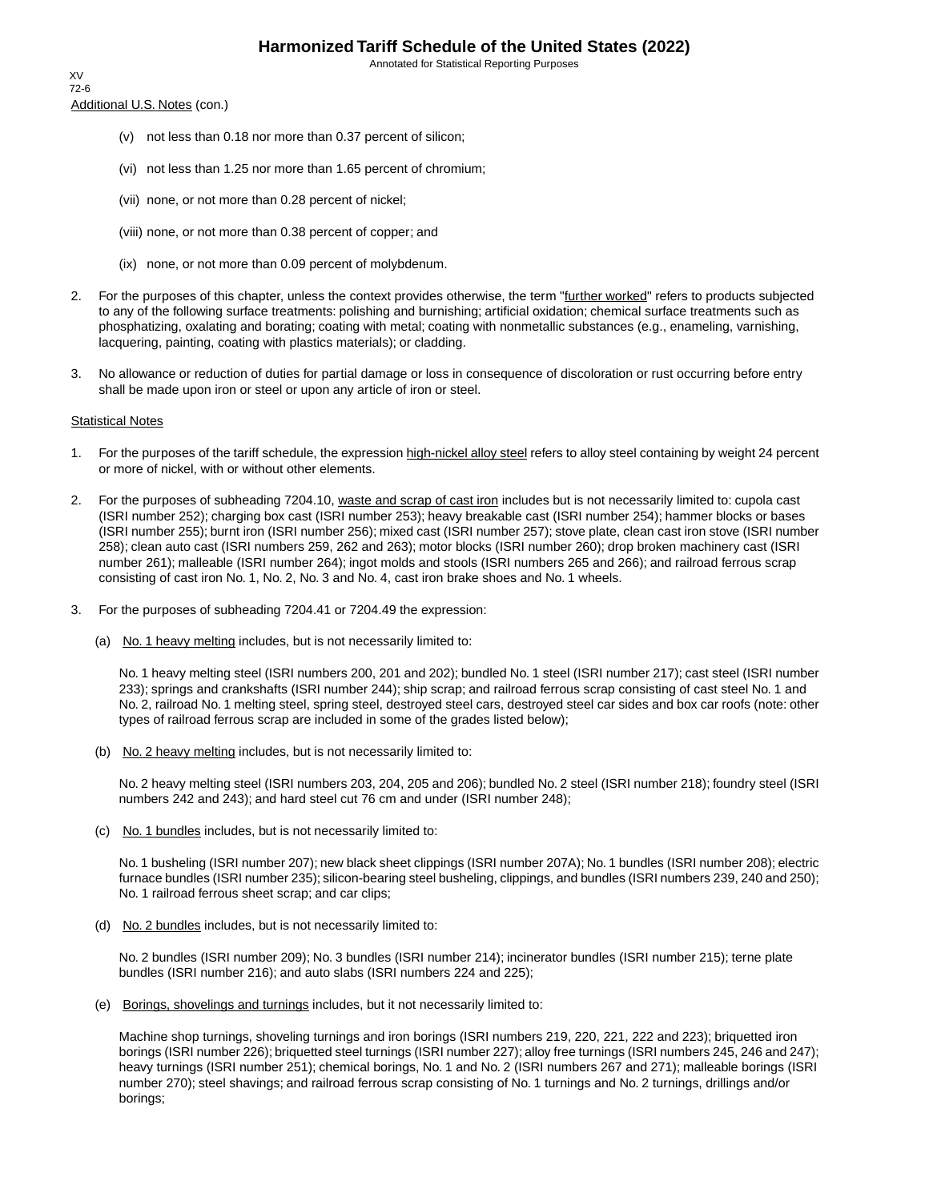Additional U.S. Notes (con.)

(v) not less than 0.18 nor more than 0.37 percent of silicon;

(vi) not less than 1.25 nor more than 1.65 percent of chromium;

(vii) none, or not more than 0.28 percent of nickel;

(viii) none, or not more than 0.38 percent of copper; and

(ix) none, or not more than 0.09 percent of molybdenum.

2. For the purposes of this chapter, unless the context provides otherwise, the term "further worked" refers to products subjected to any of the following surface treatments: polishing and burnishing; artificial oxidation; chemical surface treatments such as phosphatizing, oxalating and borating; coating with metal; coating with nonmetallic substances (e.g., enameling, varnishing, lacquering, painting, coating with plastics materials); or cladding.

3. No allowance or reduction of duties for partial damage or loss in consequence of discoloration or rust occurring before entry shall be made upon iron or steel or upon any article of iron or steel.

Statistical Notes

1. For the purposes of the tariff schedule, the expression high-nickel alloy steel refers to alloy steel containing by weight 24 percent or more of nickel, with or without other elements.

2. For the purposes of subheading 7204.10, waste and scrap of cast iron includes but is not necessarily limited to: cupola cast (ISRI number 252); charging box cast (ISRI number 253); heavy breakable cast (ISRI number 254); hammer blocks or bases (ISRI number 255); burnt iron (ISRI number 256); mixed cast (ISRI number 257); stove plate, clean cast iron stove (ISRI number 258); clean auto cast (ISRI numbers 259, 262 and 263); motor blocks (ISRI number 260); drop broken machinery cast (ISRI number 261); malleable (ISRI number 264); ingot molds and stools (ISRI numbers 265 and 266); and railroad ferrous scrap consisting of cast iron No. 1, No. 2, No. 3 and No. 4, cast iron brake shoes and No. 1 wheels.

3. For the purposes of subheading 7204.41 or 7204.49 the expression:

(a) No. 1 heavy melting includes, but is not necessarily limited to:

No. 1 heavy melting steel (ISRI numbers 200, 201 and 202); bundled No. 1 steel (ISRI number 217); cast steel (ISRI number 233); springs and crankshafts (ISRI number 244); ship scrap; and railroad ferrous scrap consisting of cast steel No. 1 and No. 2, railroad No. 1 melting steel, spring steel, destroyed steel cars, destroyed steel car sides and box car roofs (note: other types of railroad ferrous scrap are included in some of the grades listed below);

(b) No. 2 heavy melting includes, but is not necessarily limited to:

No. 2 heavy melting steel (ISRI numbers 203, 204, 205 and 206); bundled No. 2 steel (ISRI number 218); foundry steel (ISRI numbers 242 and 243); and hard steel cut 76 cm and under (ISRI number 248);

(c) No. 1 bundles includes, but is not necessarily limited to:

No. 1 busheling (ISRI number 207); new black sheet clippings (ISRI number 207A); No. 1 bundles (ISRI number 208); electric furnace bundles (ISRI number 235); silicon-bearing steel busheling, clippings, and bundles (ISRI numbers 239, 240 and 250); No. 1 railroad ferrous sheet scrap; and car clips;

(d) No. 2 bundles includes, but is not necessarily limited to:

No. 2 bundles (ISRI number 209); No. 3 bundles (ISRI number 214); incinerator bundles (ISRI number 215); terne plate bundles (ISRI number 216); and auto slabs (ISRI numbers 224 and 225);

(e) Borings, shovelings and turnings includes, but it not necessarily limited to:

Machine shop turnings, shoveling turnings and iron borings (ISRI numbers 219, 220, 221, 222 and 223); briquetted iron borings (ISRI number 226); briquetted steel turnings (ISRI number 227); alloy free turnings (ISRI numbers 245, 246 and 247); heavy turnings (ISRI number 251); chemical borings, No. 1 and No. 2 (ISRI numbers 267 and 271); malleable borings (ISRI number 270); steel shavings; and railroad ferrous scrap consisting of No. 1 turnings and No. 2 turnings, drillings and/or borings;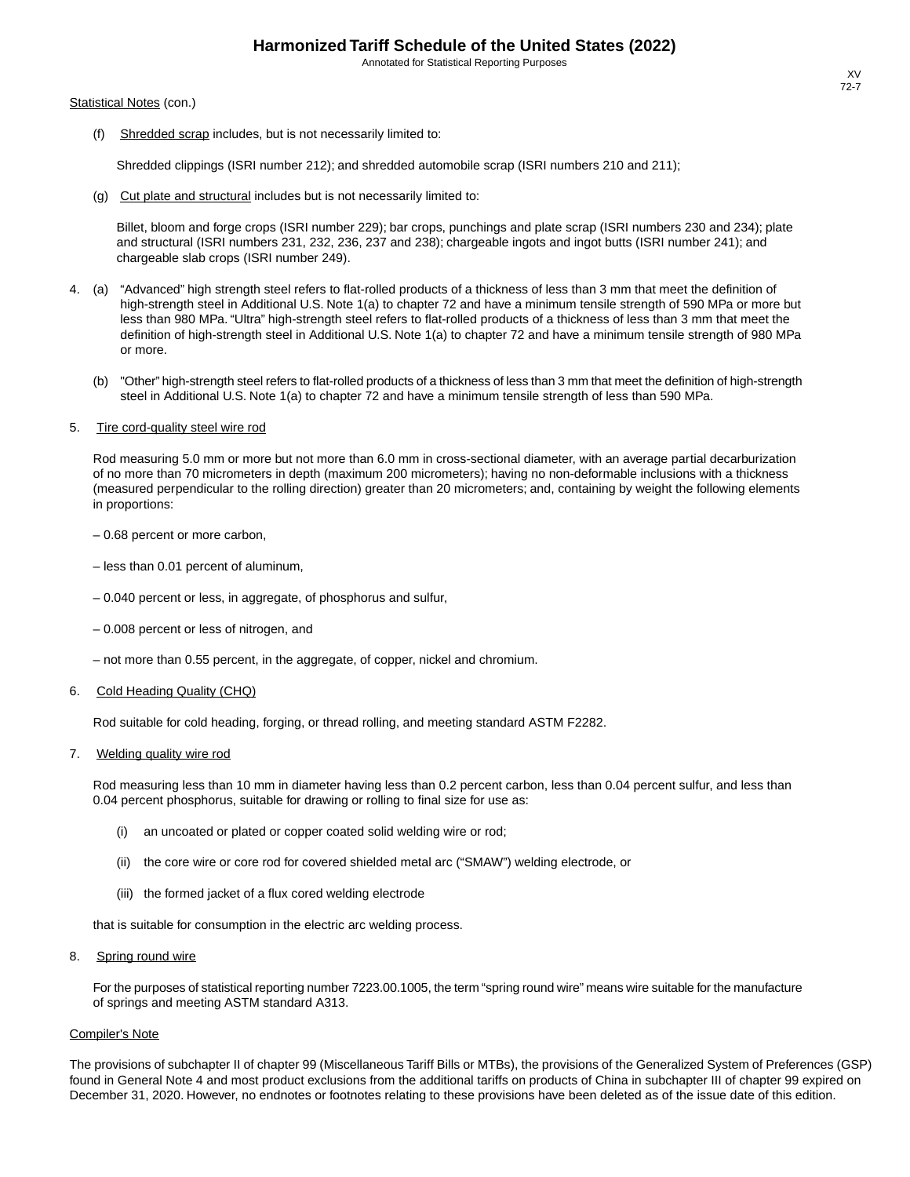Statistical Notes (con.)

(f) Shredded scrap includes, but is not necessarily limited to:

Shredded clippings (ISRI number 212); and shredded automobile scrap (ISRI numbers 210 and 211);

(g) Cut plate and structural includes but is not necessarily limited to:

Billet, bloom and forge crops (ISRI number 229); bar crops, punchings and plate scrap (ISRI numbers 230 and 234); plate and structural (ISRI numbers 231, 232, 236, 237 and 238); chargeable ingots and ingot butts (ISRI number 241); and chargeable slab crops (ISRI number 249).

4. (a) "Advanced" high strength steel refers to flat-rolled products of a thickness of less than 3 mm that meet the definition of high-strength steel in Additional U.S. Note 1(a) to chapter 72 and have a minimum tensile strength of 590 MPa or more but less than 980 MPa. "Ultra" high-strength steel refers to flat-rolled products of a thickness of less than 3 mm that meet the definition of high-strength steel in Additional U.S. Note 1(a) to chapter 72 and have a minimum tensile strength of 980 MPa or more.

   (b) "Other" high-strength steel refers to flat-rolled products of a thickness of less than 3 mm that meet the definition of high-strength steel in Additional U.S. Note 1(a) to chapter 72 and have a minimum tensile strength of less than 590 MPa.

5. Tire cord-quality steel wire rod

   Rod measuring 5.0 mm or more but not more than 6.0 mm in cross-sectional diameter, with an average partial decarburization of no more than 70 micrometers in depth (maximum 200 micrometers); having no non-deformable inclusions with a thickness (measured perpendicular to the rolling direction) greater than 20 micrometers; and, containing by weight the following elements in proportions:

   – 0.68 percent or more carbon,

   – less than 0.01 percent of aluminum,

   – 0.040 percent or less, in aggregate, of phosphorus and sulfur,

   – 0.008 percent or less of nitrogen, and

   – not more than 0.55 percent, in the aggregate, of copper, nickel and chromium.

6. Cold Heading Quality (CHQ)

   Rod suitable for cold heading, forging, or thread rolling, and meeting standard ASTM F2282.

7. Welding quality wire rod

   Rod measuring less than 10 mm in diameter having less than 0.2 percent carbon, less than 0.04 percent sulfur, and less than 0.04 percent phosphorus, suitable for drawing or rolling to final size for use as:

   (i) an uncoated or plated or copper coated solid welding wire or rod;

   (ii) the core wire or core rod for covered shielded metal arc ("SMAW") welding electrode, or

   (iii) the formed jacket of a flux cored welding electrode

   that is suitable for consumption in the electric arc welding process.

8. Spring round wire

   For the purposes of statistical reporting number 7223.00.1005, the term "spring round wire" means wire suitable for the manufacture of springs and meeting ASTM standard A313.

Compiler's Note

The provisions of subchapter II of chapter 99 (Miscellaneous Tariff Bills or MTBs), the provisions of the Generalized System of Preferences (GSP) found in General Note 4 and most product exclusions from the additional tariffs on products of China in subchapter III of chapter 99 expired on December 31, 2020. However, no endnotes or footnotes relating to these provisions have been deleted as of the issue date of this edition.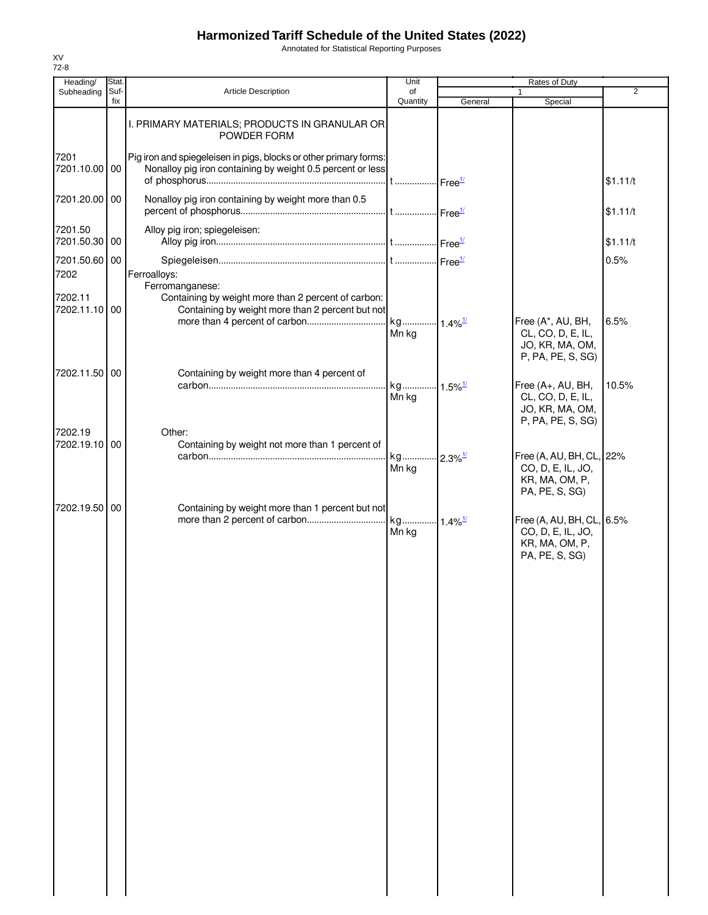# Harmonized Tariff Schedule of the United States (2022)

Annotated for Statistical Reporting Purposes

XV
72-8

| Heading/ Subheading | Stat. Suf- fix | Article Description | Unit of Quantity | Rates of Duty 1 General | Special | 2 |
|---|---|---|---|---|---|---|
| | | I. PRIMARY MATERIALS; PRODUCTS IN GRANULAR OR POWDER FORM | | | | |
| 7201 | | Pig iron and spiegeleisen in pigs, blocks or other primary forms: | | | | |
| 7201.10.00 | 00 | Nonalloy pig iron containing by weight 0.5 percent or less of phosphorus | t | Free[1/] | | $1.11/t |
| 7201.20.00 | 00 | Nonalloy pig iron containing by weight more than 0.5 percent of phosphorus | t | Free[1/] | | $1.11/t |
| 7201.50 | | Alloy pig iron; spiegeleisen: | | | | |
| 7201.50.30 | 00 | Alloy pig iron | t | Free[1/] | | $1.11/t |
| 7201.50.60 | 00 | Spiegeleisen | t | Free[1/] | | 0.5% |
| 7202 | | Ferroalloys: | | | | |
| | | Ferromanganese: | | | | |
| 7202.11 | | Containing by weight more than 2 percent of carbon: | | | | |
| 7202.11.10 | 00 | Containing by weight more than 2 percent but not more than 4 percent of carbon | kg<br>Mn kg | 1.4%[1/] | Free (A*, AU, BH, CL, CO, D, E, IL, JO, KR, MA, OM, P, PA, PE, S, SG) | 6.5% |
| 7202.11.50 | 00 | Containing by weight more than 4 percent of carbon | kg<br>Mn kg | 1.5%[1/] | Free (A+, AU, BH, CL, CO, D, E, IL, JO, KR, MA, OM, P, PA, PE, S, SG) | 10.5% |
| 7202.19 | | Other: | | | | |
| 7202.19.10 | 00 | Containing by weight not more than 1 percent of carbon | kg<br>Mn kg | 2.3%[1/] | Free (A, AU, BH, CL, CO, D, E, IL, JO, KR, MA, OM, P, PA, PE, S, SG) | 22% |
| 7202.19.50 | 00 | Containing by weight more than 1 percent but not more than 2 percent of carbon | kg<br>Mn kg | 1.4%[1/] | Free (A, AU, BH, CL, CO, D, E, IL, JO, KR, MA, OM, P, PA, PE, S, SG) | 6.5% |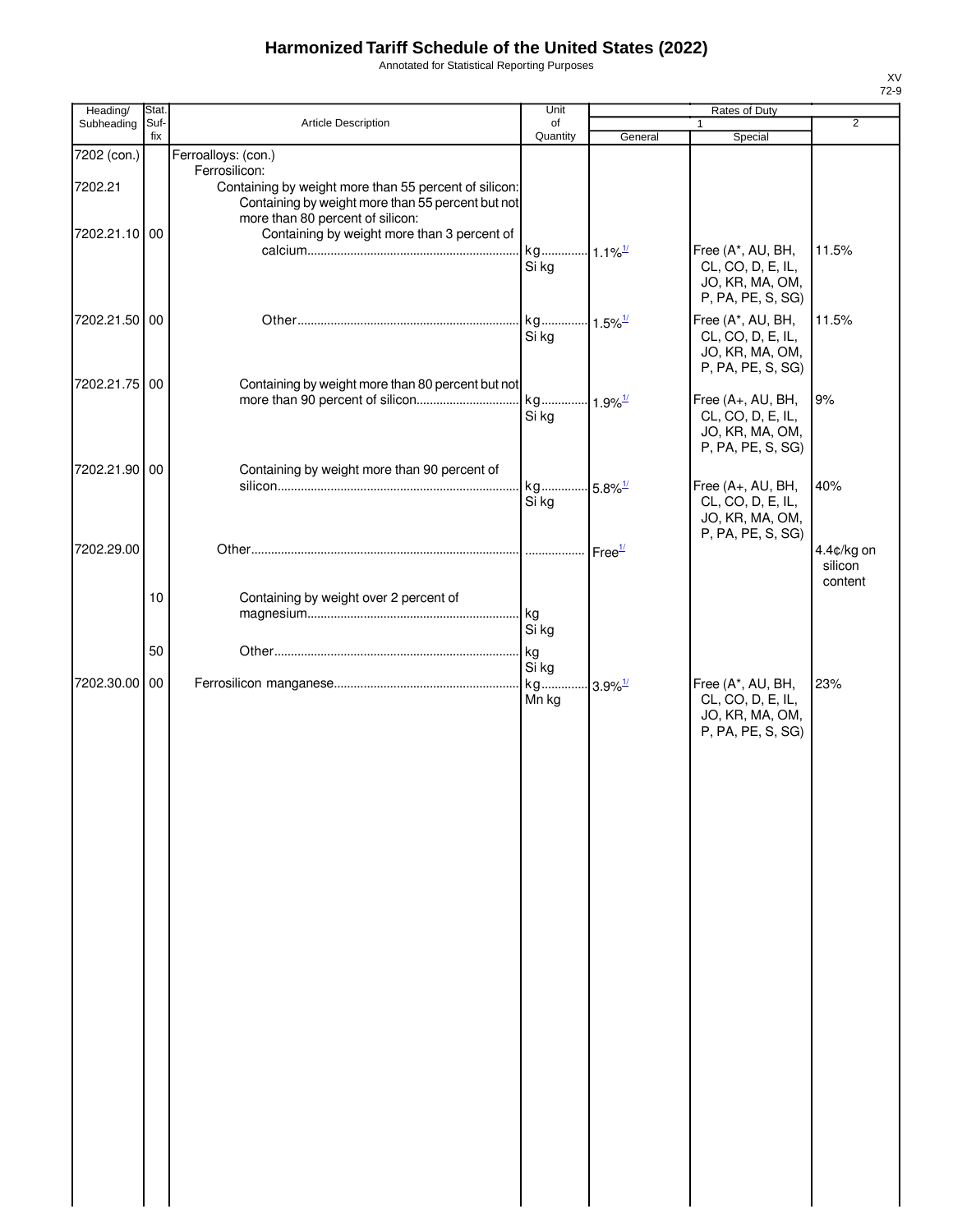# Harmonized Tariff Schedule of the United States (2022)

Annotated for Statistical Reporting Purposes

| Heading/ Subheading | Stat. Suf- fix | Article Description | Unit of Quantity | Rates of Duty 1 General | Special | 2 |
|---|---|---|---|---|---|---|
| 7202 (con.) | | Ferroalloys: (con.) | | | | |
| | | Ferrosilicon: | | | | |
| 7202.21 | | Containing by weight more than 55 percent of silicon: | | | | |
| | | Containing by weight more than 55 percent but not more than 80 percent of silicon: | | | | |
| 7202.21.10 | 00 | Containing by weight more than 3 percent of calcium | kg Si kg | 1.1%[1/] | Free (A*, AU, BH, CL, CO, D, E, IL, JO, KR, MA, OM, P, PA, PE, S, SG) | 11.5% |
| 7202.21.50 | 00 | Other | kg Si kg | 1.5%[1/] | Free (A*, AU, BH, CL, CO, D, E, IL, JO, KR, MA, OM, P, PA, PE, S, SG) | 11.5% |
| 7202.21.75 | 00 | Containing by weight more than 80 percent but not more than 90 percent of silicon | kg Si kg | 1.9%[1/] | Free (A+, AU, BH, CL, CO, D, E, IL, JO, KR, MA, OM, P, PA, PE, S, SG) | 9% |
| 7202.21.90 | 00 | Containing by weight more than 90 percent of silicon | kg Si kg | 5.8%[1/] | Free (A+, AU, BH, CL, CO, D, E, IL, JO, KR, MA, OM, P, PA, PE, S, SG) | 40% |
| 7202.29.00 | | Other | | Free[1/] | | 4.4¢/kg on silicon content |
| | 10 | Containing by weight over 2 percent of magnesium | kg Si kg | | | |
| | 50 | Other | kg Si kg | | | |
| 7202.30.00 | 00 | Ferrosilicon manganese | kg Mn kg | 3.9%[1/] | Free (A*, AU, BH, CL, CO, D, E, IL, JO, KR, MA, OM, P, PA, PE, S, SG) | 23% |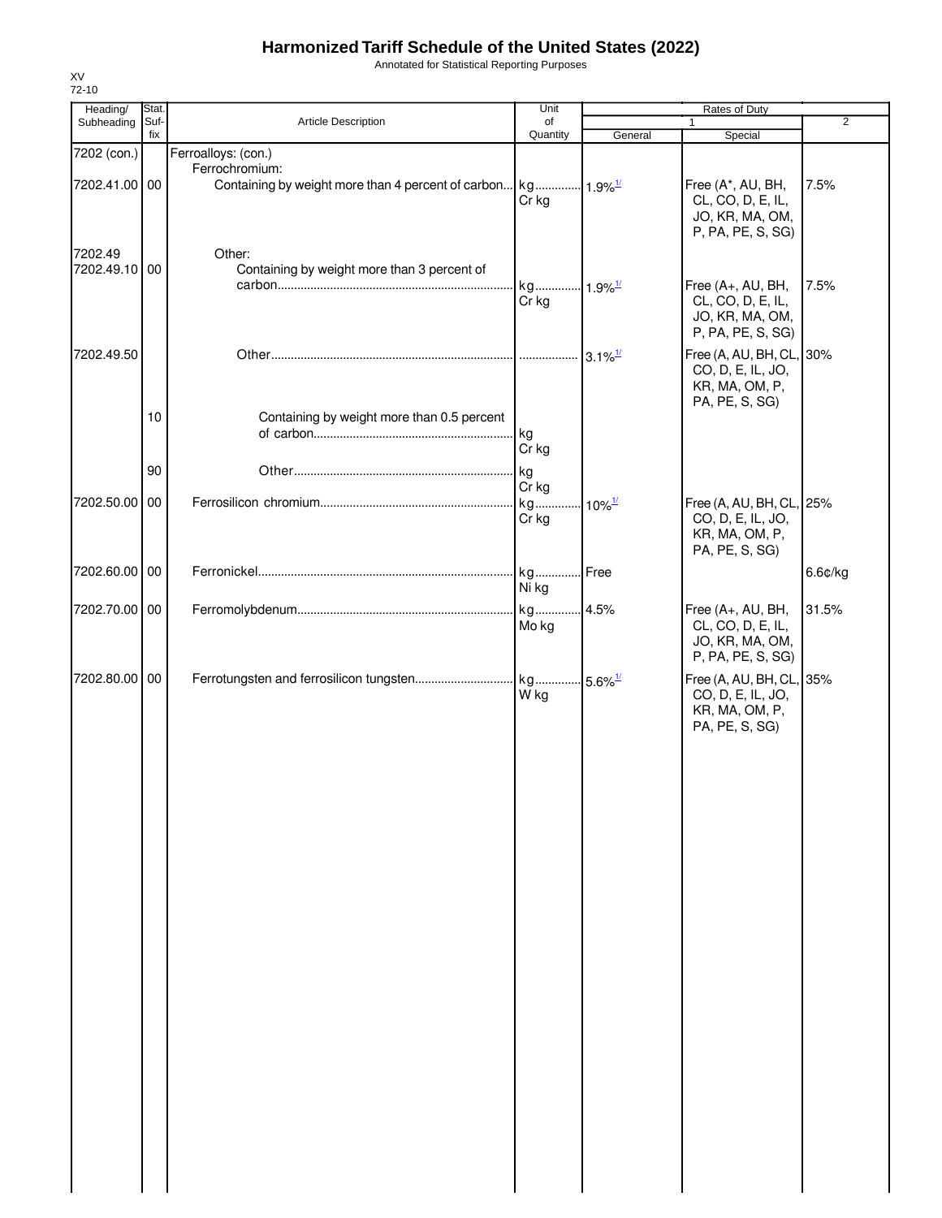# Harmonized Tariff Schedule of the United States (2022)

Annotated for Statistical Reporting Purposes

XV
72-10

| Heading/ Subheading | Stat. Suf-fix | Article Description | Unit of Quantity | Rates of Duty 1 General | Rates of Duty 1 Special | Rates of Duty 2 |
|---|---|---|---|---|---|---|
| 7202 (con.) | | Ferroalloys: (con.) | | | | |
| | | Ferrochromium: | | | | |
| 7202.41.00 | 00 | Containing by weight more than 4 percent of carbon | kg Cr kg | 1.9%[1/] | Free (A*, AU, BH, CL, CO, D, E, IL, JO, KR, MA, OM, P, PA, PE, S, SG) | 7.5% |
| 7202.49 | | Other: | | | | |
| 7202.49.10 | 00 | Containing by weight more than 3 percent of carbon | kg Cr kg | 1.9%[1/] | Free (A+, AU, BH, CL, CO, D, E, IL, JO, KR, MA, OM, P, PA, PE, S, SG) | 7.5% |
| 7202.49.50 | | Other | | 3.1%[1/] | Free (A, AU, BH, CL, CO, D, E, IL, JO, KR, MA, OM, P, PA, PE, S, SG) | 30% |
| | 10 | Containing by weight more than 0.5 percent of carbon | kg Cr kg | | | |
| | 90 | Other | kg Cr kg | | | |
| 7202.50.00 | 00 | Ferrosilicon chromium | kg Cr kg | 10%[1/] | Free (A, AU, BH, CL, CO, D, E, IL, JO, KR, MA, OM, P, PA, PE, S, SG) | 25% |
| 7202.60.00 | 00 | Ferronickel | kg Ni kg | Free | | 6.6¢/kg |
| 7202.70.00 | 00 | Ferromolybdenum | kg Mo kg | 4.5% | Free (A+, AU, BH, CL, CO, D, E, IL, JO, KR, MA, OM, P, PA, PE, S, SG) | 31.5% |
| 7202.80.00 | 00 | Ferrotungsten and ferrosilicon tungsten | kg W kg | 5.6%[1/] | Free (A, AU, BH, CL, CO, D, E, IL, JO, KR, MA, OM, P, PA, PE, S, SG) | 35% |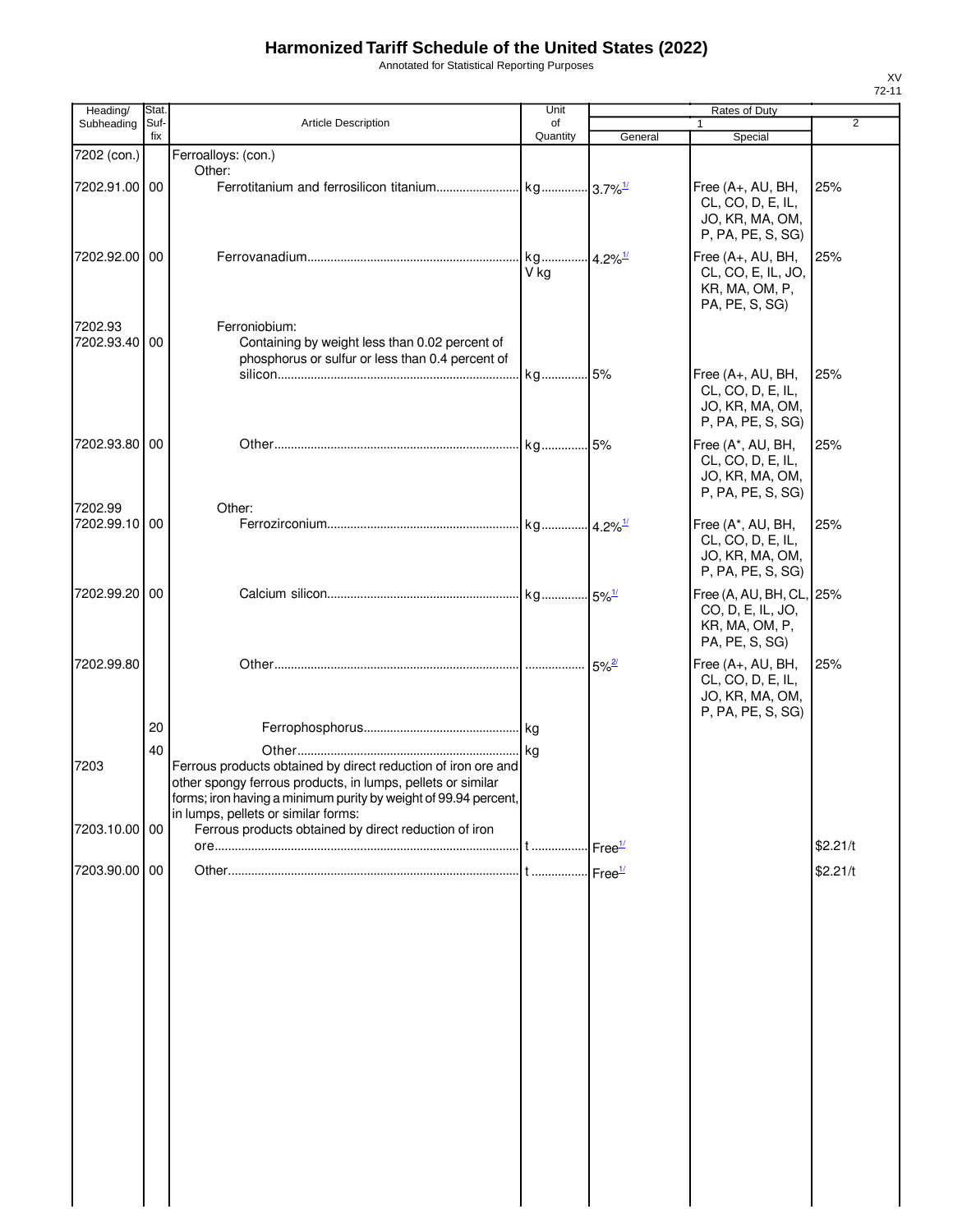# Harmonized Tariff Schedule of the United States (2022)

Annotated for Statistical Reporting Purposes

| Heading/ Subheading | Stat. Suf- fix | Article Description | Unit of Quantity | Rates of Duty 1 General | Special | 2 |
|---|---|---|---|---|---|---|
| 7202 (con.) | | Ferroalloys: (con.) | | | | |
| | | Other: | | | | |
| 7202.91.00 | 00 | Ferrotitanium and ferrosilicon titanium | kg | 3.7%[1/] | Free (A+, AU, BH, CL, CO, D, E, IL, JO, KR, MA, OM, P, PA, PE, S, SG) | 25% |
| 7202.92.00 | 00 | Ferrovanadium | kg V kg | 4.2%[1/] | Free (A+, AU, BH, CL, CO, E, IL, JO, KR, MA, OM, P, PA, PE, S, SG) | 25% |
| 7202.93 | | Ferroniobium: | | | | |
| 7202.93.40 | 00 | Containing by weight less than 0.02 percent of phosphorus or sulfur or less than 0.4 percent of silicon | kg | 5% | Free (A+, AU, BH, CL, CO, D, E, IL, JO, KR, MA, OM, P, PA, PE, S, SG) | 25% |
| 7202.93.80 | 00 | Other | kg | 5% | Free (A*, AU, BH, CL, CO, D, E, IL, JO, KR, MA, OM, P, PA, PE, S, SG) | 25% |
| 7202.99 | | Other: | | | | |
| 7202.99.10 | 00 | Ferrozirconium | kg | 4.2%[1/] | Free (A*, AU, BH, CL, CO, D, E, IL, JO, KR, MA, OM, P, PA, PE, S, SG) | 25% |
| 7202.99.20 | 00 | Calcium silicon | kg | 5%[1/] | Free (A, AU, BH, CL, CO, D, E, IL, JO, KR, MA, OM, P, PA, PE, S, SG) | 25% |
| 7202.99.80 | | Other | | 5%[2/] | Free (A+, AU, BH, CL, CO, D, E, IL, JO, KR, MA, OM, P, PA, PE, S, SG) | 25% |
| | 20 | Ferrophosphorus | kg | | | |
| | 40 | Other | kg | | | |
| 7203 | | Ferrous products obtained by direct reduction of iron ore and other spongy ferrous products, in lumps, pellets or similar forms; iron having a minimum purity by weight of 99.94 percent, in lumps, pellets or similar forms: | | | | |
| 7203.10.00 | 00 | Ferrous products obtained by direct reduction of iron ore | t | Free[1/] | | $2.21/t |
| 7203.90.00 | 00 | Other | t | Free[1/] | | $2.21/t |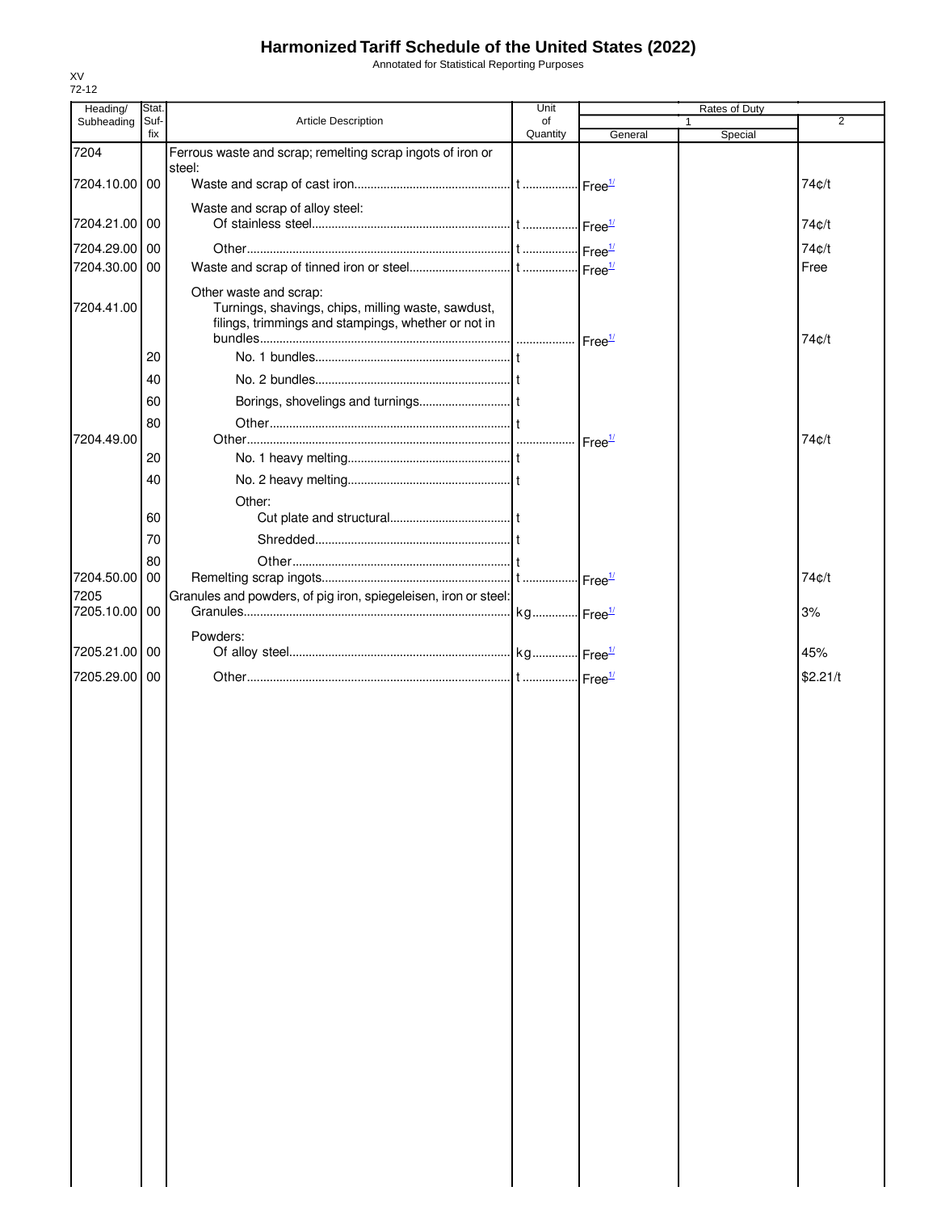# Harmonized Tariff Schedule of the United States (2022)

Annotated for Statistical Reporting Purposes

XV
72-12

| Heading/ Subheading | Stat. Suf-fix | Article Description | Unit of Quantity | Rates of Duty 1 General | Special | 2 |
|---|---|---|---|---|---|---|
| 7204 | | Ferrous waste and scrap; remelting scrap ingots of iron or steel: | | | | |
| 7204.10.00 | 00 | Waste and scrap of cast iron | t | Free[1/] | | 74¢/t |
| | | Waste and scrap of alloy steel: | | | | |
| 7204.21.00 | 00 | Of stainless steel | t | Free[1/] | | 74¢/t |
| 7204.29.00 | 00 | Other | t | Free[1/] | | 74¢/t |
| 7204.30.00 | 00 | Waste and scrap of tinned iron or steel | t | Free[1/] | | Free |
| | | Other waste and scrap: | | | | |
| 7204.41.00 | | Turnings, shavings, chips, milling waste, sawdust, filings, trimmings and stampings, whether or not in bundles | | Free[1/] | | 74¢/t |
| | 20 | No. 1 bundles | t | | | |
| | 40 | No. 2 bundles | t | | | |
| | 60 | Borings, shovelings and turnings | t | | | |
| | 80 | Other | t | | | |
| 7204.49.00 | | Other | | Free[1/] | | 74¢/t |
| | 20 | No. 1 heavy melting | t | | | |
| | 40 | No. 2 heavy melting | t | | | |
| | | Other: | | | | |
| | 60 | Cut plate and structural | t | | | |
| | 70 | Shredded | t | | | |
| | 80 | Other | t | | | |
| 7204.50.00 | 00 | Remelting scrap ingots | t | Free[1/] | | 74¢/t |
| 7205 | | Granules and powders, of pig iron, spiegeleisen, iron or steel: | | | | |
| 7205.10.00 | 00 | Granules | kg | Free[1/] | | 3% |
| | | Powders: | | | | |
| 7205.21.00 | 00 | Of alloy steel | kg | Free[1/] | | 45% |
| 7205.29.00 | 00 | Other | t | Free[1/] | | $2.21/t |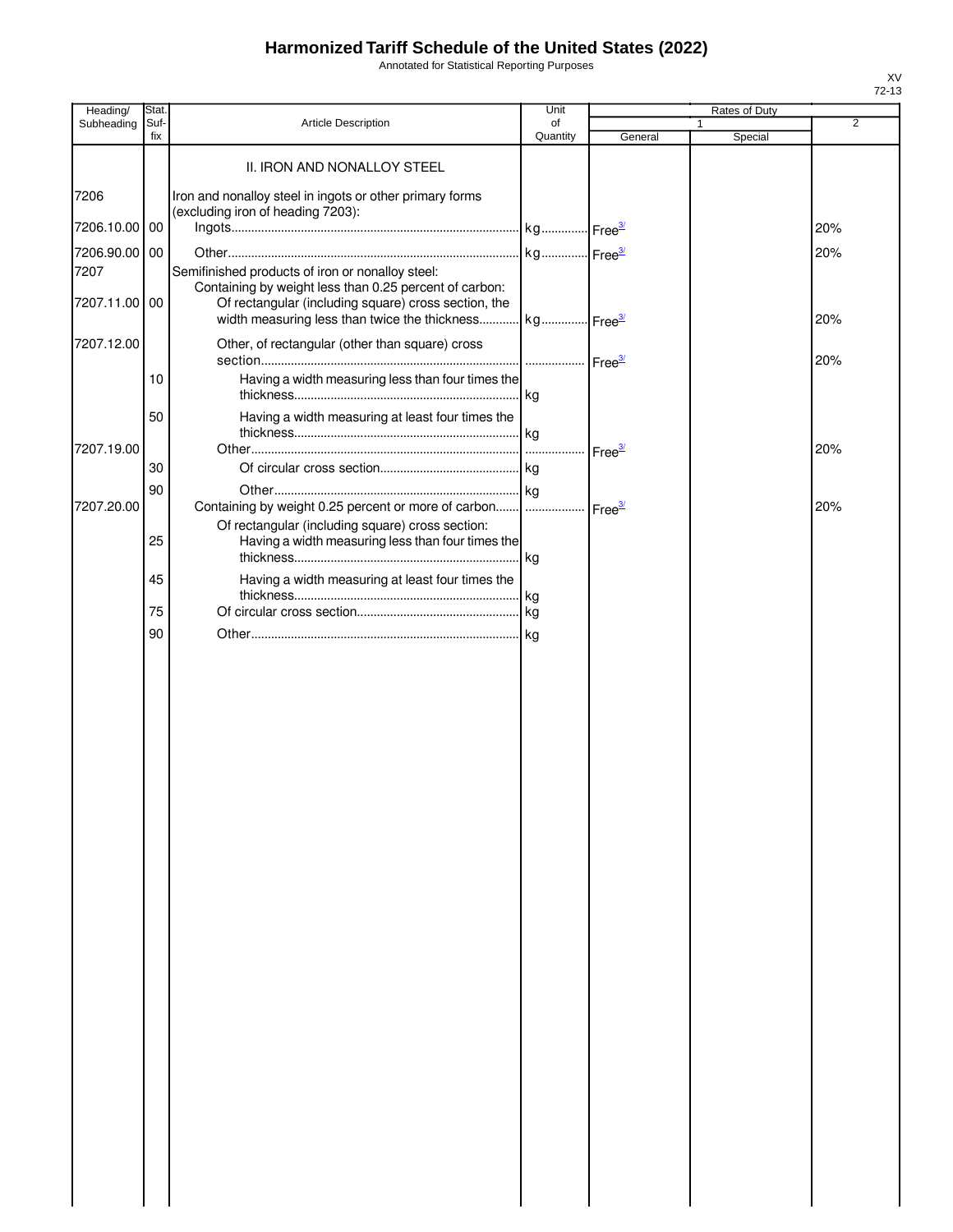# Harmonized Tariff Schedule of the United States (2022)

Annotated for Statistical Reporting Purposes

| Heading/ Subheading | Stat. Suf- fix | Article Description | Unit of Quantity | Rates of Duty 1 General | Special | 2 |
|---|---|---|---|---|---|---|
| | | II. IRON AND NONALLOY STEEL | | | | |
| 7206 | | Iron and nonalloy steel in ingots or other primary forms (excluding iron of heading 7203): | | | | |
| 7206.10.00 | 00 | Ingots | kg | Free[3/] | | 20% |
| 7206.90.00 | 00 | Other | kg | Free[3/] | | 20% |
| 7207 | | Semifinished products of iron or nonalloy steel: | | | | |
| | | Containing by weight less than 0.25 percent of carbon: | | | | |
| 7207.11.00 | 00 | Of rectangular (including square) cross section, the width measuring less than twice the thickness | kg | Free[3/] | | 20% |
| 7207.12.00 | | Other, of rectangular (other than square) cross section | | Free[3/] | | 20% |
| | 10 | Having a width measuring less than four times the thickness | kg | | | |
| | 50 | Having a width measuring at least four times the thickness | kg | | | |
| 7207.19.00 | | Other | | Free[3/] | | 20% |
| | 30 | Of circular cross section | kg | | | |
| | 90 | Other | kg | | | |
| 7207.20.00 | | Containing by weight 0.25 percent or more of carbon | | Free[3/] | | 20% |
| | | Of rectangular (including square) cross section: | | | | |
| | 25 | Having a width measuring less than four times the thickness | kg | | | |
| | 45 | Having a width measuring at least four times the thickness | kg | | | |
| | 75 | Of circular cross section | kg | | | |
| | 90 | Other | kg | | | |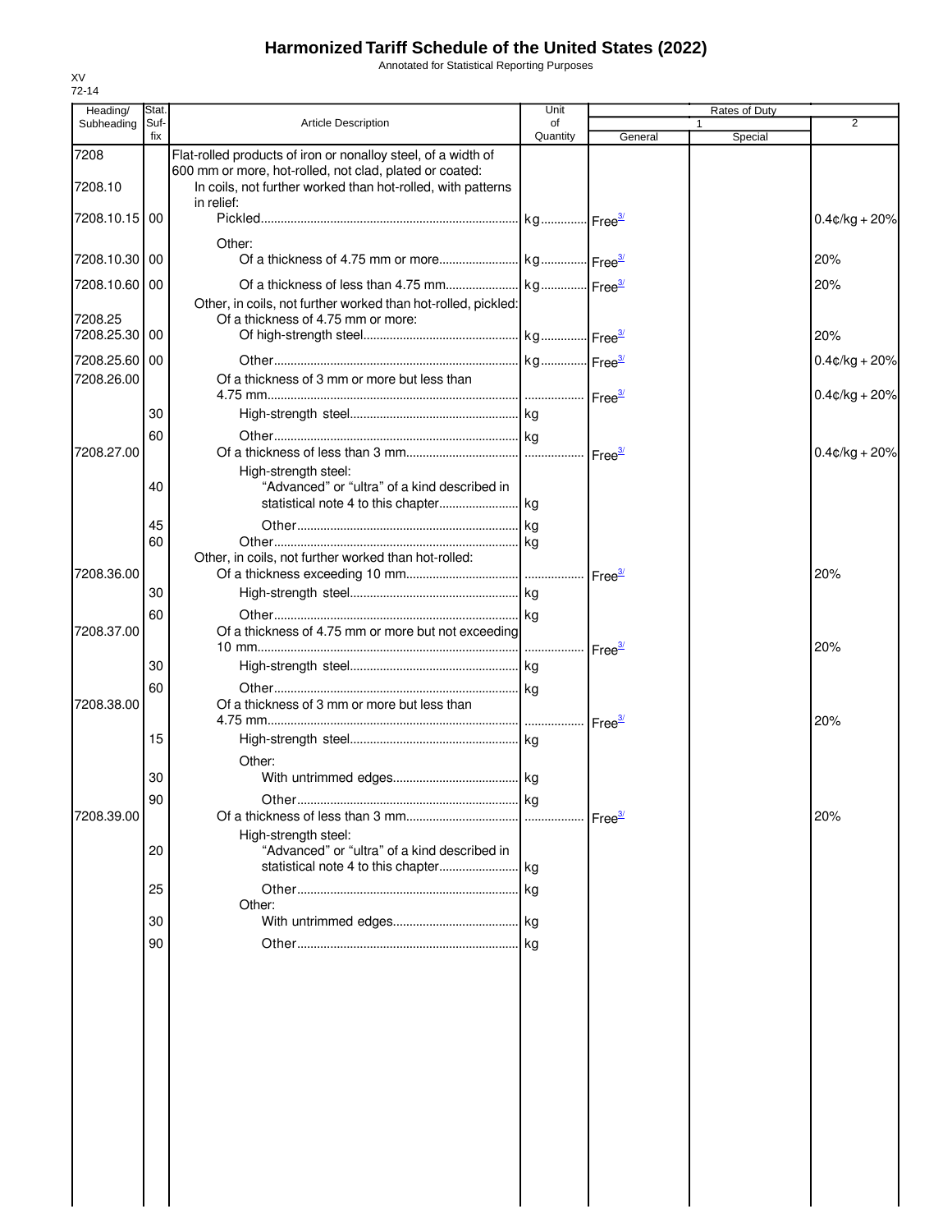# Harmonized Tariff Schedule of the United States (2022)

Annotated for Statistical Reporting Purposes

XV
72-14

| Heading/ Subheading | Stat. Suf- fix | Article Description | Unit of Quantity | Rates of Duty 1 General | Special | 2 |
|---|---|---|---|---|---|---|
| 7208 | | Flat-rolled products of iron or nonalloy steel, of a width of 600 mm or more, hot-rolled, not clad, plated or coated: | | | | |
| 7208.10 | | In coils, not further worked than hot-rolled, with patterns in relief: | | | | |
| 7208.10.15 | 00 | Pickled | kg | Free[3/] | | 0.4¢/kg + 20% |
| | | Other: | | | | |
| 7208.10.30 | 00 | Of a thickness of 4.75 mm or more | kg | Free[3/] | | 20% |
| 7208.10.60 | 00 | Of a thickness of less than 4.75 mm | kg | Free[3/] | | 20% |
| | | Other, in coils, not further worked than hot-rolled, pickled: | | | | |
| 7208.25 | | Of a thickness of 4.75 mm or more: | | | | |
| 7208.25.30 | 00 | Of high-strength steel | kg | Free[3/] | | 20% |
| 7208.25.60 | 00 | Other | kg | Free[3/] | | 0.4¢/kg + 20% |
| 7208.26.00 | | Of a thickness of 3 mm or more but less than 4.75 mm | | Free[3/] | | 0.4¢/kg + 20% |
| | 30 | High-strength steel | kg | | | |
| | 60 | Other | kg | | | |
| 7208.27.00 | | Of a thickness of less than 3 mm | | Free[3/] | | 0.4¢/kg + 20% |
| | | High-strength steel: | | | | |
| | 40 | "Advanced" or "ultra" of a kind described in statistical note 4 to this chapter | kg | | | |
| | 45 | Other | kg | | | |
| | 60 | Other | kg | | | |
| | | Other, in coils, not further worked than hot-rolled: | | | | |
| 7208.36.00 | | Of a thickness exceeding 10 mm | | Free[3/] | | 20% |
| | 30 | High-strength steel | kg | | | |
| | 60 | Other | kg | | | |
| 7208.37.00 | | Of a thickness of 4.75 mm or more but not exceeding 10 mm | | Free[3/] | | 20% |
| | 30 | High-strength steel | kg | | | |
| | 60 | Other | kg | | | |
| 7208.38.00 | | Of a thickness of 3 mm or more but less than 4.75 mm | | Free[3/] | | 20% |
| | 15 | High-strength steel | kg | | | |
| | | Other: | | | | |
| | 30 | With untrimmed edges | kg | | | |
| | 90 | Other | kg | | | |
| 7208.39.00 | | Of a thickness of less than 3 mm | | Free[3/] | | 20% |
| | | High-strength steel: | | | | |
| | 20 | "Advanced" or "ultra" of a kind described in statistical note 4 to this chapter | kg | | | |
| | 25 | Other | kg | | | |
| | | Other: | | | | |
| | 30 | With untrimmed edges | kg | | | |
| | 90 | Other | kg | | | |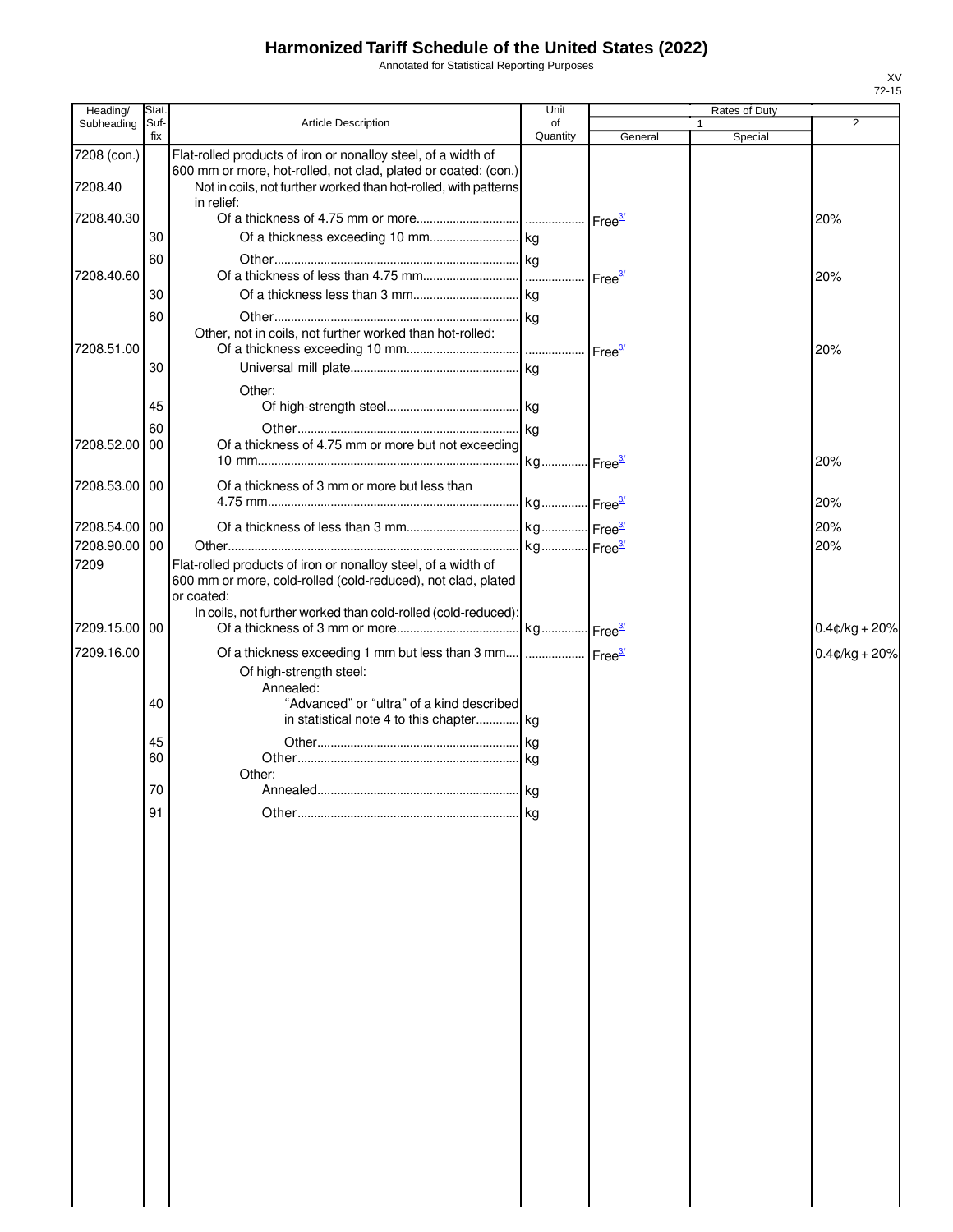# Harmonized Tariff Schedule of the United States (2022)

Annotated for Statistical Reporting Purposes

| Heading/ Subheading | Stat. Suf- fix | Article Description | Unit of Quantity | Rates of Duty 1 General | Special | 2 |
|---|---|---|---|---|---|---|
| 7208 (con.) | | Flat-rolled products of iron or nonalloy steel, of a width of 600 mm or more, hot-rolled, not clad, plated or coated: (con.) | | | | |
| 7208.40 | | Not in coils, not further worked than hot-rolled, with patterns in relief: | | | | |
| 7208.40.30 | | Of a thickness of 4.75 mm or more | | Free[3/] | | 20% |
| | 30 | Of a thickness exceeding 10 mm | kg | | | |
| | 60 | Other | kg | | | |
| 7208.40.60 | | Of a thickness of less than 4.75 mm | | Free[3/] | | 20% |
| | 30 | Of a thickness less than 3 mm | kg | | | |
| | 60 | Other | kg | | | |
| | | Other, not in coils, not further worked than hot-rolled: | | | | |
| 7208.51.00 | | Of a thickness exceeding 10 mm | | Free[3/] | | 20% |
| | 30 | Universal mill plate | kg | | | |
| | | Other: | | | | |
| | 45 | Of high-strength steel | kg | | | |
| | 60 | Other | kg | | | |
| 7208.52.00 | 00 | Of a thickness of 4.75 mm or more but not exceeding 10 mm | kg | Free[3/] | | 20% |
| 7208.53.00 | 00 | Of a thickness of 3 mm or more but less than 4.75 mm | kg | Free[3/] | | 20% |
| 7208.54.00 | 00 | Of a thickness of less than 3 mm | kg | Free[3/] | | 20% |
| 7208.90.00 | 00 | Other | kg | Free[3/] | | 20% |
| 7209 | | Flat-rolled products of iron or nonalloy steel, of a width of 600 mm or more, cold-rolled (cold-reduced), not clad, plated or coated: | | | | |
| | | In coils, not further worked than cold-rolled (cold-reduced): | | | | |
| 7209.15.00 | 00 | Of a thickness of 3 mm or more | kg | Free[3/] | | 0.4¢/kg + 20% |
| 7209.16.00 | | Of a thickness exceeding 1 mm but less than 3 mm | | Free[3/] | | 0.4¢/kg + 20% |
| | | Of high-strength steel: | | | | |
| | | Annealed: | | | | |
| | 40 | "Advanced" or "ultra" of a kind described in statistical note 4 to this chapter | kg | | | |
| | 45 | Other | kg | | | |
| | 60 | Other | kg | | | |
| | | Other: | | | | |
| | 70 | Annealed | kg | | | |
| | 91 | Other | kg | | | |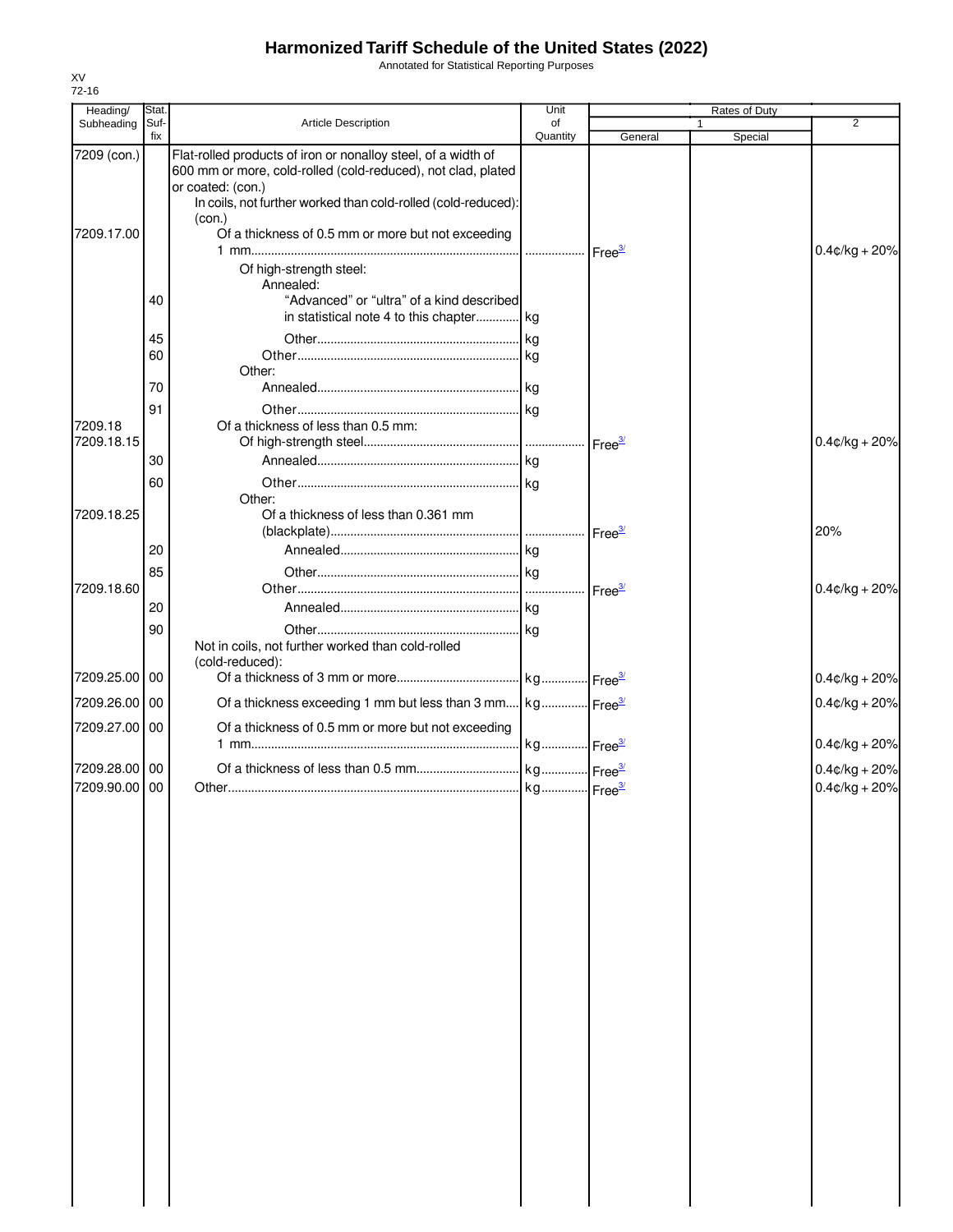# Harmonized Tariff Schedule of the United States (2022)

Annotated for Statistical Reporting Purposes

XV
72-16

| Heading/ Subheading | Stat. Suf- fix | Article Description | Unit of Quantity | Rates of Duty 1 General | Rates of Duty 1 Special | Rates of Duty 2 |
|---|---|---|---|---|---|---|
| 7209 (con.) | | Flat-rolled products of iron or nonalloy steel, of a width of 600 mm or more, cold-rolled (cold-reduced), not clad, plated or coated: (con.) | | | | |
| | | In coils, not further worked than cold-rolled (cold-reduced): (con.) | | | | |
| 7209.17.00 | | Of a thickness of 0.5 mm or more but not exceeding 1 mm | | Free[3/] | | 0.4¢/kg + 20% |
| | | Of high-strength steel: | | | | |
| | | Annealed: | | | | |
| | 40 | "Advanced" or "ultra" of a kind described in statistical note 4 to this chapter | kg | | | |
| | 45 | Other | kg | | | |
| | 60 | Other | kg | | | |
| | | Other: | | | | |
| | 70 | Annealed | kg | | | |
| | 91 | Other | kg | | | |
| 7209.18 | | Of a thickness of less than 0.5 mm: | | | | |
| 7209.18.15 | | Of high-strength steel | | Free[3/] | | 0.4¢/kg + 20% |
| | 30 | Annealed | kg | | | |
| | 60 | Other | kg | | | |
| | | Other: | | | | |
| 7209.18.25 | | Of a thickness of less than 0.361 mm (blackplate) | | Free[3/] | | 20% |
| | 20 | Annealed | kg | | | |
| | 85 | Other | kg | | | |
| 7209.18.60 | | Other | | Free[3/] | | 0.4¢/kg + 20% |
| | 20 | Annealed | kg | | | |
| | 90 | Other | kg | | | |
| | | Not in coils, not further worked than cold-rolled (cold-reduced): | | | | |
| 7209.25.00 | 00 | Of a thickness of 3 mm or more | kg | Free[3/] | | 0.4¢/kg + 20% |
| 7209.26.00 | 00 | Of a thickness exceeding 1 mm but less than 3 mm | kg | Free[3/] | | 0.4¢/kg + 20% |
| 7209.27.00 | 00 | Of a thickness of 0.5 mm or more but not exceeding 1 mm | kg | Free[3/] | | 0.4¢/kg + 20% |
| 7209.28.00 | 00 | Of a thickness of less than 0.5 mm | kg | Free[3/] | | 0.4¢/kg + 20% |
| 7209.90.00 | 00 | Other | kg | Free[3/] | | 0.4¢/kg + 20% |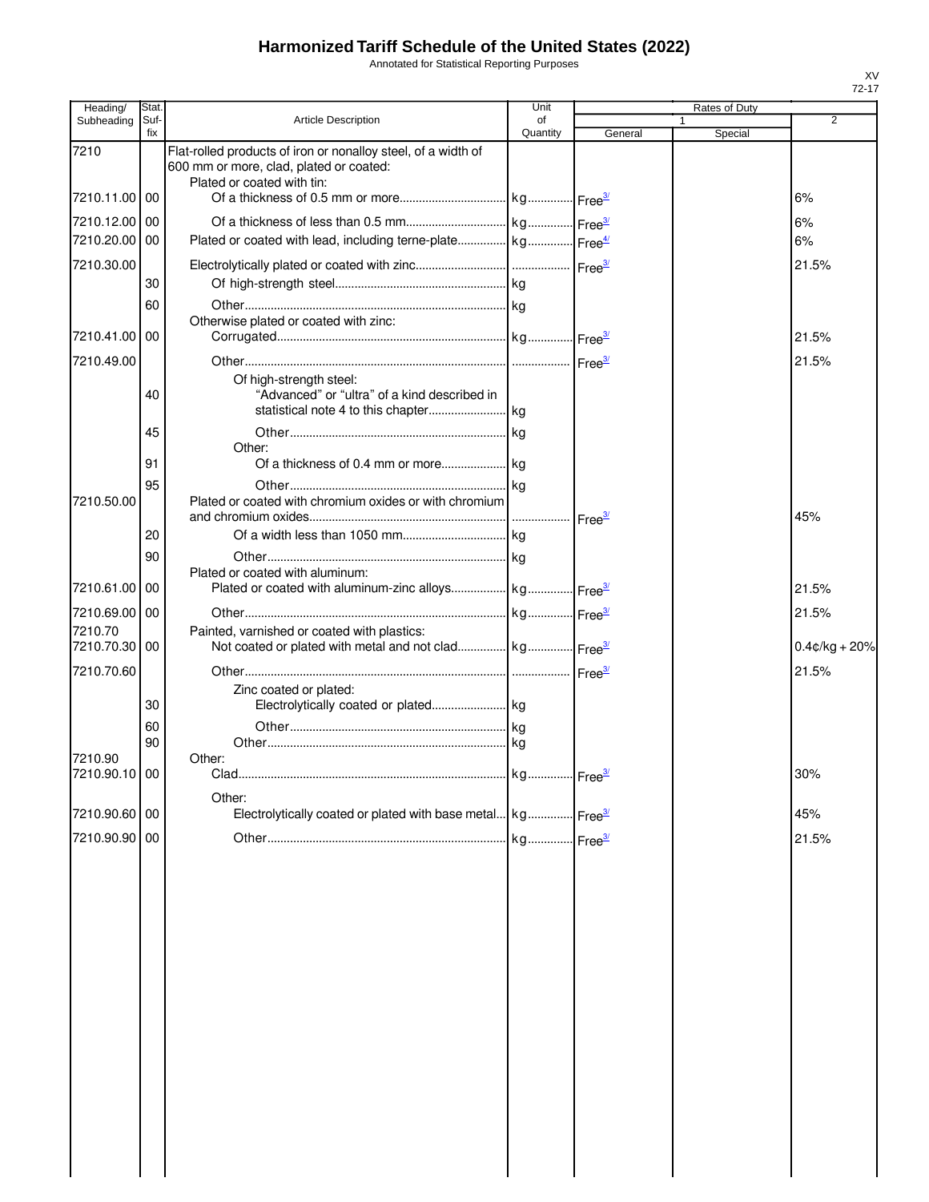# Harmonized Tariff Schedule of the United States (2022)

Annotated for Statistical Reporting Purposes

| Heading/ Subheading | Stat. Suf- fix | Article Description | Unit of Quantity | Rates of Duty 1 General | Special | 2 |
|---|---|---|---|---|---|---|
| 7210 | | Flat-rolled products of iron or nonalloy steel, of a width of 600 mm or more, clad, plated or coated: | | | | |
| | | Plated or coated with tin: | | | | |
| 7210.11.00 | 00 | Of a thickness of 0.5 mm or more | kg | Free[3/] | | 6% |
| 7210.12.00 | 00 | Of a thickness of less than 0.5 mm | kg | Free[3/] | | 6% |
| 7210.20.00 | 00 | Plated or coated with lead, including terne-plate | kg | Free[4/] | | 6% |
| 7210.30.00 | | Electrolytically plated or coated with zinc | | Free[3/] | | 21.5% |
| | 30 | Of high-strength steel | kg | | | |
| | 60 | Other | kg | | | |
| | | Otherwise plated or coated with zinc: | | | | |
| 7210.41.00 | 00 | Corrugated | kg | Free[3/] | | 21.5% |
| 7210.49.00 | | Other | | Free[3/] | | 21.5% |
| | | Of high-strength steel: | | | | |
| | 40 | "Advanced" or "ultra" of a kind described in statistical note 4 to this chapter | kg | | | |
| | 45 | Other | kg | | | |
| | | Other: | | | | |
| | 91 | Of a thickness of 0.4 mm or more | kg | | | |
| | 95 | Other | kg | | | |
| 7210.50.00 | | Plated or coated with chromium oxides or with chromium and chromium oxides | | Free[3/] | | 45% |
| | 20 | Of a width less than 1050 mm | kg | | | |
| | 90 | Other | kg | | | |
| | | Plated or coated with aluminum: | | | | |
| 7210.61.00 | 00 | Plated or coated with aluminum-zinc alloys | kg | Free[3/] | | 21.5% |
| 7210.69.00 | 00 | Other | kg | Free[3/] | | 21.5% |
| 7210.70 | | Painted, varnished or coated with plastics: | | | | |
| 7210.70.30 | 00 | Not coated or plated with metal and not clad | kg | Free[3/] | | 0.4¢/kg + 20% |
| 7210.70.60 | | Other | | Free[3/] | | 21.5% |
| | | Zinc coated or plated: | | | | |
| | 30 | Electrolytically coated or plated | kg | | | |
| | 60 | Other | kg | | | |
| | 90 | Other | kg | | | |
| 7210.90 | | Other: | | | | |
| 7210.90.10 | 00 | Clad | kg | Free[3/] | | 30% |
| | | Other: | | | | |
| 7210.90.60 | 00 | Electrolytically coated or plated with base metal | kg | Free[3/] | | 45% |
| 7210.90.90 | 00 | Other | kg | Free[3/] | | 21.5% |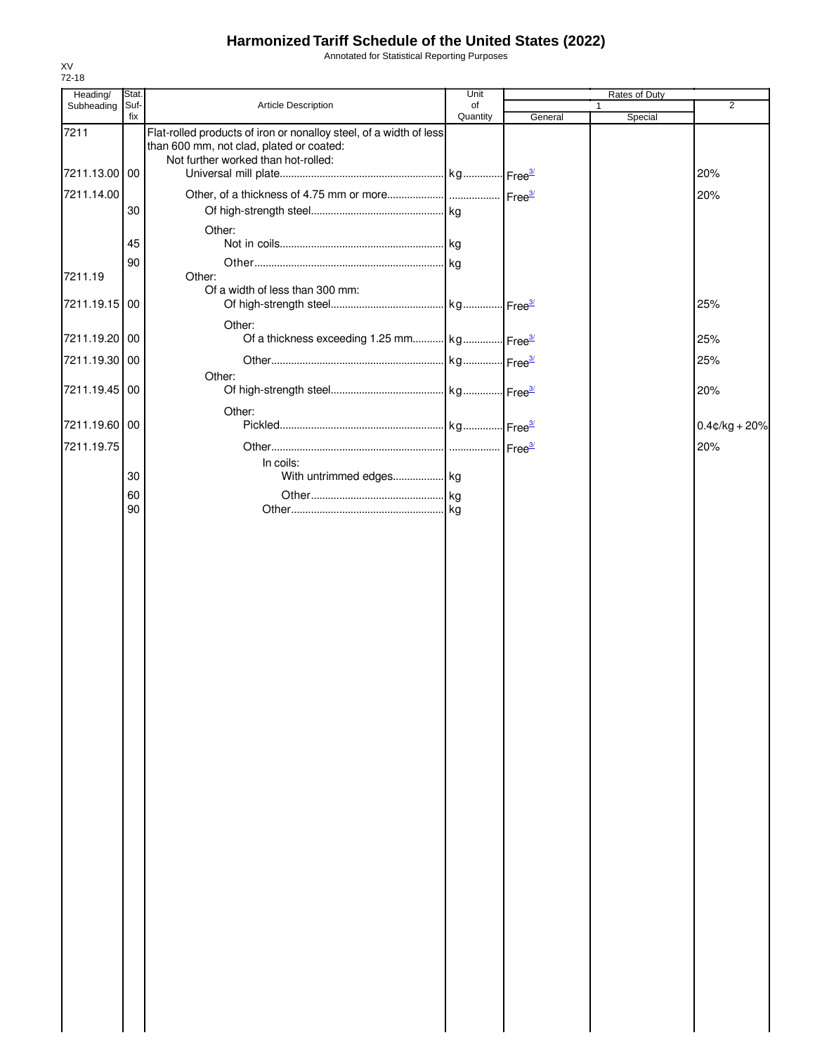# Harmonized Tariff Schedule of the United States (2022)

Annotated for Statistical Reporting Purposes

XV
72-18

| Heading/ Subheading | Stat. Suf- fix | Article Description | Unit of Quantity | Rates of Duty 1 General | Special | 2 |
|---|---|---|---|---|---|---|
| 7211 | | Flat-rolled products of iron or nonalloy steel, of a width of less than 600 mm, not clad, plated or coated: | | | | |
| | | Not further worked than hot-rolled: | | | | |
| 7211.13.00 | 00 | Universal mill plate | kg | Free[3/] | | 20% |
| 7211.14.00 | | Other, of a thickness of 4.75 mm or more | | Free[3/] | | 20% |
| | 30 | Of high-strength steel | kg | | | |
| | | Other: | | | | |
| | 45 | Not in coils | kg | | | |
| | 90 | Other | kg | | | |
| 7211.19 | | Other: | | | | |
| | | Of a width of less than 300 mm: | | | | |
| 7211.19.15 | 00 | Of high-strength steel | kg | Free[3/] | | 25% |
| | | Other: | | | | |
| 7211.19.20 | 00 | Of a thickness exceeding 1.25 mm | kg | Free[3/] | | 25% |
| 7211.19.30 | 00 | Other | kg | Free[3/] | | 25% |
| | | Other: | | | | |
| 7211.19.45 | 00 | Of high-strength steel | kg | Free[3/] | | 20% |
| | | Other: | | | | |
| 7211.19.60 | 00 | Pickled | kg | Free[3/] | | 0.4¢/kg + 20% |
| 7211.19.75 | | Other | | Free[3/] | | 20% |
| | | In coils: | | | | |
| | 30 | With untrimmed edges | kg | | | |
| | 60 | Other | kg | | | |
| | 90 | Other | kg | | | |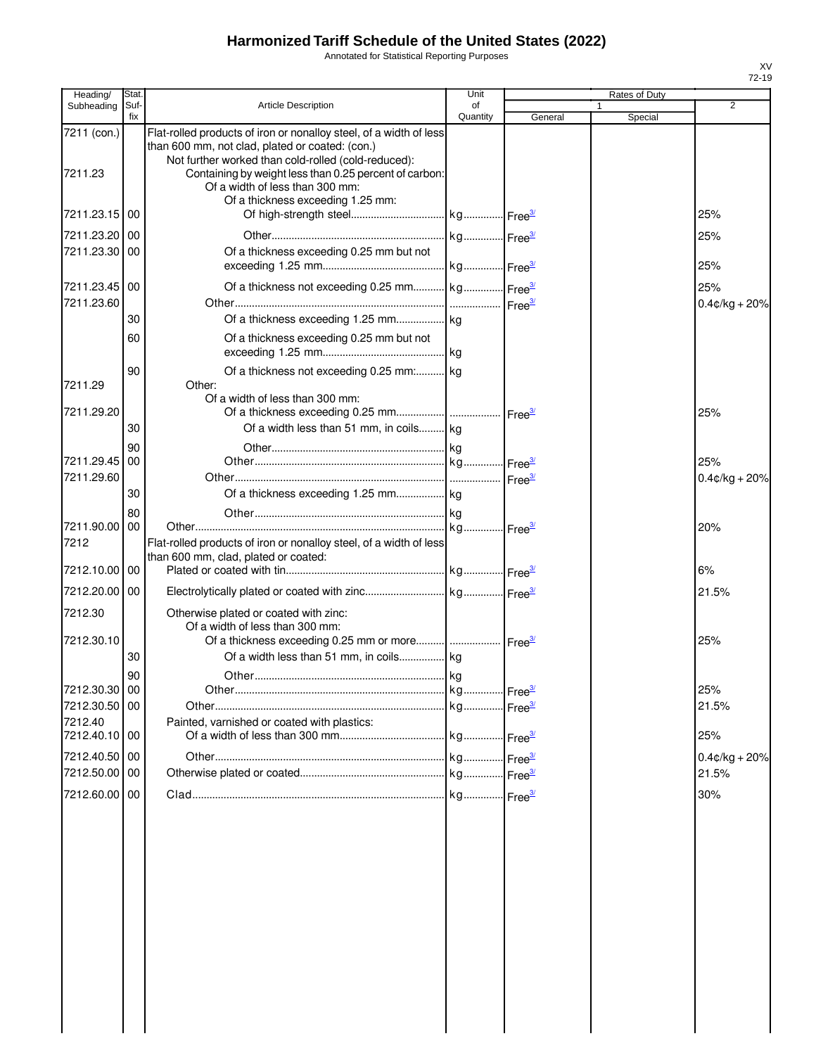# Harmonized Tariff Schedule of the United States (2022)

Annotated for Statistical Reporting Purposes

| Heading/ Subheading | Stat. Suf- fix | Article Description | Unit of Quantity | Rates of Duty 1 General | Special | 2 |
|---|---|---|---|---|---|---|
| 7211 (con.) | | Flat-rolled products of iron or nonalloy steel, of a width of less than 600 mm, not clad, plated or coated: (con.) | | | | |
| | | Not further worked than cold-rolled (cold-reduced): | | | | |
| 7211.23 | | Containing by weight less than 0.25 percent of carbon: | | | | |
| | | Of a width of less than 300 mm: | | | | |
| | | Of a thickness exceeding 1.25 mm: | | | | |
| 7211.23.15 | 00 | Of high-strength steel | kg | Free[3/] | | 25% |
| 7211.23.20 | 00 | Other | kg | Free[3/] | | 25% |
| 7211.23.30 | 00 | Of a thickness exceeding 0.25 mm but not exceeding 1.25 mm | kg | Free[3/] | | 25% |
| 7211.23.45 | 00 | Of a thickness not exceeding 0.25 mm | kg | Free[3/] | | 25% |
| 7211.23.60 | | Other | | Free[3/] | | 0.4¢/kg + 20% |
| | 30 | Of a thickness exceeding 1.25 mm | kg | | | |
| | 60 | Of a thickness exceeding 0.25 mm but not exceeding 1.25 mm | kg | | | |
| | 90 | Of a thickness not exceeding 0.25 mm: | kg | | | |
| 7211.29 | | Other: | | | | |
| | | Of a width of less than 300 mm: | | | | |
| 7211.29.20 | | Of a thickness exceeding 0.25 mm | | Free[3/] | | 25% |
| | 30 | Of a width less than 51 mm, in coils | kg | | | |
| | 90 | Other | kg | | | |
| 7211.29.45 | 00 | Other | kg | Free[3/] | | 25% |
| 7211.29.60 | | Other | | Free[3/] | | 0.4¢/kg + 20% |
| | 30 | Of a thickness exceeding 1.25 mm | kg | | | |
| | 80 | Other | kg | | | |
| 7211.90.00 | 00 | Other | kg | Free[3/] | | 20% |
| 7212 | | Flat-rolled products of iron or nonalloy steel, of a width of less than 600 mm, clad, plated or coated: | | | | |
| 7212.10.00 | 00 | Plated or coated with tin | kg | Free[3/] | | 6% |
| 7212.20.00 | 00 | Electrolytically plated or coated with zinc | kg | Free[3/] | | 21.5% |
| 7212.30 | | Otherwise plated or coated with zinc: | | | | |
| | | Of a width of less than 300 mm: | | | | |
| 7212.30.10 | | Of a thickness exceeding 0.25 mm or more | | Free[3/] | | 25% |
| | 30 | Of a width less than 51 mm, in coils | kg | | | |
| | 90 | Other | kg | | | |
| 7212.30.30 | 00 | Other | kg | Free[3/] | | 25% |
| 7212.30.50 | 00 | Other | kg | Free[3/] | | 21.5% |
| 7212.40 | | Painted, varnished or coated with plastics: | | | | |
| 7212.40.10 | 00 | Of a width of less than 300 mm | kg | Free[3/] | | 25% |
| 7212.40.50 | 00 | Other | kg | Free[3/] | | 0.4¢/kg + 20% |
| 7212.50.00 | 00 | Otherwise plated or coated | kg | Free[3/] | | 21.5% |
| 7212.60.00 | 00 | Clad | kg | Free[3/] | | 30% |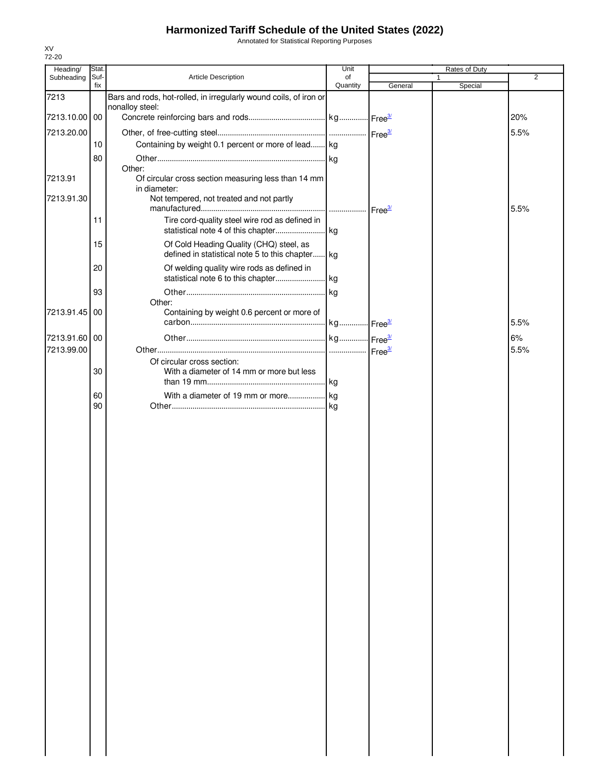# Harmonized Tariff Schedule of the United States (2022)

Annotated for Statistical Reporting Purposes

XV
72-20

| Heading/ Subheading | Stat. Suf- fix | Article Description | Unit of Quantity | Rates of Duty 1 General | Special | 2 |
|---|---|---|---|---|---|---|
| 7213 | | Bars and rods, hot-rolled, in irregularly wound coils, of iron or nonalloy steel: | | | | |
| 7213.10.00 | 00 | Concrete reinforcing bars and rods | kg | Free[3/] | | 20% |
| 7213.20.00 | | Other, of free-cutting steel | | Free[3/] | | 5.5% |
| | 10 | Containing by weight 0.1 percent or more of lead | kg | | | |
| | 80 | Other | kg | | | |
| | | Other: | | | | |
| 7213.91 | | Of circular cross section measuring less than 14 mm in diameter: | | | | |
| 7213.91.30 | | Not tempered, not treated and not partly manufactured | | Free[3/] | | 5.5% |
| | 11 | Tire cord-quality steel wire rod as defined in statistical note 4 of this chapter | kg | | | |
| | 15 | Of Cold Heading Quality (CHQ) steel, as defined in statistical note 5 to this chapter | kg | | | |
| | 20 | Of welding quality wire rods as defined in statistical note 6 to this chapter | kg | | | |
| | 93 | Other | kg | | | |
| | | Other: | | | | |
| 7213.91.45 | 00 | Containing by weight 0.6 percent or more of carbon | kg | Free[3/] | | 5.5% |
| 7213.91.60 | 00 | Other | kg | Free[3/] | | 6% |
| 7213.99.00 | | Other | | Free[3/] | | 5.5% |
| | | Of circular cross section: | | | | |
| | 30 | With a diameter of 14 mm or more but less than 19 mm | kg | | | |
| | 60 | With a diameter of 19 mm or more | kg | | | |
| | 90 | Other | kg | | | |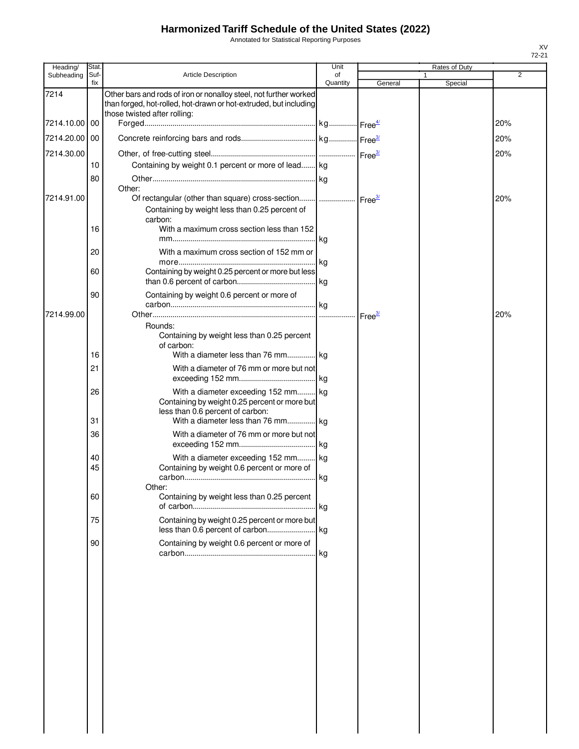# Harmonized Tariff Schedule of the United States (2022)

Annotated for Statistical Reporting Purposes

XV
72-21

| Heading/ Subheading | Stat. Suf- fix | Article Description | Unit of Quantity | Rates of Duty 1 General | Special | 2 |
|---|---|---|---|---|---|---|
| 7214 | | Other bars and rods of iron or nonalloy steel, not further worked than forged, hot-rolled, hot-drawn or hot-extruded, but including those twisted after rolling: | | | | |
| 7214.10.00 | 00 | Forged | kg | Free[4/] | | 20% |
| 7214.20.00 | 00 | Concrete reinforcing bars and rods | kg | Free[3/] | | 20% |
| 7214.30.00 | | Other, of free-cutting steel | | Free[3/] | | 20% |
| | 10 | Containing by weight 0.1 percent or more of lead | kg | | | |
| | 80 | Other | kg | | | |
| | | Other: | | | | |
| 7214.91.00 | | Of rectangular (other than square) cross-section | | Free[3/] | | 20% |
| | | Containing by weight less than 0.25 percent of carbon: | | | | |
| | 16 | With a maximum cross section less than 152 mm | kg | | | |
| | 20 | With a maximum cross section of 152 mm or more | kg | | | |
| | 60 | Containing by weight 0.25 percent or more but less than 0.6 percent of carbon | kg | | | |
| | 90 | Containing by weight 0.6 percent or more of carbon | kg | | | |
| 7214.99.00 | | Other | | Free[3/] | | 20% |
| | | Rounds: | | | | |
| | | Containing by weight less than 0.25 percent of carbon: | | | | |
| | 16 | With a diameter less than 76 mm | kg | | | |
| | 21 | With a diameter of 76 mm or more but not exceeding 152 mm | kg | | | |
| | 26 | With a diameter exceeding 152 mm | kg | | | |
| | | Containing by weight 0.25 percent or more but less than 0.6 percent of carbon: | | | | |
| | 31 | With a diameter less than 76 mm | kg | | | |
| | 36 | With a diameter of 76 mm or more but not exceeding 152 mm | kg | | | |
| | 40 | With a diameter exceeding 152 mm | kg | | | |
| | 45 | Containing by weight 0.6 percent or more of carbon | kg | | | |
| | | Other: | | | | |
| | 60 | Containing by weight less than 0.25 percent of carbon | kg | | | |
| | 75 | Containing by weight 0.25 percent or more but less than 0.6 percent of carbon | kg | | | |
| | 90 | Containing by weight 0.6 percent or more of carbon | kg | | | |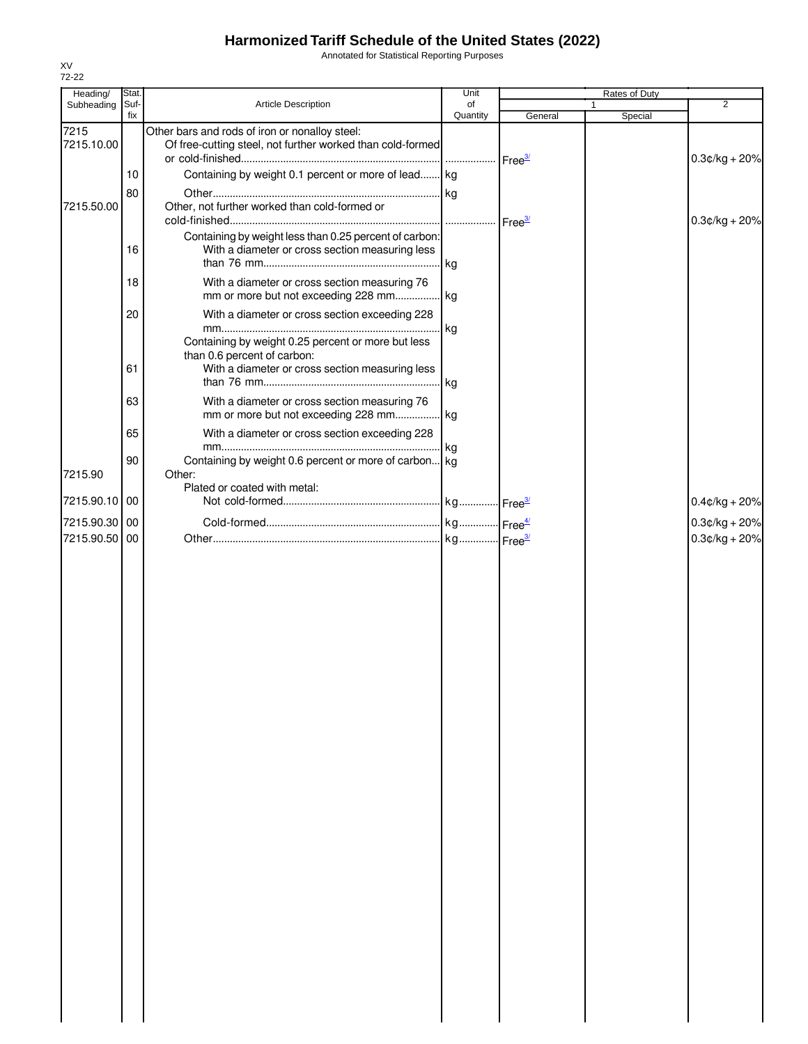# Harmonized Tariff Schedule of the United States (2022)

Annotated for Statistical Reporting Purposes

XV
72-22

| Heading/ Subheading | Stat. Suf- fix | Article Description | Unit of Quantity | Rates of Duty | | |
|---|---|---|---|---|---|---|
| | | | | 1 | | 2 |
| | | | | General | Special | |
| 7215 | | Other bars and rods of iron or nonalloy steel: | | | | |
| 7215.10.00 | | Of free-cutting steel, not further worked than cold-formed or cold-finished | | Free[3/] | | 0.3¢/kg + 20% |
| | 10 | Containing by weight 0.1 percent or more of lead | kg | | | |
| | 80 | Other | kg | | | |
| 7215.50.00 | | Other, not further worked than cold-formed or cold-finished | | Free[3/] | | 0.3¢/kg + 20% |
| | | Containing by weight less than 0.25 percent of carbon: | | | | |
| | 16 | With a diameter or cross section measuring less than 76 mm | kg | | | |
| | 18 | With a diameter or cross section measuring 76 mm or more but not exceeding 228 mm | kg | | | |
| | 20 | With a diameter or cross section exceeding 228 mm | kg | | | |
| | | Containing by weight 0.25 percent or more but less than 0.6 percent of carbon: | | | | |
| | 61 | With a diameter or cross section measuring less than 76 mm | kg | | | |
| | 63 | With a diameter or cross section measuring 76 mm or more but not exceeding 228 mm | kg | | | |
| | 65 | With a diameter or cross section exceeding 228 mm | kg | | | |
| | 90 | Containing by weight 0.6 percent or more of carbon | kg | | | |
| 7215.90 | | Other: | | | | |
| | | Plated or coated with metal: | | | | |
| 7215.90.10 | 00 | Not cold-formed | kg | Free[3/] | | 0.4¢/kg + 20% |
| 7215.90.30 | 00 | Cold-formed | kg | Free[4/] | | 0.3¢/kg + 20% |
| 7215.90.50 | 00 | Other | kg | Free[3/] | | 0.3¢/kg + 20% |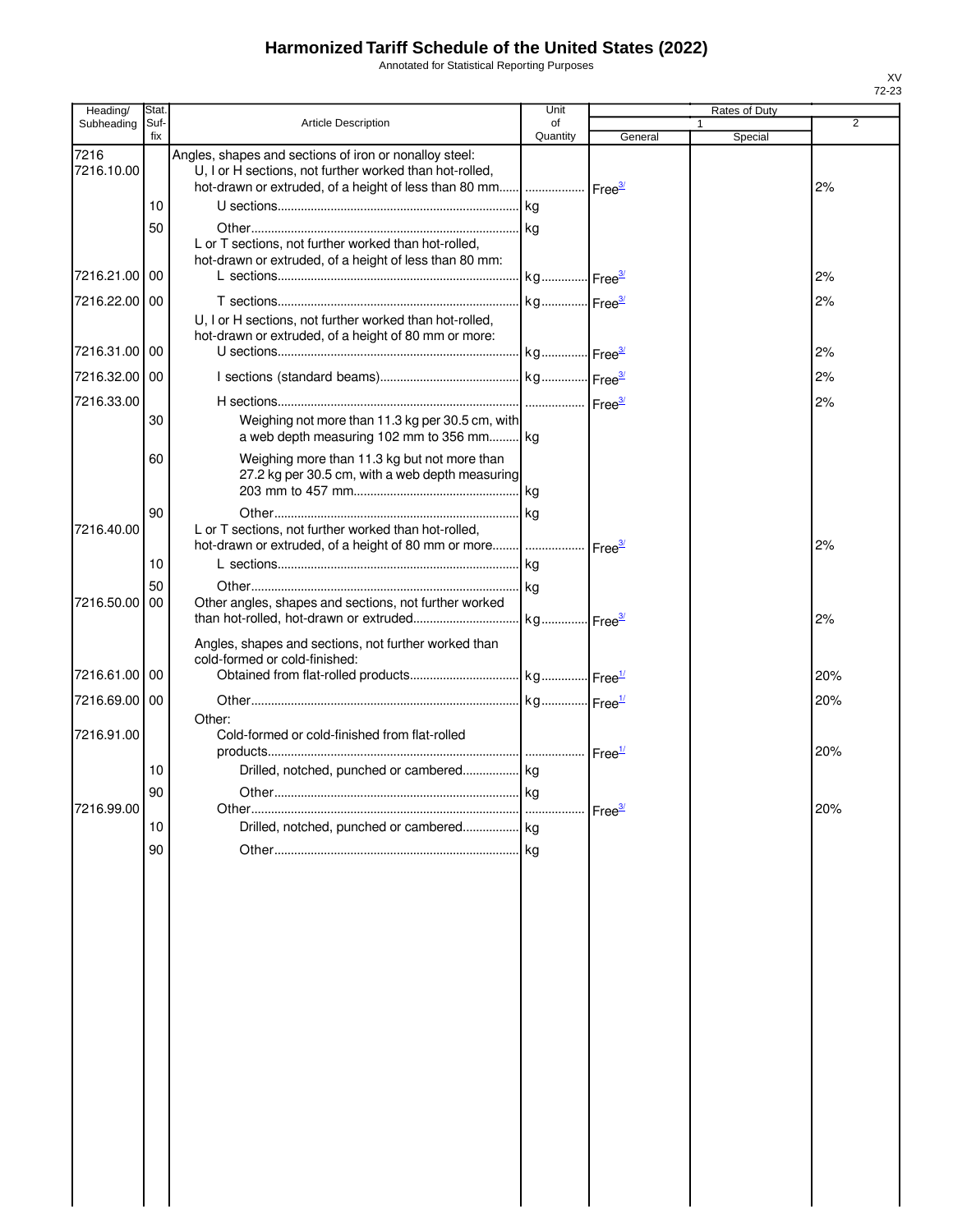# Harmonized Tariff Schedule of the United States (2022)

Annotated for Statistical Reporting Purposes

XV
72-23

| Heading/ Subheading | Stat. Suf- fix | Article Description | Unit of Quantity | Rates of Duty 1 General | Special | 2 |
|---|---|---|---|---|---|---|
| 7216 | | Angles, shapes and sections of iron or nonalloy steel: | | | | |
| 7216.10.00 | | U, I or H sections, not further worked than hot-rolled, hot-drawn or extruded, of a height of less than 80 mm | | Free[3/] | | 2% |
| | 10 | U sections | kg | | | |
| | 50 | Other | kg | | | |
| | | L or T sections, not further worked than hot-rolled, hot-drawn or extruded, of a height of less than 80 mm: | | | | |
| 7216.21.00 | 00 | L sections | kg | Free[3/] | | 2% |
| 7216.22.00 | 00 | T sections | kg | Free[3/] | | 2% |
| | | U, I or H sections, not further worked than hot-rolled, hot-drawn or extruded, of a height of 80 mm or more: | | | | |
| 7216.31.00 | 00 | U sections | kg | Free[3/] | | 2% |
| 7216.32.00 | 00 | I sections (standard beams) | kg | Free[3/] | | 2% |
| 7216.33.00 | | H sections | | Free[3/] | | 2% |
| | 30 | Weighing not more than 11.3 kg per 30.5 cm, with a web depth measuring 102 mm to 356 mm | kg | | | |
| | 60 | Weighing more than 11.3 kg but not more than 27.2 kg per 30.5 cm, with a web depth measuring 203 mm to 457 mm | kg | | | |
| | 90 | Other | kg | | | |
| 7216.40.00 | | L or T sections, not further worked than hot-rolled, hot-drawn or extruded, of a height of 80 mm or more | | Free[3/] | | 2% |
| | 10 | L sections | kg | | | |
| | 50 | Other | kg | | | |
| 7216.50.00 | 00 | Other angles, shapes and sections, not further worked than hot-rolled, hot-drawn or extruded | kg | Free[3/] | | 2% |
| | | Angles, shapes and sections, not further worked than cold-formed or cold-finished: | | | | |
| 7216.61.00 | 00 | Obtained from flat-rolled products | kg | Free[1/] | | 20% |
| 7216.69.00 | 00 | Other | kg | Free[1/] | | 20% |
| | | Other: | | | | |
| 7216.91.00 | | Cold-formed or cold-finished from flat-rolled products | | Free[1/] | | 20% |
| | 10 | Drilled, notched, punched or cambered | kg | | | |
| | 90 | Other | kg | | | |
| 7216.99.00 | | Other | | Free[3/] | | 20% |
| | 10 | Drilled, notched, punched or cambered | kg | | | |
| | 90 | Other | kg | | | |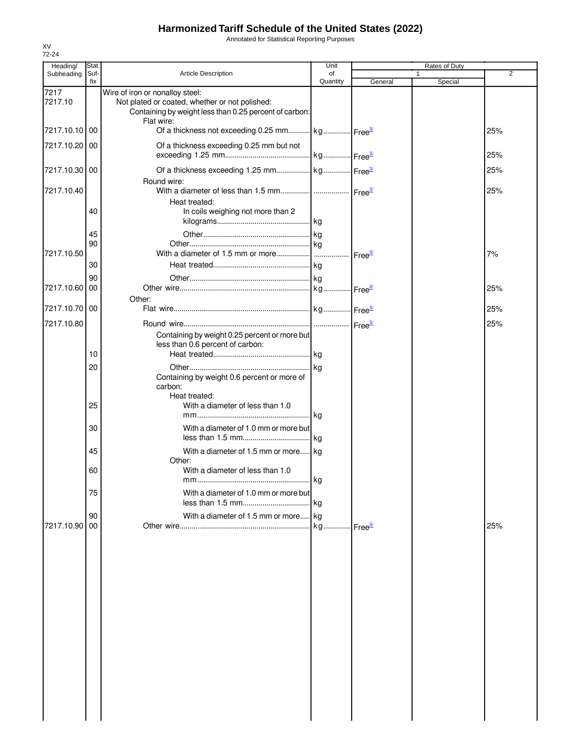# Harmonized Tariff Schedule of the United States (2022)

Annotated for Statistical Reporting Purposes

XV
72-24

| Heading/ Subheading | Stat. Suf- fix | Article Description | Unit of Quantity | Rates of Duty 1 General | Special | 2 |
|---|---|---|---|---|---|---|
| 7217 | | Wire of iron or nonalloy steel: | | | | |
| 7217.10 | | Not plated or coated, whether or not polished: | | | | |
| | | Containing by weight less than 0.25 percent of carbon: | | | | |
| | | Flat wire: | | | | |
| 7217.10.10 | 00 | Of a thickness not exceeding 0.25 mm | kg | Free[3/] | | 25% |
| 7217.10.20 | 00 | Of a thickness exceeding 0.25 mm but not exceeding 1.25 mm | kg | Free[3/] | | 25% |
| 7217.10.30 | 00 | Of a thickness exceeding 1.25 mm | kg | Free[3/] | | 25% |
| | | Round wire: | | | | |
| 7217.10.40 | | With a diameter of less than 1.5 mm | | Free[3/] | | 25% |
| | | Heat treated: | | | | |
| | 40 | In coils weighing not more than 2 kilograms | kg | | | |
| | 45 | Other | kg | | | |
| | 90 | Other | kg | | | |
| 7217.10.50 | | With a diameter of 1.5 mm or more | | Free[3/] | | 7% |
| | 30 | Heat treated | kg | | | |
| | 90 | Other | kg | | | |
| 7217.10.60 | 00 | Other wire | kg | Free[3/] | | 25% |
| | | Other: | | | | |
| 7217.10.70 | 00 | Flat wire | kg | Free[3/] | | 25% |
| 7217.10.80 | | Round wire | | Free[3/] | | 25% |
| | | Containing by weight 0.25 percent or more but less than 0.6 percent of carbon: | | | | |
| | 10 | Heat treated | kg | | | |
| | 20 | Other | kg | | | |
| | | Containing by weight 0.6 percent or more of carbon: | | | | |
| | | Heat treated: | | | | |
| | 25 | With a diameter of less than 1.0 mm | kg | | | |
| | 30 | With a diameter of 1.0 mm or more but less than 1.5 mm | kg | | | |
| | 45 | With a diameter of 1.5 mm or more | kg | | | |
| | | Other: | | | | |
| | 60 | With a diameter of less than 1.0 mm | kg | | | |
| | 75 | With a diameter of 1.0 mm or more but less than 1.5 mm | kg | | | |
| | 90 | With a diameter of 1.5 mm or more | kg | | | |
| 7217.10.90 | 00 | Other wire | kg | Free[3/] | | 25% |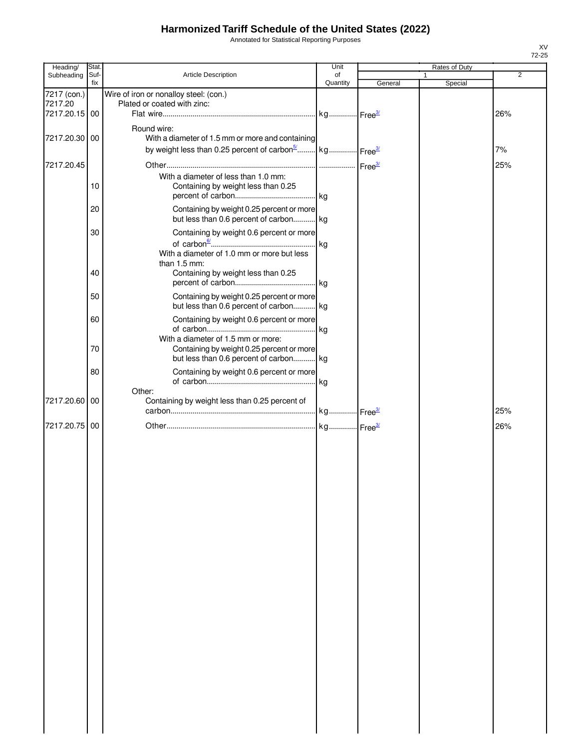# Harmonized Tariff Schedule of the United States (2022)

Annotated for Statistical Reporting Purposes

XV
72-25

| Heading/ Subheading | Stat. Suf- fix | Article Description | Unit of Quantity | Rates of Duty 1 General | Special | 2 |
|---|---|---|---|---|---|---|
| 7217 (con.) | | Wire of iron or nonalloy steel: (con.) | | | | |
| 7217.20 | | Plated or coated with zinc: | | | | |
| 7217.20.15 | 00 | Flat wire | kg | Free[3/] | | 26% |
| | | Round wire: | | | | |
| 7217.20.30 | 00 | With a diameter of 1.5 mm or more and containing by weight less than 0.25 percent of carbon[5/] | kg | Free[3/] | | 7% |
| 7217.20.45 | | Other | | Free[3/] | | 25% |
| | | With a diameter of less than 1.0 mm: | | | | |
| | 10 | Containing by weight less than 0.25 percent of carbon | kg | | | |
| | 20 | Containing by weight 0.25 percent or more but less than 0.6 percent of carbon | kg | | | |
| | 30 | Containing by weight 0.6 percent or more of carbon[6/] | kg | | | |
| | | With a diameter of 1.0 mm or more but less than 1.5 mm: | | | | |
| | 40 | Containing by weight less than 0.25 percent of carbon | kg | | | |
| | 50 | Containing by weight 0.25 percent or more but less than 0.6 percent of carbon | kg | | | |
| | 60 | Containing by weight 0.6 percent or more of carbon | kg | | | |
| | | With a diameter of 1.5 mm or more: | | | | |
| | 70 | Containing by weight 0.25 percent or more but less than 0.6 percent of carbon | kg | | | |
| | 80 | Containing by weight 0.6 percent or more of carbon | kg | | | |
| | | Other: | | | | |
| 7217.20.60 | 00 | Containing by weight less than 0.25 percent of carbon | kg | Free[3/] | | 25% |
| 7217.20.75 | 00 | Other | kg | Free[3/] | | 26% |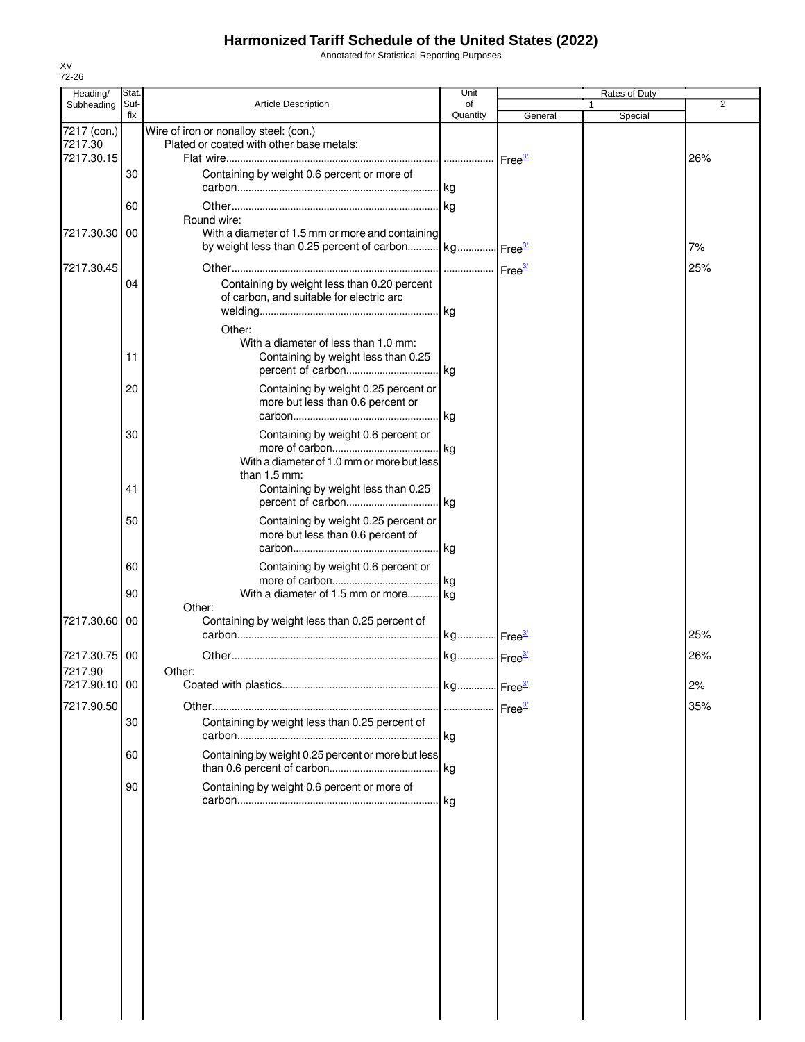# Harmonized Tariff Schedule of the United States (2022)

Annotated for Statistical Reporting Purposes

XV
72-26

| Heading/ Subheading | Stat. Suf- fix | Article Description | Unit of Quantity | Rates of Duty 1 General | Special | 2 |
|---|---|---|---|---|---|---|
| 7217 (con.) | | Wire of iron or nonalloy steel: (con.) | | | | |
| 7217.30 | | Plated or coated with other base metals: | | | | |
| 7217.30.15 | | Flat wire | | Free3/ | | 26% |
| | 30 | Containing by weight 0.6 percent or more of carbon | kg | | | |
| | 60 | Other | kg | | | |
| | | Round wire: | | | | |
| 7217.30.30 | 00 | With a diameter of 1.5 mm or more and containing by weight less than 0.25 percent of carbon | kg | Free3/ | | 7% |
| 7217.30.45 | | Other | | Free3/ | | 25% |
| | 04 | Containing by weight less than 0.20 percent of carbon, and suitable for electric arc welding | kg | | | |
| | | Other: | | | | |
| | | With a diameter of less than 1.0 mm: | | | | |
| | 11 | Containing by weight less than 0.25 percent of carbon | kg | | | |
| | 20 | Containing by weight 0.25 percent or more but less than 0.6 percent or carbon | kg | | | |
| | 30 | Containing by weight 0.6 percent or more of carbon | kg | | | |
| | | With a diameter of 1.0 mm or more but less than 1.5 mm: | | | | |
| | 41 | Containing by weight less than 0.25 percent of carbon | kg | | | |
| | 50 | Containing by weight 0.25 percent or more but less than 0.6 percent of carbon | kg | | | |
| | 60 | Containing by weight 0.6 percent or more of carbon | kg | | | |
| | 90 | With a diameter of 1.5 mm or more | kg | | | |
| | | Other: | | | | |
| 7217.30.60 | 00 | Containing by weight less than 0.25 percent of carbon | kg | Free3/ | | 25% |
| 7217.30.75 | 00 | Other | kg | Free3/ | | 26% |
| 7217.90 | | Other: | | | | |
| 7217.90.10 | 00 | Coated with plastics | kg | Free3/ | | 2% |
| 7217.90.50 | | Other | | Free3/ | | 35% |
| | 30 | Containing by weight less than 0.25 percent of carbon | kg | | | |
| | 60 | Containing by weight 0.25 percent or more but less than 0.6 percent of carbon | kg | | | |
| | 90 | Containing by weight 0.6 percent or more of carbon | kg | | | |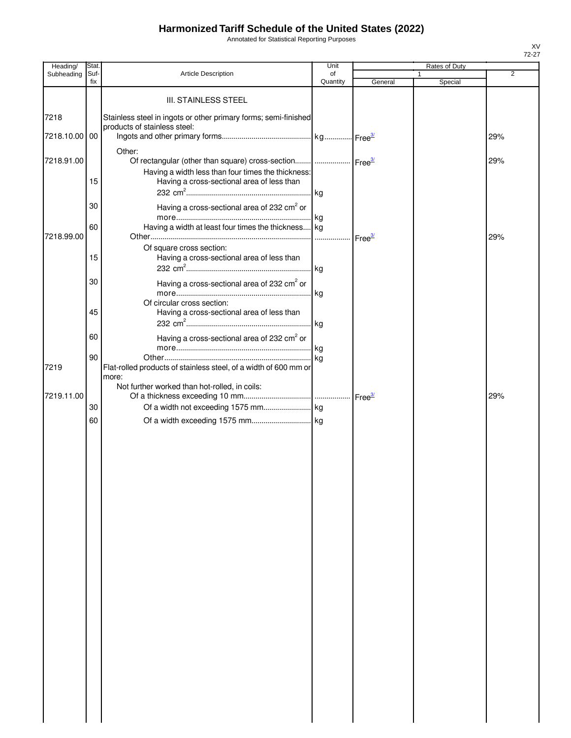# Harmonized Tariff Schedule of the United States (2022)

Annotated for Statistical Reporting Purposes

XV
72-27

| Heading/ Subheading | Stat. Suf- fix | Article Description | Unit of Quantity | Rates of Duty 1 General | Special | 2 |
|---|---|---|---|---|---|---|
| | | III. STAINLESS STEEL | | | | |
| 7218 | | Stainless steel in ingots or other primary forms; semi-finished products of stainless steel: | | | | |
| 7218.10.00 | 00 | Ingots and other primary forms | kg | Free[3/] | | 29% |
| | | Other: | | | | |
| 7218.91.00 | | Of rectangular (other than square) cross-section | | Free[3/] | | 29% |
| | | Having a width less than four times the thickness: | | | | |
| | 15 | Having a cross-sectional area of less than 232 $cm^2$ | kg | | | |
| | 30 | Having a cross-sectional area of 232 $cm^2$ or more | kg | | | |
| | 60 | Having a width at least four times the thickness | kg | | | |
| 7218.99.00 | | Other | | Free[3/] | | 29% |
| | | Of square cross section: | | | | |
| | 15 | Having a cross-sectional area of less than 232 $cm^2$ | kg | | | |
| | 30 | Having a cross-sectional area of 232 $cm^2$ or more | kg | | | |
| | | Of circular cross section: | | | | |
| | 45 | Having a cross-sectional area of less than 232 $cm^2$ | kg | | | |
| | 60 | Having a cross-sectional area of 232 $cm^2$ or more | kg | | | |
| | 90 | Other | kg | | | |
| 7219 | | Flat-rolled products of stainless steel, of a width of 600 mm or more: | | | | |
| | | Not further worked than hot-rolled, in coils: | | | | |
| 7219.11.00 | | Of a thickness exceeding 10 mm | | Free[3/] | | 29% |
| | 30 | Of a width not exceeding 1575 mm | kg | | | |
| | 60 | Of a width exceeding 1575 mm | kg | | | |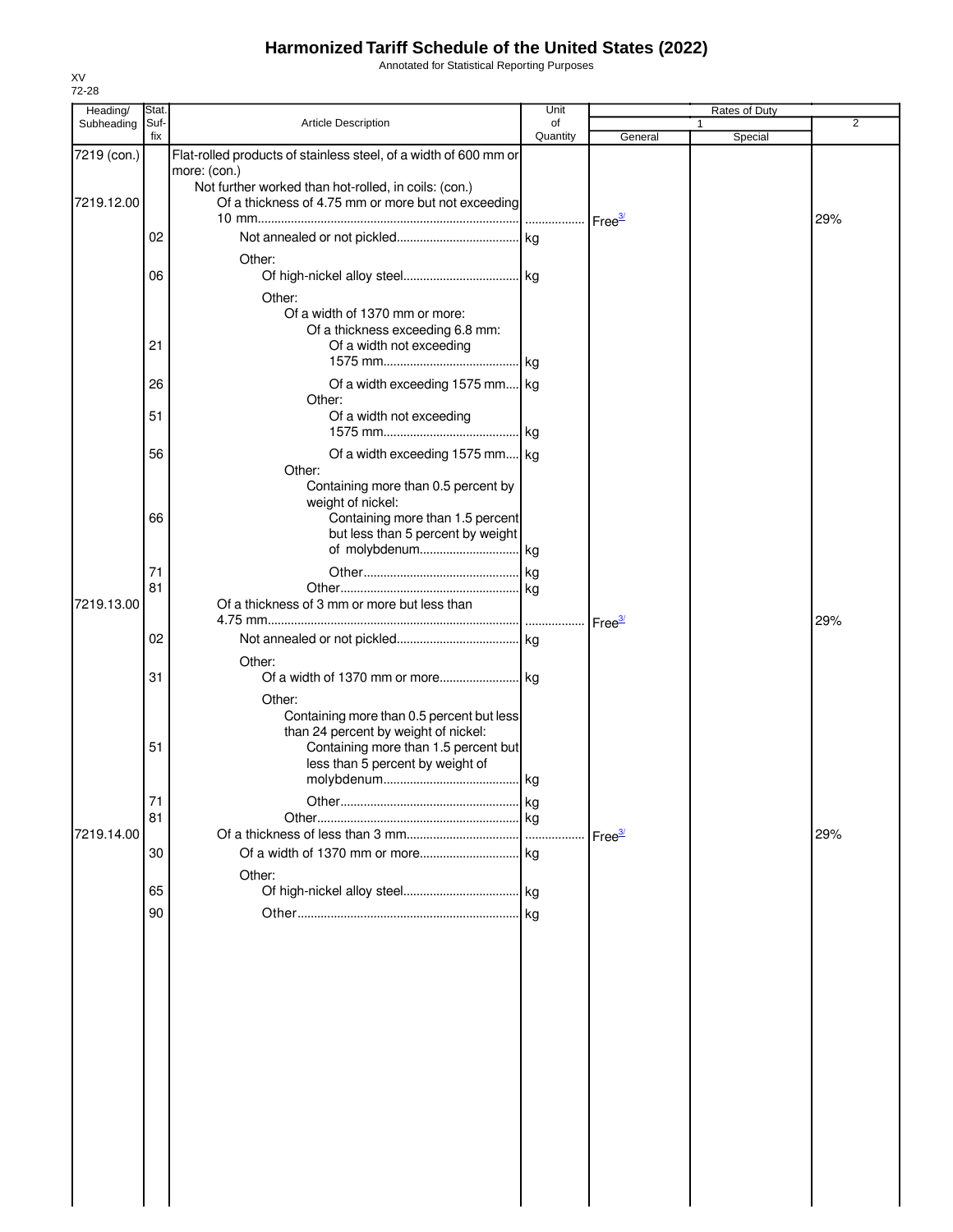# Harmonized Tariff Schedule of the United States (2022)

Annotated for Statistical Reporting Purposes

XV
72-28

| Heading/ Subheading | Stat. Suf- fix | Article Description | Unit of Quantity | Rates of Duty 1 General | Special | 2 |
|---|---|---|---|---|---|---|
| 7219 (con.) | | Flat-rolled products of stainless steel, of a width of 600 mm or more: (con.) | | | | |
| | | Not further worked than hot-rolled, in coils: (con.) | | | | |
| 7219.12.00 | | Of a thickness of 4.75 mm or more but not exceeding 10 mm | | Free[3/] | | 29% |
| | 02 | Not annealed or not pickled | kg | | | |
| | | Other: | | | | |
| | 06 | Of high-nickel alloy steel | kg | | | |
| | | Other: | | | | |
| | | Of a width of 1370 mm or more: | | | | |
| | | Of a thickness exceeding 6.8 mm: | | | | |
| | 21 | Of a width not exceeding 1575 mm | kg | | | |
| | 26 | Of a width exceeding 1575 mm | kg | | | |
| | | Other: | | | | |
| | 51 | Of a width not exceeding 1575 mm | kg | | | |
| | 56 | Of a width exceeding 1575 mm | kg | | | |
| | | Other: | | | | |
| | | Containing more than 0.5 percent by weight of nickel: | | | | |
| | 66 | Containing more than 1.5 percent but less than 5 percent by weight of molybdenum | kg | | | |
| | 71 | Other | kg | | | |
| | 81 | Other | kg | | | |
| 7219.13.00 | | Of a thickness of 3 mm or more but less than 4.75 mm | | Free[3/] | | 29% |
| | 02 | Not annealed or not pickled | kg | | | |
| | | Other: | | | | |
| | 31 | Of a width of 1370 mm or more | kg | | | |
| | | Other: | | | | |
| | | Containing more than 0.5 percent but less than 24 percent by weight of nickel: | | | | |
| | 51 | Containing more than 1.5 percent but less than 5 percent by weight of molybdenum | kg | | | |
| | 71 | Other | kg | | | |
| | 81 | Other | kg | | | |
| 7219.14.00 | | Of a thickness of less than 3 mm | | Free[3/] | | 29% |
| | 30 | Of a width of 1370 mm or more | kg | | | |
| | | Other: | | | | |
| | 65 | Of high-nickel alloy steel | kg | | | |
| | 90 | Other | kg | | | |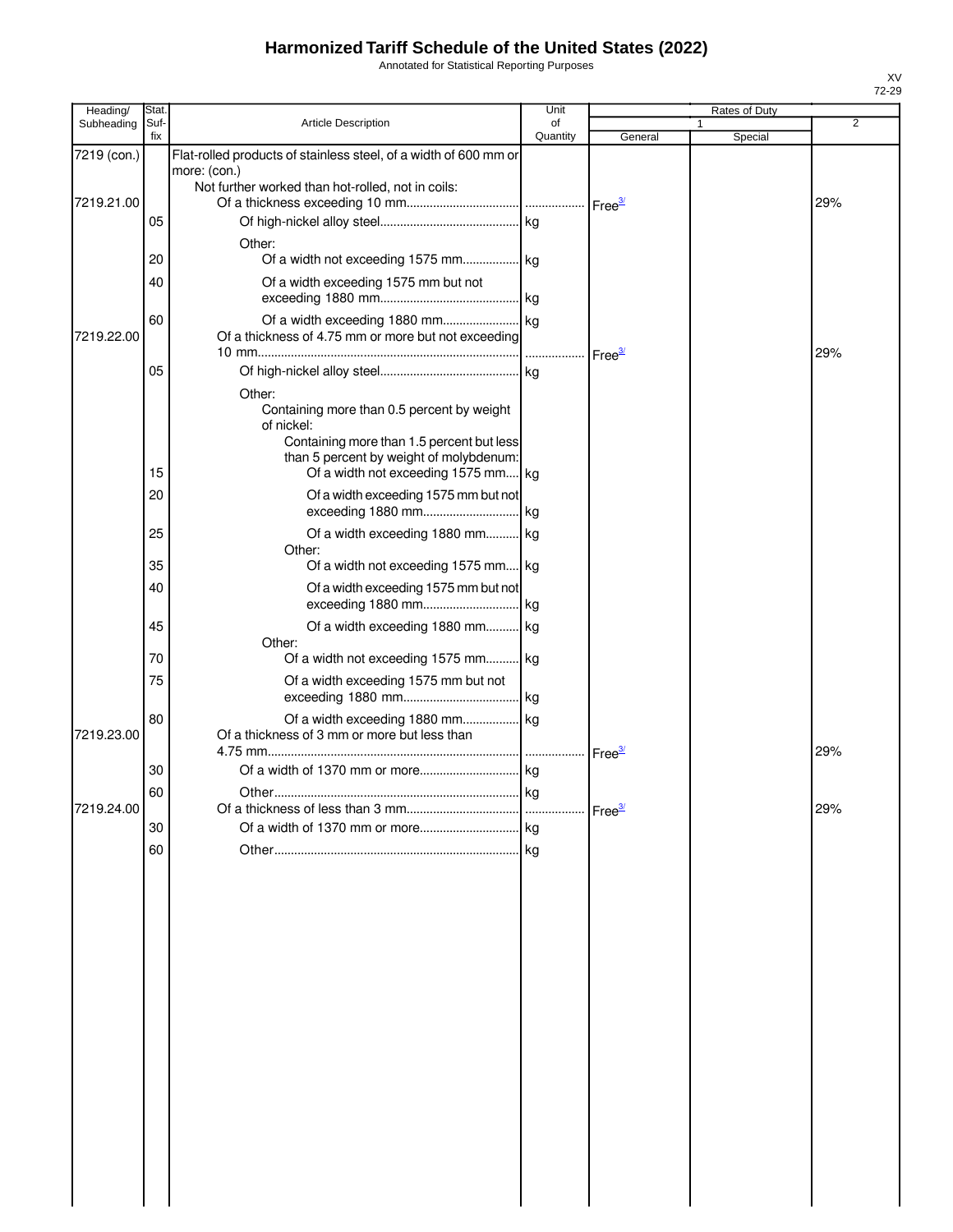# Harmonized Tariff Schedule of the United States (2022)

Annotated for Statistical Reporting Purposes

XV
72-29

| Heading/ Subheading | Stat. Suf- fix | Article Description | Unit of Quantity | Rates of Duty 1 General | Rates of Duty 1 Special | Rates of Duty 2 |
|---|---|---|---|---|---|---|
| 7219 (con.) | | Flat-rolled products of stainless steel, of a width of 600 mm or more: (con.) | | | | |
| | | Not further worked than hot-rolled, not in coils: | | | | |
| 7219.21.00 | | Of a thickness exceeding 10 mm | | Free[3/] | | 29% |
| | 05 | Of high-nickel alloy steel | kg | | | |
| | | Other: | | | | |
| | 20 | Of a width not exceeding 1575 mm | kg | | | |
| | 40 | Of a width exceeding 1575 mm but not exceeding 1880 mm | kg | | | |
| | 60 | Of a width exceeding 1880 mm | kg | | | |
| 7219.22.00 | | Of a thickness of 4.75 mm or more but not exceeding 10 mm | | Free[3/] | | 29% |
| | 05 | Of high-nickel alloy steel | kg | | | |
| | | Other: | | | | |
| | | Containing more than 0.5 percent by weight of nickel: | | | | |
| | | Containing more than 1.5 percent but less than 5 percent by weight of molybdenum: | | | | |
| | 15 | Of a width not exceeding 1575 mm | kg | | | |
| | 20 | Of a width exceeding 1575 mm but not exceeding 1880 mm | kg | | | |
| | 25 | Of a width exceeding 1880 mm | kg | | | |
| | | Other: | | | | |
| | 35 | Of a width not exceeding 1575 mm | kg | | | |
| | 40 | Of a width exceeding 1575 mm but not exceeding 1880 mm | kg | | | |
| | 45 | Of a width exceeding 1880 mm | kg | | | |
| | | Other: | | | | |
| | 70 | Of a width not exceeding 1575 mm | kg | | | |
| | 75 | Of a width exceeding 1575 mm but not exceeding 1880 mm | kg | | | |
| | 80 | Of a width exceeding 1880 mm | kg | | | |
| 7219.23.00 | | Of a thickness of 3 mm or more but less than 4.75 mm | | Free[3/] | | 29% |
| | 30 | Of a width of 1370 mm or more | kg | | | |
| | 60 | Other | kg | | | |
| 7219.24.00 | | Of a thickness of less than 3 mm | | Free[3/] | | 29% |
| | 30 | Of a width of 1370 mm or more | kg | | | |
| | 60 | Other | kg | | | |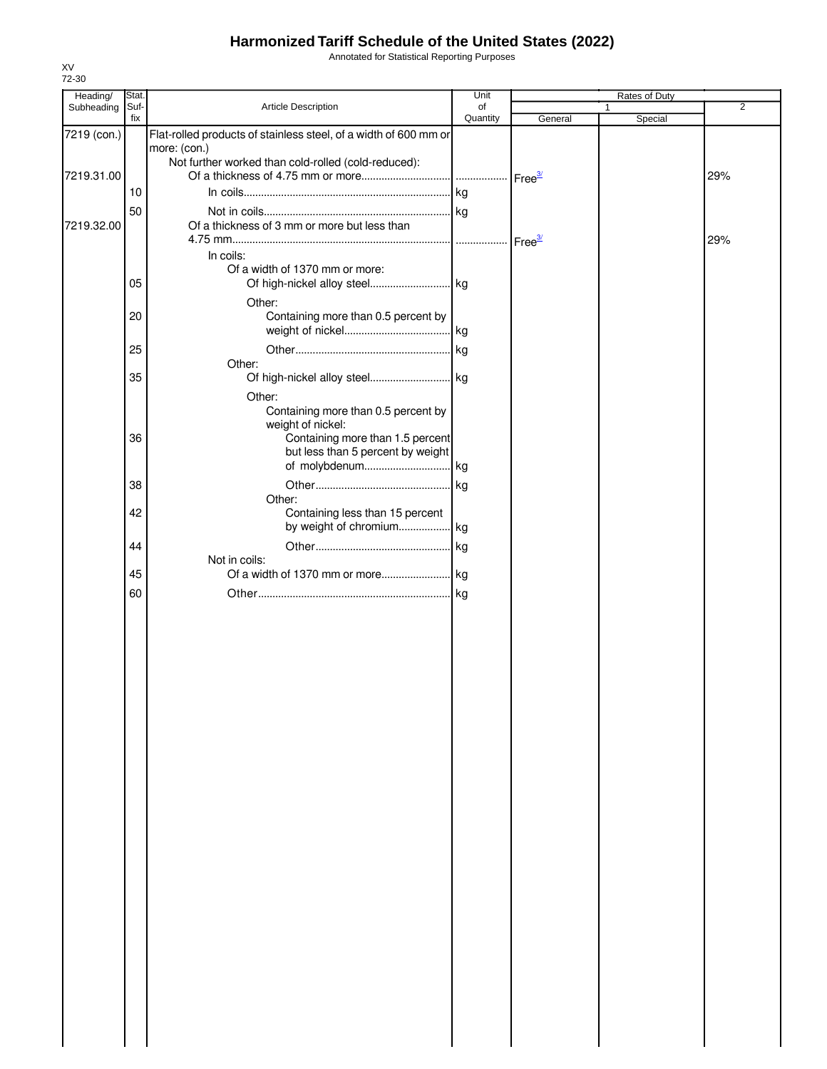# Harmonized Tariff Schedule of the United States (2022)

Annotated for Statistical Reporting Purposes

XV
72-30

| Heading/ Subheading | Stat. Suf- fix | Article Description | Unit of Quantity | Rates of Duty 1 General | Rates of Duty 1 Special | Rates of Duty 2 |
|---|---|---|---|---|---|---|
| 7219 (con.) | | Flat-rolled products of stainless steel, of a width of 600 mm or more: (con.) | | | | |
| | | Not further worked than cold-rolled (cold-reduced): | | | | |
| 7219.31.00 | | Of a thickness of 4.75 mm or more | | Free[3/] | | 29% |
| | 10 | In coils | kg | | | |
| | 50 | Not in coils | kg | | | |
| 7219.32.00 | | Of a thickness of 3 mm or more but less than 4.75 mm | | Free[3/] | | 29% |
| | | In coils: | | | | |
| | | Of a width of 1370 mm or more: | | | | |
| | 05 | Of high-nickel alloy steel | kg | | | |
| | | Other: | | | | |
| | 20 | Containing more than 0.5 percent by weight of nickel | kg | | | |
| | 25 | Other | kg | | | |
| | | Other: | | | | |
| | 35 | Of high-nickel alloy steel | kg | | | |
| | | Other: | | | | |
| | | Containing more than 0.5 percent by weight of nickel: | | | | |
| | 36 | Containing more than 1.5 percent but less than 5 percent by weight of molybdenum | kg | | | |
| | 38 | Other | kg | | | |
| | | Other: | | | | |
| | 42 | Containing less than 15 percent by weight of chromium | kg | | | |
| | 44 | Other | kg | | | |
| | | Not in coils: | | | | |
| | 45 | Of a width of 1370 mm or more | kg | | | |
| | 60 | Other | kg | | | |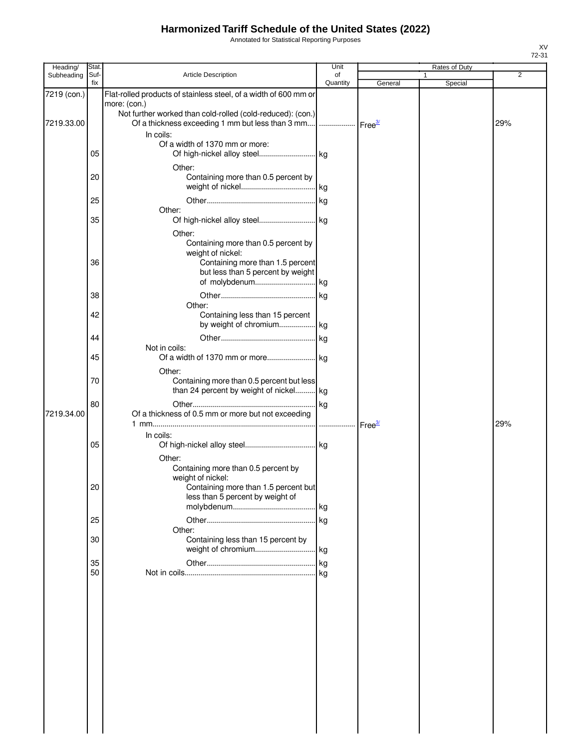# Harmonized Tariff Schedule of the United States (2022)

Annotated for Statistical Reporting Purposes

XV
72-31

| Heading/ Subheading | Stat. Suf-fix | Article Description | Unit of Quantity | Rates of Duty 1 General | 1 Special | 2 |
|---|---|---|---|---|---|---|
| 7219 (con.) | | Flat-rolled products of stainless steel, of a width of 600 mm or more: (con.) | | | | |
| | | Not further worked than cold-rolled (cold-reduced): (con.) | | | | |
| 7219.33.00 | | Of a thickness exceeding 1 mm but less than 3 mm.... | | Free[3/] | | 29% |
| | | In coils: | | | | |
| | | Of a width of 1370 mm or more: | | | | |
| | 05 | Of high-nickel alloy steel | kg | | | |
| | | Other: | | | | |
| | 20 | Containing more than 0.5 percent by weight of nickel | kg | | | |
| | 25 | Other | kg | | | |
| | | Other: | | | | |
| | 35 | Of high-nickel alloy steel | kg | | | |
| | | Other: | | | | |
| | | Containing more than 0.5 percent by weight of nickel: | | | | |
| | 36 | Containing more than 1.5 percent but less than 5 percent by weight of molybdenum | kg | | | |
| | 38 | Other | kg | | | |
| | | Other: | | | | |
| | 42 | Containing less than 15 percent by weight of chromium | kg | | | |
| | 44 | Other | kg | | | |
| | | Not in coils: | | | | |
| | 45 | Of a width of 1370 mm or more | kg | | | |
| | | Other: | | | | |
| | 70 | Containing more than 0.5 percent but less than 24 percent by weight of nickel | kg | | | |
| | 80 | Other | kg | | | |
| 7219.34.00 | | Of a thickness of 0.5 mm or more but not exceeding 1 mm | | Free[3/] | | 29% |
| | | In coils: | | | | |
| | 05 | Of high-nickel alloy steel | kg | | | |
| | | Other: | | | | |
| | | Containing more than 0.5 percent by weight of nickel: | | | | |
| | 20 | Containing more than 1.5 percent but less than 5 percent by weight of molybdenum | kg | | | |
| | 25 | Other | kg | | | |
| | | Other: | | | | |
| | 30 | Containing less than 15 percent by weight of chromium | kg | | | |
| | 35 | Other | kg | | | |
| | 50 | Not in coils | kg | | | |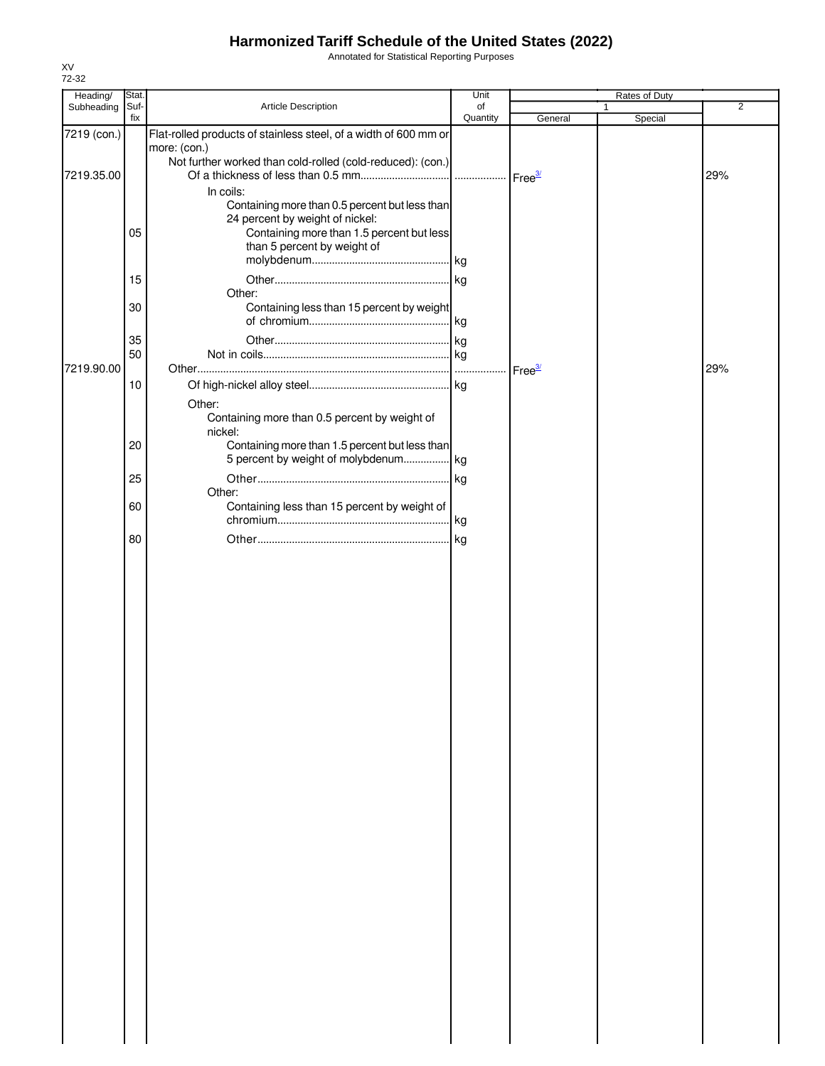# Harmonized Tariff Schedule of the United States (2022)

Annotated for Statistical Reporting Purposes

XV
72-32

| Heading/ Subheading | Stat. Suf- fix | Article Description | Unit of Quantity | Rates of Duty 1 General | Special | 2 |
|---|---|---|---|---|---|---|
| 7219 (con.) | | Flat-rolled products of stainless steel, of a width of 600 mm or more: (con.) | | | | |
| | | Not further worked than cold-rolled (cold-reduced): (con.) | | | | |
| 7219.35.00 | | Of a thickness of less than 0.5 mm | | Free[3/] | | 29% |
| | | In coils: | | | | |
| | | Containing more than 0.5 percent but less than 24 percent by weight of nickel: | | | | |
| | 05 | Containing more than 1.5 percent but less than 5 percent by weight of molybdenum | kg | | | |
| | 15 | Other | kg | | | |
| | | Other: | | | | |
| | 30 | Containing less than 15 percent by weight of chromium | kg | | | |
| | 35 | Other | kg | | | |
| | 50 | Not in coils | kg | | | |
| 7219.90.00 | | Other | | Free[3/] | | 29% |
| | 10 | Of high-nickel alloy steel | kg | | | |
| | | Other: | | | | |
| | | Containing more than 0.5 percent by weight of nickel: | | | | |
| | 20 | Containing more than 1.5 percent but less than 5 percent by weight of molybdenum | kg | | | |
| | 25 | Other | kg | | | |
| | | Other: | | | | |
| | 60 | Containing less than 15 percent by weight of chromium | kg | | | |
| | 80 | Other | kg | | | |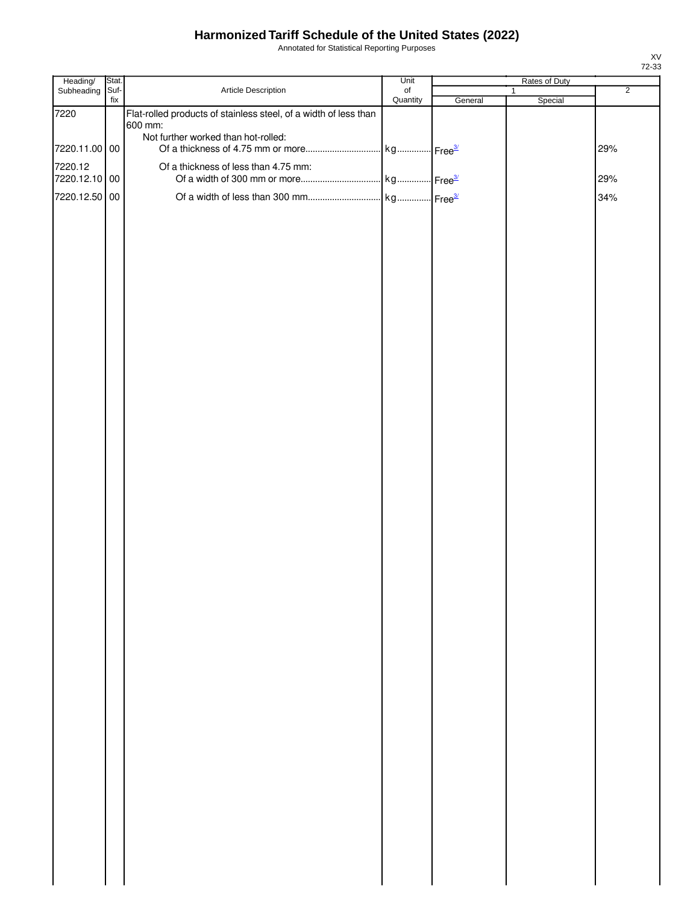# Harmonized Tariff Schedule of the United States (2022)

Annotated for Statistical Reporting Purposes

XV
72-33

| Heading/ Subheading | Stat. Suf- fix | Article Description | Unit of Quantity | Rates of Duty 1 General | Special | 2 |
|---|---|---|---|---|---|---|
| 7220 | | Flat-rolled products of stainless steel, of a width of less than 600 mm: | | | | |
| | | Not further worked than hot-rolled: | | | | |
| 7220.11.00 | 00 | Of a thickness of 4.75 mm or more | kg | Free[3/] | | 29% |
| 7220.12 | | Of a thickness of less than 4.75 mm: | | | | |
| 7220.12.10 | 00 | Of a width of 300 mm or more | kg | Free[3/] | | 29% |
| 7220.12.50 | 00 | Of a width of less than 300 mm | kg | Free[3/] | | 34% |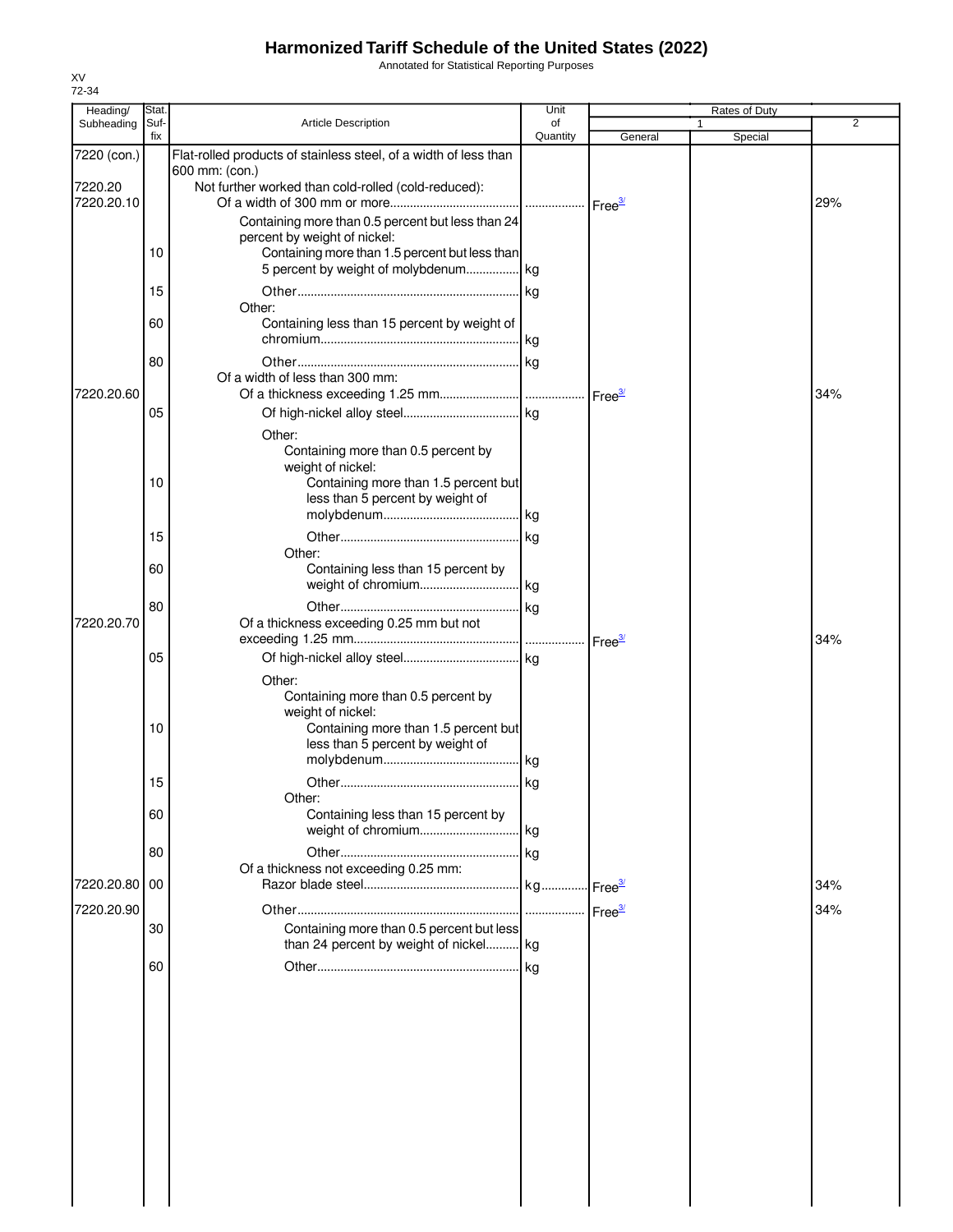# Harmonized Tariff Schedule of the United States (2022)

Annotated for Statistical Reporting Purposes

XV
72-34

| Heading/ Subheading | Stat. Suf- fix | Article Description | Unit of Quantity | Rates of Duty 1 General | Special | 2 |
|---|---|---|---|---|---|---|
| 7220 (con.) | | Flat-rolled products of stainless steel, of a width of less than 600 mm: (con.) | | | | |
| 7220.20 | | Not further worked than cold-rolled (cold-reduced): | | | | |
| 7220.20.10 | | Of a width of 300 mm or more | | Free[3/] | | 29% |
| | | Containing more than 0.5 percent but less than 24 percent by weight of nickel: | | | | |
| | 10 | Containing more than 1.5 percent but less than 5 percent by weight of molybdenum | kg | | | |
| | 15 | Other | kg | | | |
| | | Other: | | | | |
| | 60 | Containing less than 15 percent by weight of chromium | kg | | | |
| | 80 | Other | kg | | | |
| | | Of a width of less than 300 mm: | | | | |
| 7220.20.60 | | Of a thickness exceeding 1.25 mm | | Free[3/] | | 34% |
| | 05 | Of high-nickel alloy steel | kg | | | |
| | | Other: | | | | |
| | | Containing more than 0.5 percent by weight of nickel: | | | | |
| | 10 | Containing more than 1.5 percent but less than 5 percent by weight of molybdenum | kg | | | |
| | 15 | Other | kg | | | |
| | | Other: | | | | |
| | 60 | Containing less than 15 percent by weight of chromium | kg | | | |
| | 80 | Other | kg | | | |
| 7220.20.70 | | Of a thickness exceeding 0.25 mm but not exceeding 1.25 mm | | Free[3/] | | 34% |
| | 05 | Of high-nickel alloy steel | kg | | | |
| | | Other: | | | | |
| | | Containing more than 0.5 percent by weight of nickel: | | | | |
| | 10 | Containing more than 1.5 percent but less than 5 percent by weight of molybdenum | kg | | | |
| | 15 | Other | kg | | | |
| | | Other: | | | | |
| | 60 | Containing less than 15 percent by weight of chromium | kg | | | |
| | 80 | Other | kg | | | |
| | | Of a thickness not exceeding 0.25 mm: | | | | |
| 7220.20.80 | 00 | Razor blade steel | kg | Free[3/] | | 34% |
| 7220.20.90 | | Other | | Free[3/] | | 34% |
| | 30 | Containing more than 0.5 percent but less than 24 percent by weight of nickel | kg | | | |
| | 60 | Other | kg | | | |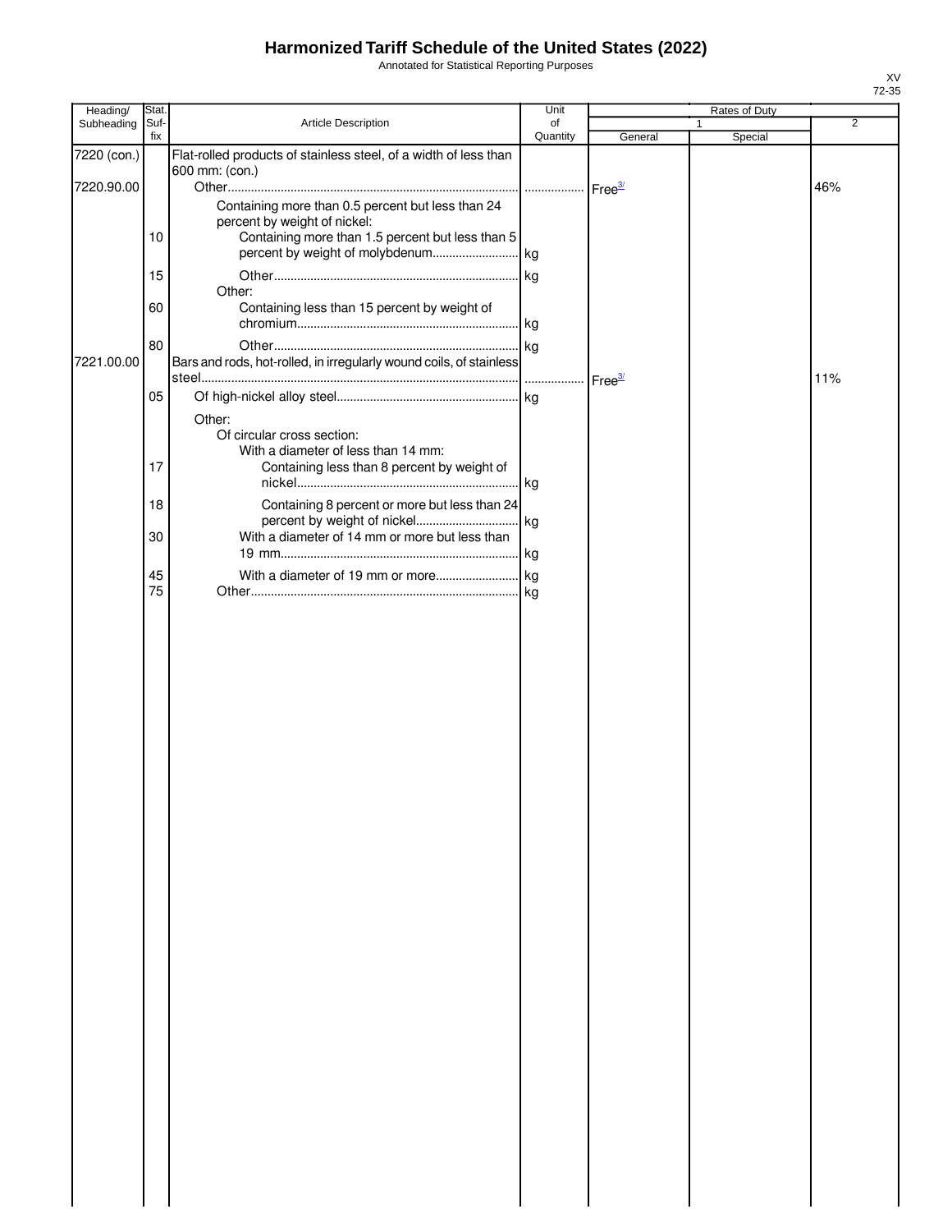# Harmonized Tariff Schedule of the United States (2022)

Annotated for Statistical Reporting Purposes

XV
72-35

| Heading/ Subheading | Stat. Suf- fix | Article Description | Unit of Quantity | Rates of Duty 1 General | Special | 2 |
|---|---|---|---|---|---|---|
| 7220 (con.) | | Flat-rolled products of stainless steel, of a width of less than 600 mm: (con.) | | | | |
| 7220.90.00 | | Other | | Free[3/] | | 46% |
| | | Containing more than 0.5 percent but less than 24 percent by weight of nickel: | | | | |
| | 10 | Containing more than 1.5 percent but less than 5 percent by weight of molybdenum | kg | | | |
| | 15 | Other | kg | | | |
| | | Other: | | | | |
| | 60 | Containing less than 15 percent by weight of chromium | kg | | | |
| | 80 | Other | kg | | | |
| 7221.00.00 | | Bars and rods, hot-rolled, in irregularly wound coils, of stainless steel | | Free[3/] | | 11% |
| | 05 | Of high-nickel alloy steel | kg | | | |
| | | Other: | | | | |
| | | Of circular cross section: | | | | |
| | | With a diameter of less than 14 mm: | | | | |
| | 17 | Containing less than 8 percent by weight of nickel | kg | | | |
| | 18 | Containing 8 percent or more but less than 24 percent by weight of nickel | kg | | | |
| | 30 | With a diameter of 14 mm or more but less than 19 mm | kg | | | |
| | 45 | With a diameter of 19 mm or more | kg | | | |
| | 75 | Other | kg | | | |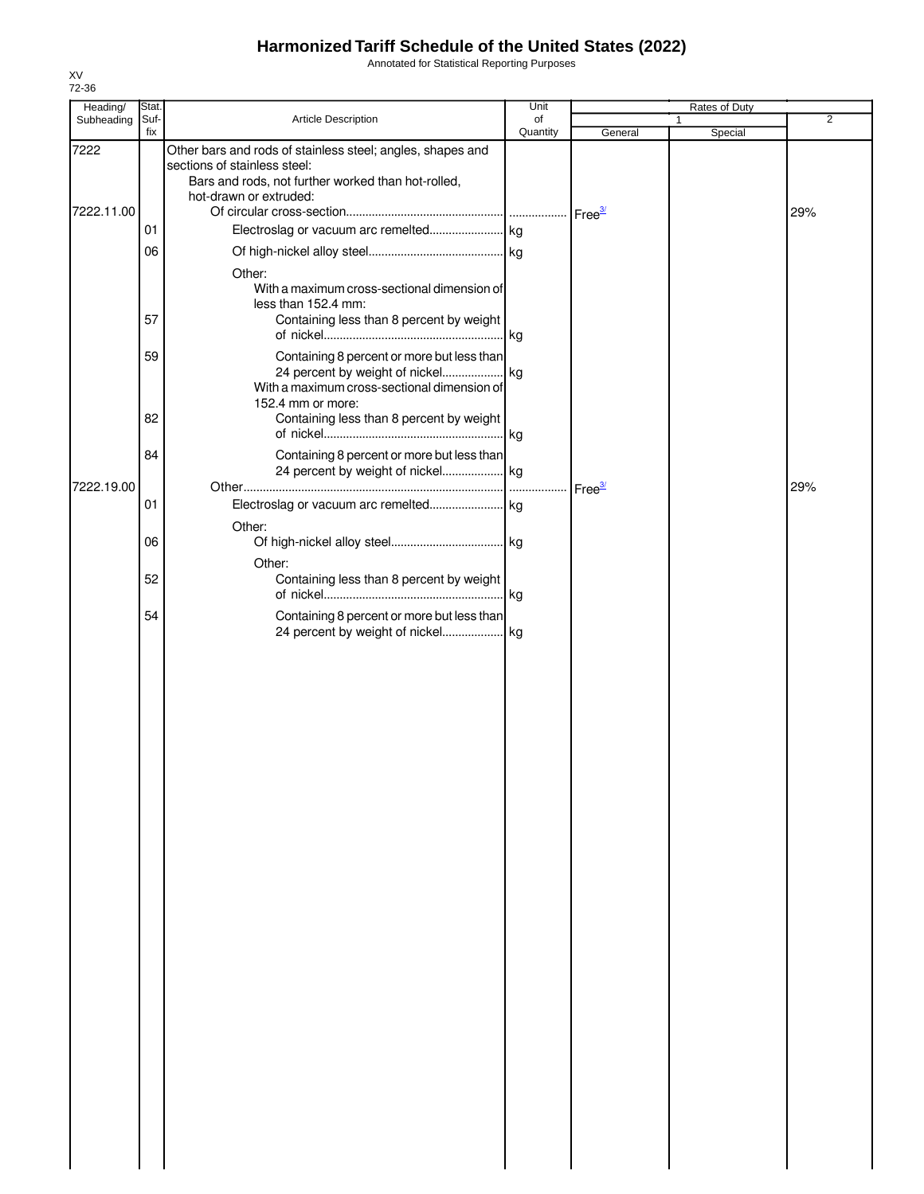# Harmonized Tariff Schedule of the United States (2022)

Annotated for Statistical Reporting Purposes

XV
72-36

| Heading/ Subheading | Stat. Suf-fix | Article Description | Unit of Quantity | Rates of Duty 1 General | Rates of Duty 1 Special | Rates of Duty 2 |
|---|---|---|---|---|---|---|
| 7222 | | Other bars and rods of stainless steel; angles, shapes and sections of stainless steel: | | | | |
| | | Bars and rods, not further worked than hot-rolled, hot-drawn or extruded: | | | | |
| 7222.11.00 | | Of circular cross-section | | Free[3/] | | 29% |
| | 01 | Electroslag or vacuum arc remelted | kg | | | |
| | 06 | Of high-nickel alloy steel | kg | | | |
| | | Other: | | | | |
| | | With a maximum cross-sectional dimension of less than 152.4 mm: | | | | |
| | 57 | Containing less than 8 percent by weight of nickel | kg | | | |
| | 59 | Containing 8 percent or more but less than 24 percent by weight of nickel | kg | | | |
| | | With a maximum cross-sectional dimension of 152.4 mm or more: | | | | |
| | 82 | Containing less than 8 percent by weight of nickel | kg | | | |
| | 84 | Containing 8 percent or more but less than 24 percent by weight of nickel | kg | | | |
| 7222.19.00 | | Other | | Free[3/] | | 29% |
| | 01 | Electroslag or vacuum arc remelted | kg | | | |
| | | Other: | | | | |
| | 06 | Of high-nickel alloy steel | kg | | | |
| | | Other: | | | | |
| | 52 | Containing less than 8 percent by weight of nickel | kg | | | |
| | 54 | Containing 8 percent or more but less than 24 percent by weight of nickel | kg | | | |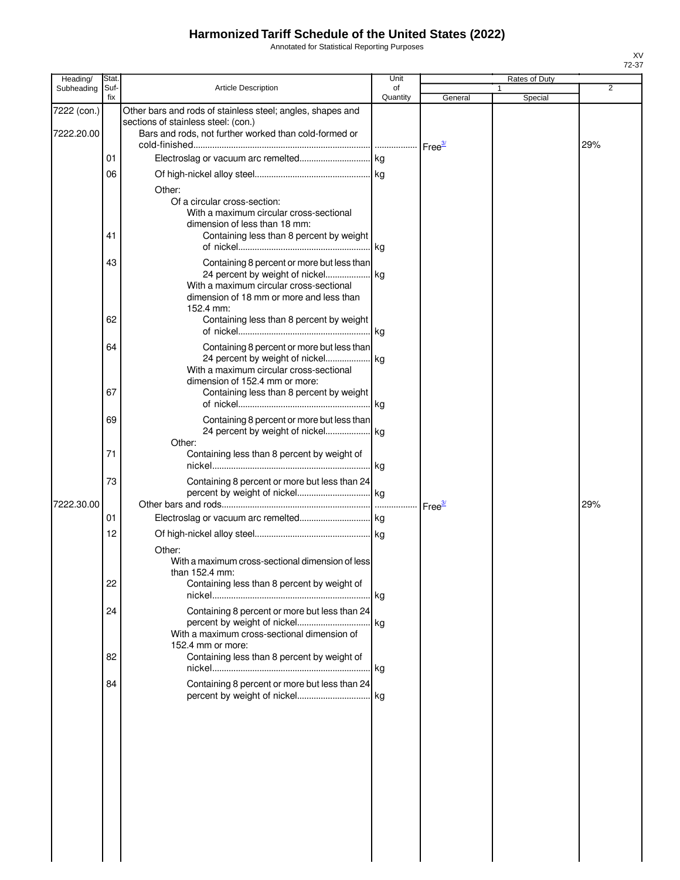# Harmonized Tariff Schedule of the United States (2022)

Annotated for Statistical Reporting Purposes

| Heading/ Subheading | Stat. Suf- fix | Article Description | Unit of Quantity | Rates of Duty 1 General | Special | 2 |
|---|---|---|---|---|---|---|
| 7222 (con.) | | Other bars and rods of stainless steel; angles, shapes and sections of stainless steel: (con.) | | | | |
| 7222.20.00 | | Bars and rods, not further worked than cold-formed or cold-finished | | Free[3/] | | 29% |
| | 01 | Electroslag or vacuum arc remelted | kg | | | |
| | 06 | Of high-nickel alloy steel | kg | | | |
| | | Other: | | | | |
| | | Of a circular cross-section: | | | | |
| | | With a maximum circular cross-sectional dimension of less than 18 mm: | | | | |
| | 41 | Containing less than 8 percent by weight of nickel | kg | | | |
| | 43 | Containing 8 percent or more but less than 24 percent by weight of nickel | kg | | | |
| | | With a maximum circular cross-sectional dimension of 18 mm or more and less than 152.4 mm: | | | | |
| | 62 | Containing less than 8 percent by weight of nickel | kg | | | |
| | 64 | Containing 8 percent or more but less than 24 percent by weight of nickel | kg | | | |
| | | With a maximum circular cross-sectional dimension of 152.4 mm or more: | | | | |
| | 67 | Containing less than 8 percent by weight of nickel | kg | | | |
| | 69 | Containing 8 percent or more but less than 24 percent by weight of nickel | kg | | | |
| | | Other: | | | | |
| | 71 | Containing less than 8 percent by weight of nickel | kg | | | |
| | 73 | Containing 8 percent or more but less than 24 percent by weight of nickel | kg | | | |
| 7222.30.00 | | Other bars and rods | | Free[3/] | | 29% |
| | 01 | Electroslag or vacuum arc remelted | kg | | | |
| | 12 | Of high-nickel alloy steel | kg | | | |
| | | Other: | | | | |
| | | With a maximum cross-sectional dimension of less than 152.4 mm: | | | | |
| | 22 | Containing less than 8 percent by weight of nickel | kg | | | |
| | 24 | Containing 8 percent or more but less than 24 percent by weight of nickel | kg | | | |
| | | With a maximum cross-sectional dimension of 152.4 mm or more: | | | | |
| | 82 | Containing less than 8 percent by weight of nickel | kg | | | |
| | 84 | Containing 8 percent or more but less than 24 percent by weight of nickel | kg | | | |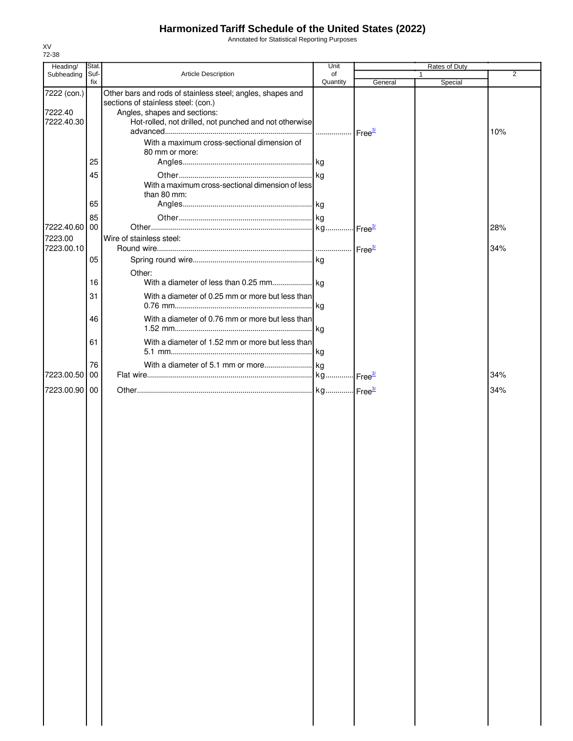# Harmonized Tariff Schedule of the United States (2022)

Annotated for Statistical Reporting Purposes

XV
72-38

| Heading/ Subheading | Stat. Suf-fix | Article Description | Unit of Quantity | Rates of Duty 1 General | Rates of Duty 1 Special | Rates of Duty 2 |
|---|---|---|---|---|---|---|
| 7222 (con.) | | Other bars and rods of stainless steel; angles, shapes and sections of stainless steel: (con.) | | | | |
| 7222.40 | | Angles, shapes and sections: | | | | |
| 7222.40.30 | | Hot-rolled, not drilled, not punched and not otherwise advanced | | Free[3/] | | 10% |
| | | With a maximum cross-sectional dimension of 80 mm or more: | | | | |
| | 25 | Angles | kg | | | |
| | 45 | Other | kg | | | |
| | | With a maximum cross-sectional dimension of less than 80 mm: | | | | |
| | 65 | Angles | kg | | | |
| | 85 | Other | kg | | | |
| 7222.40.60 | 00 | Other | kg | Free[3/] | | 28% |
| 7223.00 | | Wire of stainless steel: | | | | |
| 7223.00.10 | | Round wire | | Free[3/] | | 34% |
| | 05 | Spring round wire | kg | | | |
| | | Other: | | | | |
| | 16 | With a diameter of less than 0.25 mm | kg | | | |
| | 31 | With a diameter of 0.25 mm or more but less than 0.76 mm | kg | | | |
| | 46 | With a diameter of 0.76 mm or more but less than 1.52 mm | kg | | | |
| | 61 | With a diameter of 1.52 mm or more but less than 5.1 mm | kg | | | |
| | 76 | With a diameter of 5.1 mm or more | kg | | | |
| 7223.00.50 | 00 | Flat wire | kg | Free[3/] | | 34% |
| 7223.00.90 | 00 | Other | kg | Free[3/] | | 34% |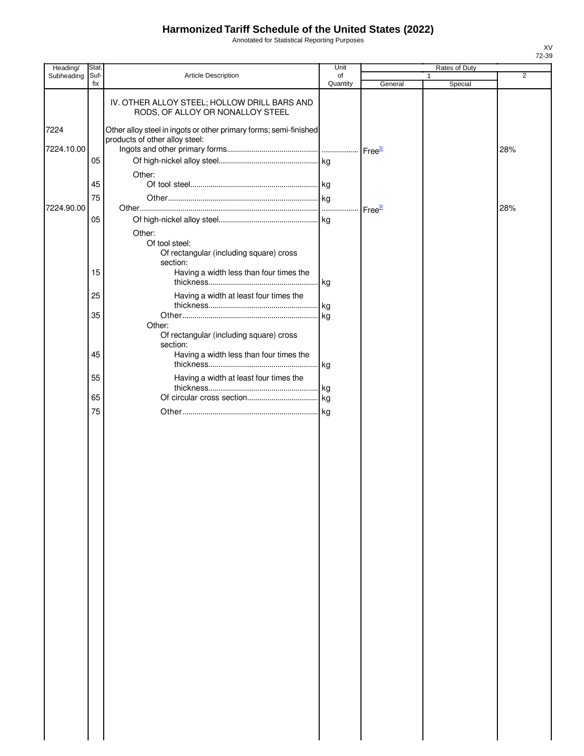# Harmonized Tariff Schedule of the United States (2022)

Annotated for Statistical Reporting Purposes

| Heading/ Subheading | Stat. Suf- fix | Article Description | Unit of Quantity | Rates of Duty 1 General | Special | 2 |
|---|---|---|---|---|---|---|
| | | IV. OTHER ALLOY STEEL; HOLLOW DRILL BARS AND RODS, OF ALLOY OR NONALLOY STEEL | | | | |
| 7224 | | Other alloy steel in ingots or other primary forms; semi-finished products of other alloy steel: | | | | |
| 7224.10.00 | | Ingots and other primary forms | | Free[3/] | | 28% |
| | 05 | Of high-nickel alloy steel | kg | | | |
| | | Other: | | | | |
| | 45 | Of tool steel | kg | | | |
| | 75 | Other | kg | | | |
| 7224.90.00 | | Other | | Free[3/] | | 28% |
| | 05 | Of high-nickel alloy steel | kg | | | |
| | | Other: | | | | |
| | | Of tool steel: | | | | |
| | | Of rectangular (including square) cross section: | | | | |
| | 15 | Having a width less than four times the thickness | kg | | | |
| | 25 | Having a width at least four times the thickness | kg | | | |
| | 35 | Other | kg | | | |
| | | Other: | | | | |
| | | Of rectangular (including square) cross section: | | | | |
| | 45 | Having a width less than four times the thickness | kg | | | |
| | 55 | Having a width at least four times the thickness | kg | | | |
| | 65 | Of circular cross section | kg | | | |
| | 75 | Other | kg | | | |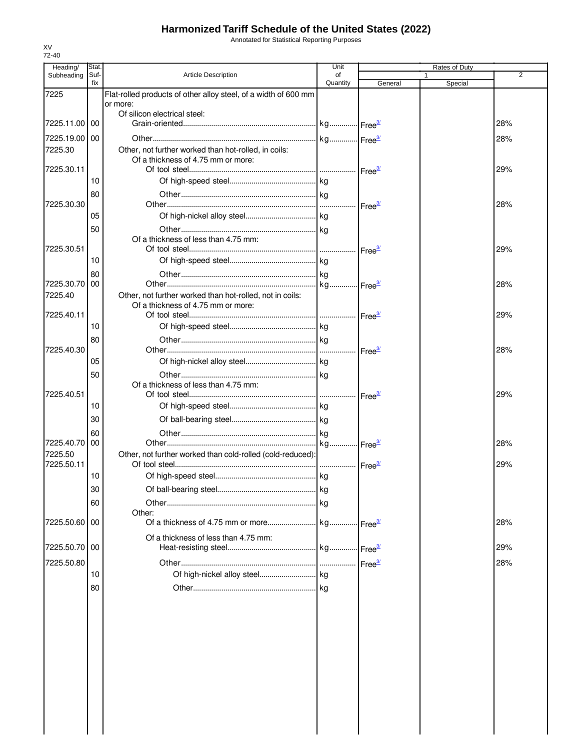# Harmonized Tariff Schedule of the United States (2022)

Annotated for Statistical Reporting Purposes

XV
72-40

| Heading/ Subheading | Stat. Suf- fix | Article Description | Unit of Quantity | Rates of Duty 1 General | Special | 2 |
|---|---|---|---|---|---|---|
| 7225 | | Flat-rolled products of other alloy steel, of a width of 600 mm or more: | | | | |
| | | Of silicon electrical steel: | | | | |
| 7225.11.00 | 00 | Grain-oriented | kg | Free[3/] | | 28% |
| 7225.19.00 | 00 | Other | kg | Free[3/] | | 28% |
| 7225.30 | | Other, not further worked than hot-rolled, in coils: | | | | |
| | | Of a thickness of 4.75 mm or more: | | | | |
| 7225.30.11 | | Of tool steel | | Free[3/] | | 29% |
| | 10 | Of high-speed steel | kg | | | |
| | 80 | Other | kg | | | |
| 7225.30.30 | | Other | | Free[3/] | | 28% |
| | 05 | Of high-nickel alloy steel | kg | | | |
| | 50 | Other | kg | | | |
| | | Of a thickness of less than 4.75 mm: | | | | |
| 7225.30.51 | | Of tool steel | | Free[3/] | | 29% |
| | 10 | Of high-speed steel | kg | | | |
| | 80 | Other | kg | | | |
| 7225.30.70 | 00 | Other | kg | Free[3/] | | 28% |
| 7225.40 | | Other, not further worked than hot-rolled, not in coils: | | | | |
| | | Of a thickness of 4.75 mm or more: | | | | |
| 7225.40.11 | | Of tool steel | | Free[3/] | | 29% |
| | 10 | Of high-speed steel | kg | | | |
| | 80 | Other | kg | | | |
| 7225.40.30 | | Other | | Free[3/] | | 28% |
| | 05 | Of high-nickel alloy steel | kg | | | |
| | 50 | Other | kg | | | |
| | | Of a thickness of less than 4.75 mm: | | | | |
| 7225.40.51 | | Of tool steel | | Free[3/] | | 29% |
| | 10 | Of high-speed steel | kg | | | |
| | 30 | Of ball-bearing steel | kg | | | |
| | 60 | Other | kg | | | |
| 7225.40.70 | 00 | Other | kg | Free[3/] | | 28% |
| 7225.50 | | Other, not further worked than cold-rolled (cold-reduced): | | | | |
| 7225.50.11 | | Of tool steel | | Free[3/] | | 29% |
| | 10 | Of high-speed steel | kg | | | |
| | 30 | Of ball-bearing steel | kg | | | |
| | 60 | Other | kg | | | |
| | | Other: | | | | |
| 7225.50.60 | 00 | Of a thickness of 4.75 mm or more | kg | Free[3/] | | 28% |
| | | Of a thickness of less than 4.75 mm: | | | | |
| 7225.50.70 | 00 | Heat-resisting steel | kg | Free[3/] | | 29% |
| 7225.50.80 | | Other | | Free[3/] | | 28% |
| | 10 | Of high-nickel alloy steel | kg | | | |
| | 80 | Other | kg | | | |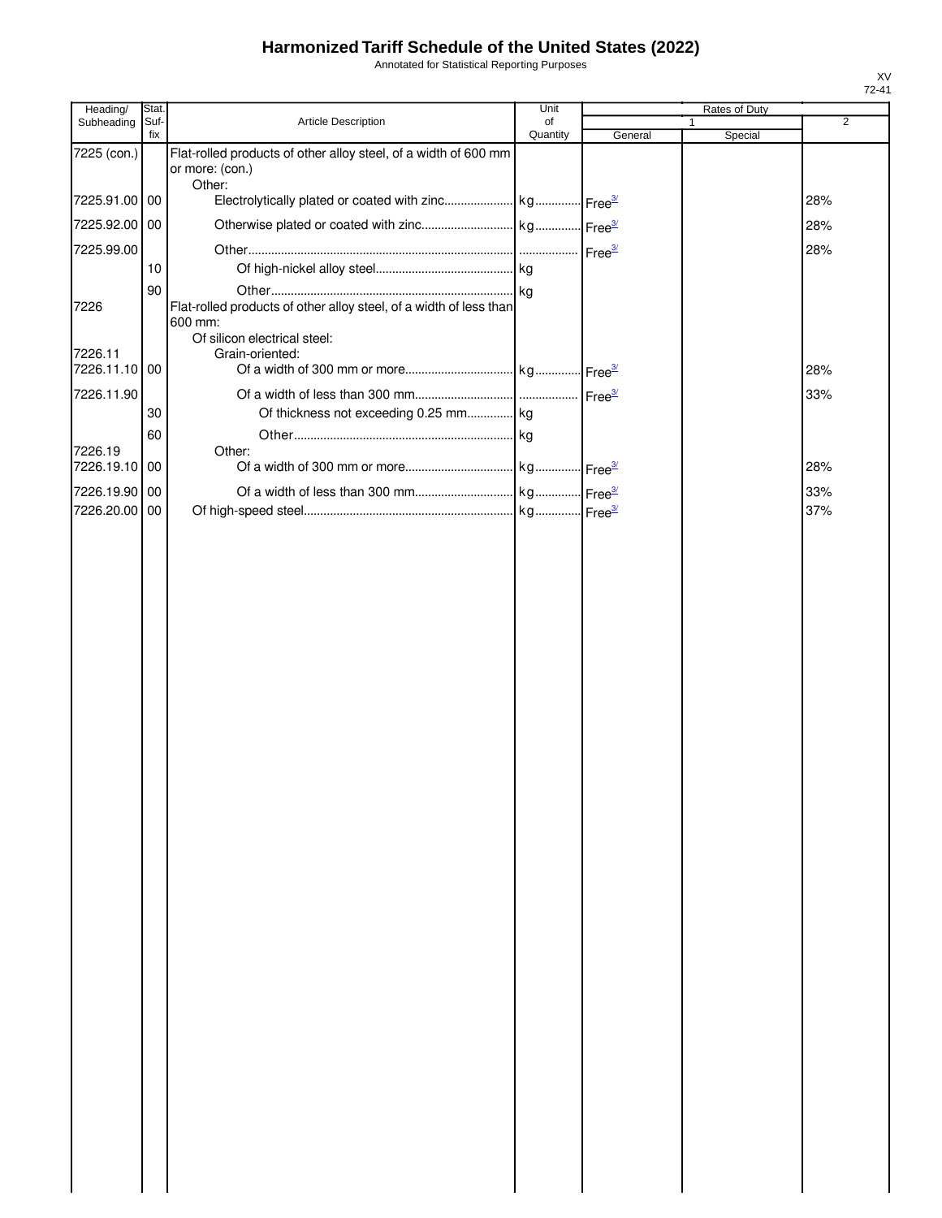# Harmonized Tariff Schedule of the United States (2022)

Annotated for Statistical Reporting Purposes

XV
72-41

| Heading/ Subheading | Stat. Suf- fix | Article Description | Unit of Quantity | Rates of Duty 1 General | Special | 2 |
|---|---|---|---|---|---|---|
| 7225 (con.) | | Flat-rolled products of other alloy steel, of a width of 600 mm or more: (con.) | | | | |
| | | Other: | | | | |
| 7225.91.00 | 00 | Electrolytically plated or coated with zinc | kg | Free[3/] | | 28% |
| 7225.92.00 | 00 | Otherwise plated or coated with zinc | kg | Free[3/] | | 28% |
| 7225.99.00 | | Other | | Free[3/] | | 28% |
| | 10 | Of high-nickel alloy steel | kg | | | |
| | 90 | Other | kg | | | |
| 7226 | | Flat-rolled products of other alloy steel, of a width of less than 600 mm: | | | | |
| | | Of silicon electrical steel: | | | | |
| 7226.11 | | Grain-oriented: | | | | |
| 7226.11.10 | 00 | Of a width of 300 mm or more | kg | Free[3/] | | 28% |
| 7226.11.90 | | Of a width of less than 300 mm | | Free[3/] | | 33% |
| | 30 | Of thickness not exceeding 0.25 mm | kg | | | |
| | 60 | Other | kg | | | |
| 7226.19 | | Other: | | | | |
| 7226.19.10 | 00 | Of a width of 300 mm or more | kg | Free[3/] | | 28% |
| 7226.19.90 | 00 | Of a width of less than 300 mm | kg | Free[3/] | | 33% |
| 7226.20.00 | 00 | Of high-speed steel | kg | Free[3/] | | 37% |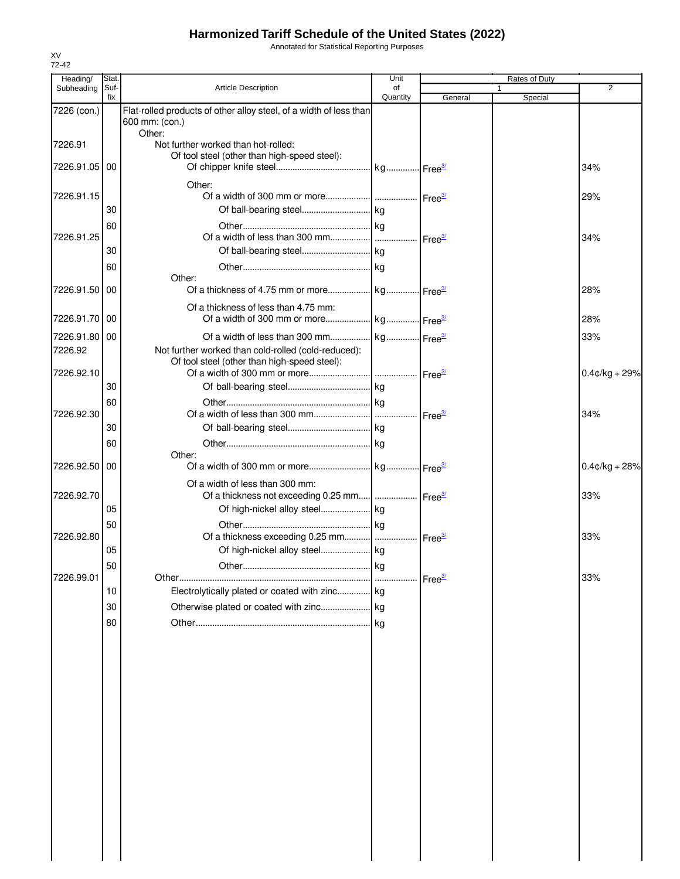# Harmonized Tariff Schedule of the United States (2022)

Annotated for Statistical Reporting Purposes

XV
72-42

| Heading/ Subheading | Stat. Suf- fix | Article Description | Unit of Quantity | Rates of Duty 1 General | Rates of Duty 1 Special | Rates of Duty 2 |
|---|---|---|---|---|---|---|
| 7226 (con.) | | Flat-rolled products of other alloy steel, of a width of less than 600 mm: (con.) | | | | |
| | | Other: | | | | |
| 7226.91 | | Not further worked than hot-rolled: | | | | |
| | | Of tool steel (other than high-speed steel): | | | | |
| 7226.91.05 | 00 | Of chipper knife steel | kg | Free[3/] | | 34% |
| | | Other: | | | | |
| 7226.91.15 | | Of a width of 300 mm or more | | Free[3/] | | 29% |
| | 30 | Of ball-bearing steel | kg | | | |
| | 60 | Other | kg | | | |
| 7226.91.25 | | Of a width of less than 300 mm | | Free[3/] | | 34% |
| | 30 | Of ball-bearing steel | kg | | | |
| | 60 | Other | kg | | | |
| | | Other: | | | | |
| 7226.91.50 | 00 | Of a thickness of 4.75 mm or more | kg | Free[3/] | | 28% |
| | | Of a thickness of less than 4.75 mm: | | | | |
| 7226.91.70 | 00 | Of a width of 300 mm or more | kg | Free[3/] | | 28% |
| 7226.91.80 | 00 | Of a width of less than 300 mm | kg | Free[3/] | | 33% |
| 7226.92 | | Not further worked than cold-rolled (cold-reduced): | | | | |
| | | Of tool steel (other than high-speed steel): | | | | |
| 7226.92.10 | | Of a width of 300 mm or more | | Free[3/] | | 0.4¢/kg + 29% |
| | 30 | Of ball-bearing steel | kg | | | |
| | 60 | Other | kg | | | |
| 7226.92.30 | | Of a width of less than 300 mm | | Free[3/] | | 34% |
| | 30 | Of ball-bearing steel | kg | | | |
| | 60 | Other | kg | | | |
| | | Other: | | | | |
| 7226.92.50 | 00 | Of a width of 300 mm or more | kg | Free[3/] | | 0.4¢/kg + 28% |
| | | Of a width of less than 300 mm: | | | | |
| 7226.92.70 | | Of a thickness not exceeding 0.25 mm | | Free[3/] | | 33% |
| | 05 | Of high-nickel alloy steel | kg | | | |
| | 50 | Other | kg | | | |
| 7226.92.80 | | Of a thickness exceeding 0.25 mm | | Free[3/] | | 33% |
| | 05 | Of high-nickel alloy steel | kg | | | |
| | 50 | Other | kg | | | |
| 7226.99.01 | | Other | | Free[3/] | | 33% |
| | 10 | Electrolytically plated or coated with zinc | kg | | | |
| | 30 | Otherwise plated or coated with zinc | kg | | | |
| | 80 | Other | kg | | | |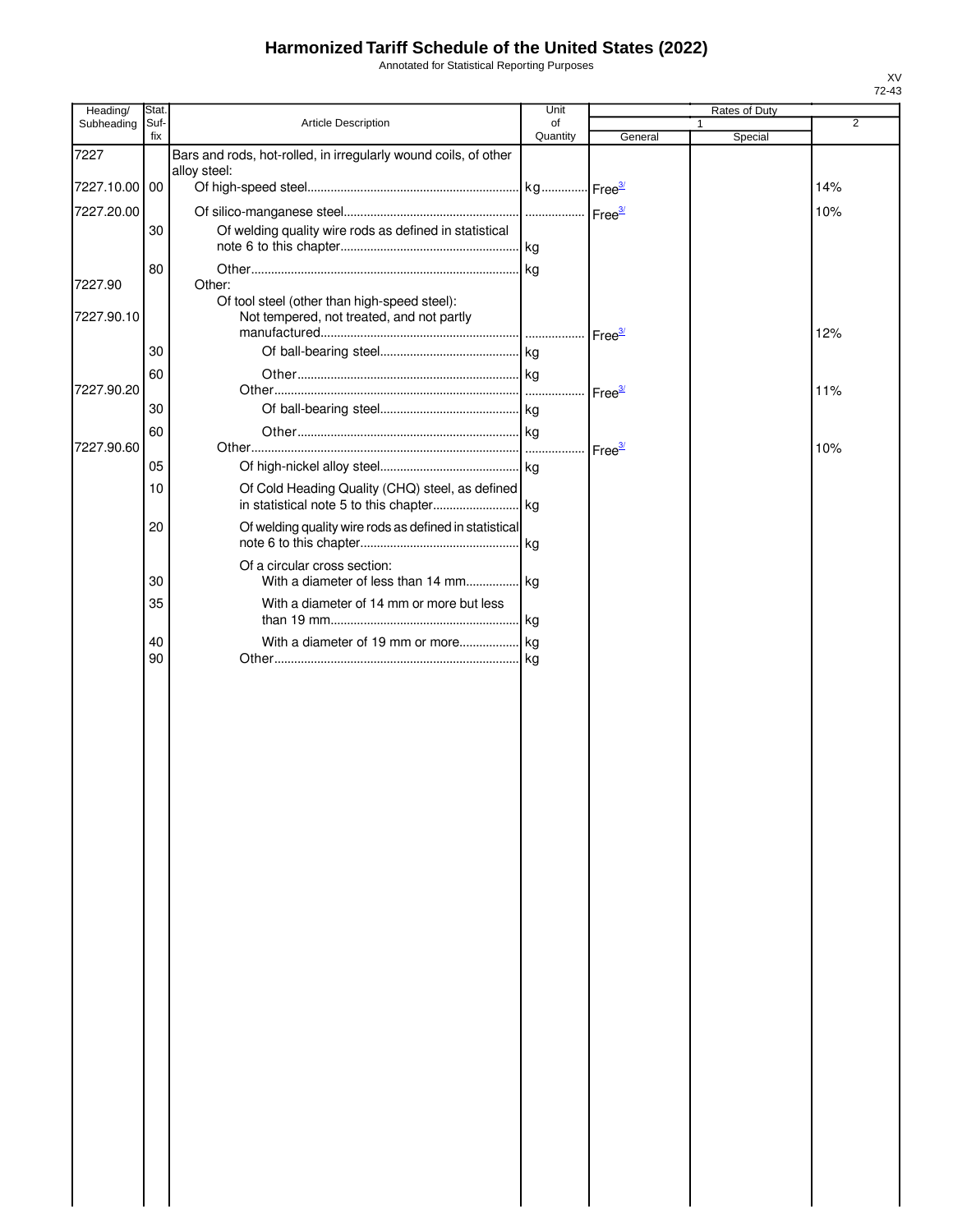# Harmonized Tariff Schedule of the United States (2022)

Annotated for Statistical Reporting Purposes

XV
72-43

| Heading/ Subheading | Stat. Suf- fix | Article Description | Unit of Quantity | Rates of Duty 1 General | Special | 2 |
|---|---|---|---|---|---|---|
| 7227 | | Bars and rods, hot-rolled, in irregularly wound coils, of other alloy steel: | | | | |
| 7227.10.00 | 00 | Of high-speed steel | kg | Free[3/] | | 14% |
| 7227.20.00 | | Of silico-manganese steel | | Free[3/] | | 10% |
| | 30 | Of welding quality wire rods as defined in statistical note 6 to this chapter | kg | | | |
| | 80 | Other | kg | | | |
| 7227.90 | | Other: | | | | |
| | | Of tool steel (other than high-speed steel): | | | | |
| 7227.90.10 | | Not tempered, not treated, and not partly manufactured | | Free[3/] | | 12% |
| | 30 | Of ball-bearing steel | kg | | | |
| | 60 | Other | kg | | | |
| 7227.90.20 | | Other | | Free[3/] | | 11% |
| | 30 | Of ball-bearing steel | kg | | | |
| | 60 | Other | kg | | | |
| 7227.90.60 | | Other | | Free[3/] | | 10% |
| | 05 | Of high-nickel alloy steel | kg | | | |
| | 10 | Of Cold Heading Quality (CHQ) steel, as defined in statistical note 5 to this chapter | kg | | | |
| | 20 | Of welding quality wire rods as defined in statistical note 6 to this chapter | kg | | | |
| | | Of a circular cross section: | | | | |
| | 30 | With a diameter of less than 14 mm | kg | | | |
| | 35 | With a diameter of 14 mm or more but less than 19 mm | kg | | | |
| | 40 | With a diameter of 19 mm or more | kg | | | |
| | 90 | Other | kg | | | |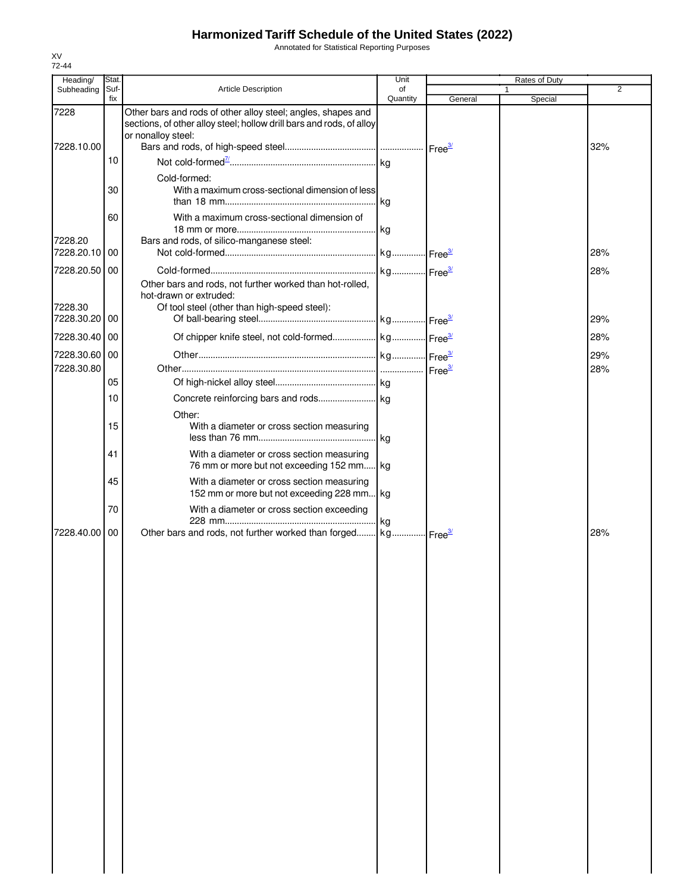# Harmonized Tariff Schedule of the United States (2022)

Annotated for Statistical Reporting Purposes

XV
72-44

| Heading/ Subheading | Stat. Suf- fix | Article Description | Unit of Quantity | Rates of Duty 1 General | Special | 2 |
|---|---|---|---|---|---|---|
| 7228 | | Other bars and rods of other alloy steel; angles, shapes and sections, of other alloy steel; hollow drill bars and rods, of alloy or nonalloy steel: | | | | |
| 7228.10.00 | | Bars and rods, of high-speed steel | | Free[3/] | | 32% |
| | 10 | Not cold-formed[7/] | kg | | | |
| | | Cold-formed: | | | | |
| | 30 | With a maximum cross-sectional dimension of less than 18 mm | kg | | | |
| | 60 | With a maximum cross-sectional dimension of 18 mm or more | kg | | | |
| 7228.20 | | Bars and rods, of silico-manganese steel: | | | | |
| 7228.20.10 | 00 | Not cold-formed | kg | Free[3/] | | 28% |
| 7228.20.50 | 00 | Cold-formed | kg | Free[3/] | | 28% |
| | | Other bars and rods, not further worked than hot-rolled, hot-drawn or extruded: | | | | |
| 7228.30 | | Of tool steel (other than high-speed steel): | | | | |
| 7228.30.20 | 00 | Of ball-bearing steel | kg | Free[3/] | | 29% |
| 7228.30.40 | 00 | Of chipper knife steel, not cold-formed | kg | Free[3/] | | 28% |
| 7228.30.60 | 00 | Other | kg | Free[3/] | | 29% |
| 7228.30.80 | | Other | | Free[3/] | | 28% |
| | 05 | Of high-nickel alloy steel | kg | | | |
| | 10 | Concrete reinforcing bars and rods | kg | | | |
| | | Other: | | | | |
| | 15 | With a diameter or cross section measuring less than 76 mm | kg | | | |
| | 41 | With a diameter or cross section measuring 76 mm or more but not exceeding 152 mm | kg | | | |
| | 45 | With a diameter or cross section measuring 152 mm or more but not exceeding 228 mm | kg | | | |
| | 70 | With a diameter or cross section exceeding 228 mm | kg | | | |
| 7228.40.00 | 00 | Other bars and rods, not further worked than forged | kg | Free[3/] | | 28% |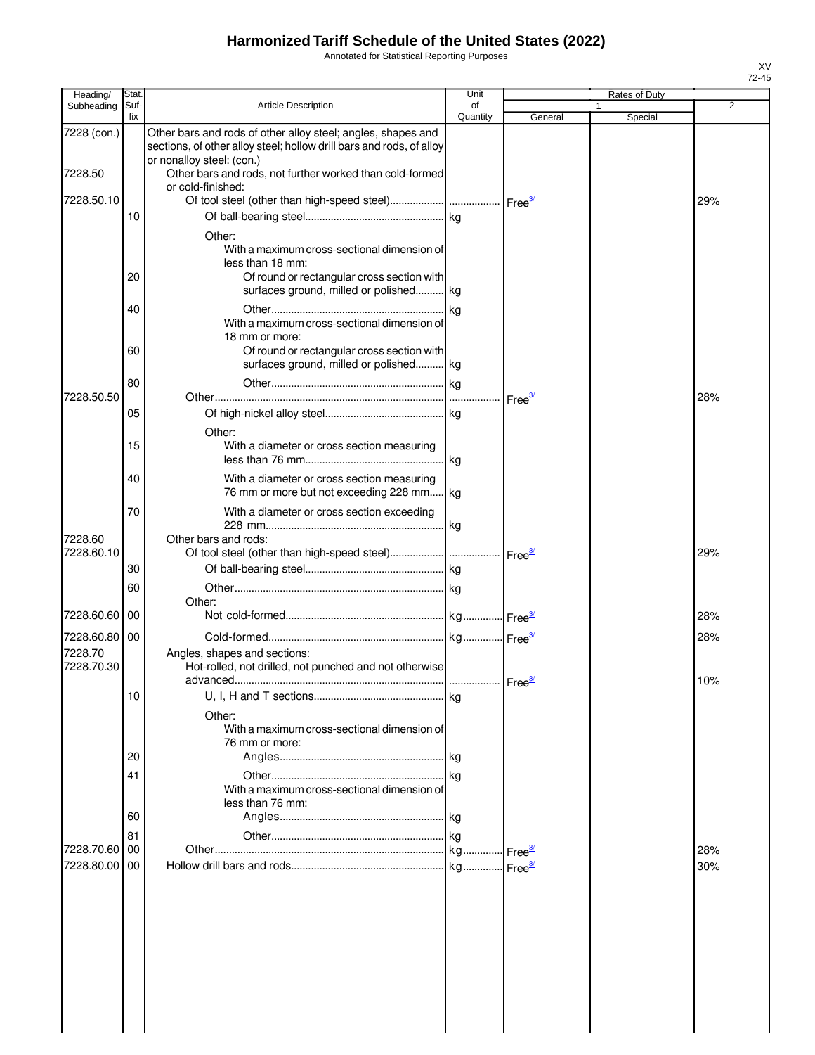# Harmonized Tariff Schedule of the United States (2022)

Annotated for Statistical Reporting Purposes

| Heading/ Subheading | Stat. Suf- fix | Article Description | Unit of Quantity | Rates of Duty 1 General | Special | 2 |
|---|---|---|---|---|---|---|
| 7228 (con.) | | Other bars and rods of other alloy steel; angles, shapes and sections, of other alloy steel; hollow drill bars and rods, of alloy or nonalloy steel: (con.) | | | | |
| 7228.50 | | Other bars and rods, not further worked than cold-formed or cold-finished: | | | | |
| 7228.50.10 | | Of tool steel (other than high-speed steel) | | Free[3/] | | 29% |
| | 10 | Of ball-bearing steel | kg | | | |
| | | Other: | | | | |
| | | With a maximum cross-sectional dimension of less than 18 mm: | | | | |
| | 20 | Of round or rectangular cross section with surfaces ground, milled or polished | kg | | | |
| | 40 | Other | kg | | | |
| | | With a maximum cross-sectional dimension of 18 mm or more: | | | | |
| | 60 | Of round or rectangular cross section with surfaces ground, milled or polished | kg | | | |
| | 80 | Other | kg | | | |
| 7228.50.50 | | Other | | Free[3/] | | 28% |
| | 05 | Of high-nickel alloy steel | kg | | | |
| | | Other: | | | | |
| | 15 | With a diameter or cross section measuring less than 76 mm | kg | | | |
| | 40 | With a diameter or cross section measuring 76 mm or more but not exceeding 228 mm | kg | | | |
| | 70 | With a diameter or cross section exceeding 228 mm | kg | | | |
| 7228.60 | | Other bars and rods: | | | | |
| 7228.60.10 | | Of tool steel (other than high-speed steel) | | Free[3/] | | 29% |
| | 30 | Of ball-bearing steel | kg | | | |
| | 60 | Other | kg | | | |
| | | Other: | | | | |
| 7228.60.60 | 00 | Not cold-formed | kg | Free[3/] | | 28% |
| 7228.60.80 | 00 | Cold-formed | kg | Free[3/] | | 28% |
| 7228.70 | | Angles, shapes and sections: | | | | |
| 7228.70.30 | | Hot-rolled, not drilled, not punched and not otherwise advanced | | Free[3/] | | 10% |
| | 10 | U, I, H and T sections | kg | | | |
| | | Other: | | | | |
| | | With a maximum cross-sectional dimension of 76 mm or more: | | | | |
| | 20 | Angles | kg | | | |
| | 41 | Other | kg | | | |
| | | With a maximum cross-sectional dimension of less than 76 mm: | | | | |
| | 60 | Angles | kg | | | |
| | 81 | Other | kg | | | |
| 7228.70.60 | 00 | Other | kg | Free[3/] | | 28% |
| 7228.80.00 | 00 | Hollow drill bars and rods | kg | Free[3/] | | 30% |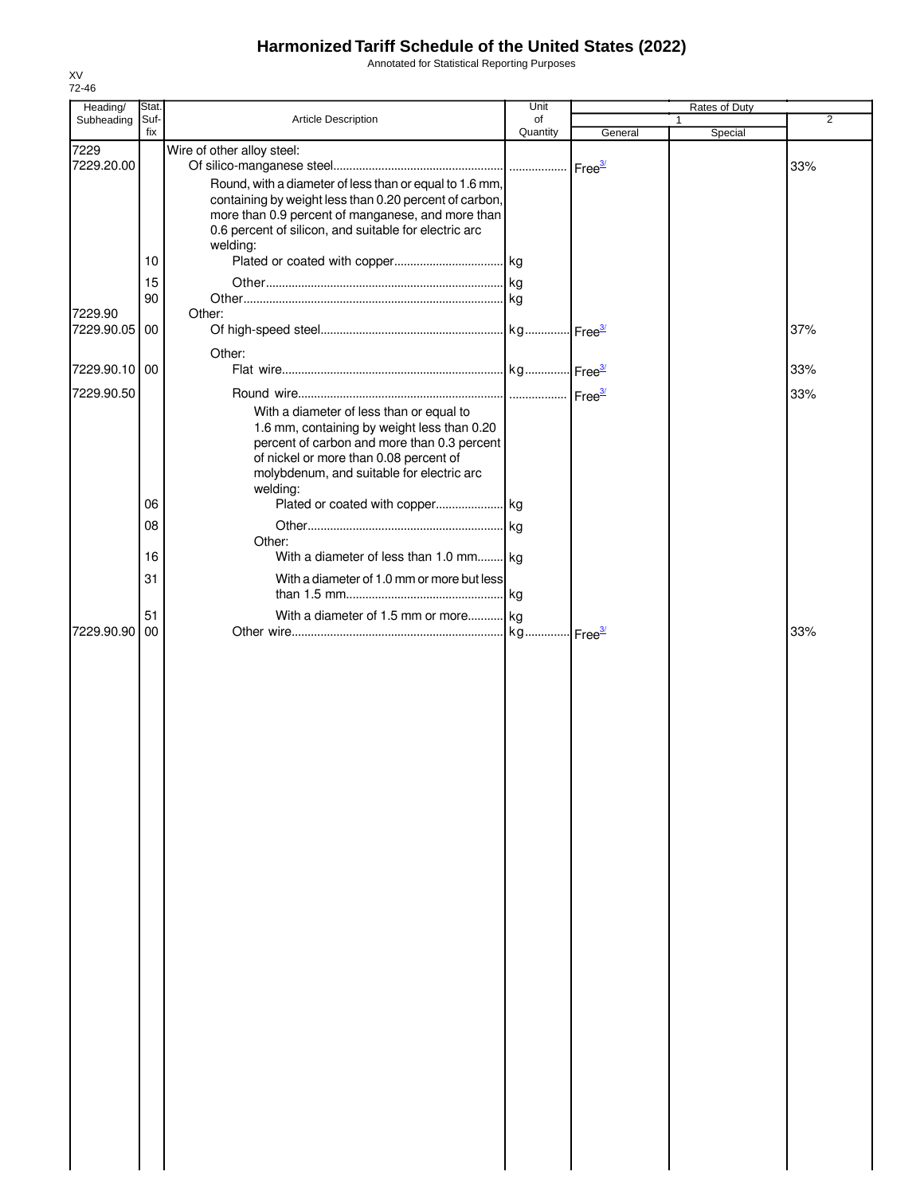# Harmonized Tariff Schedule of the United States (2022)

Annotated for Statistical Reporting Purposes

XV
72-46

| Heading/ Subheading | Stat. Suf- fix | Article Description | Unit of Quantity | Rates of Duty 1 General | Special | 2 |
|---|---|---|---|---|---|---|
| 7229 | | Wire of other alloy steel: | | | | |
| 7229.20.00 | | Of silico-manganese steel | | Free[3/] | | 33% |
| | | Round, with a diameter of less than or equal to 1.6 mm, containing by weight less than 0.20 percent of carbon, more than 0.9 percent of manganese, and more than 0.6 percent of silicon, and suitable for electric arc welding: | | | | |
| | 10 | Plated or coated with copper | kg | | | |
| | 15 | Other | kg | | | |
| | 90 | Other | kg | | | |
| 7229.90 | | Other: | | | | |
| 7229.90.05 | 00 | Of high-speed steel | kg | Free[3/] | | 37% |
| | | Other: | | | | |
| 7229.90.10 | 00 | Flat wire | kg | Free[3/] | | 33% |
| 7229.90.50 | | Round wire | | Free[3/] | | 33% |
| | | With a diameter of less than or equal to 1.6 mm, containing by weight less than 0.20 percent of carbon and more than 0.3 percent of nickel or more than 0.08 percent of molybdenum, and suitable for electric arc welding: | | | | |
| | 06 | Plated or coated with copper | kg | | | |
| | 08 | Other | kg | | | |
| | | Other: | | | | |
| | 16 | With a diameter of less than 1.0 mm | kg | | | |
| | 31 | With a diameter of 1.0 mm or more but less than 1.5 mm | kg | | | |
| | 51 | With a diameter of 1.5 mm or more | kg | | | |
| 7229.90.90 | 00 | Other wire | kg | Free[3/] | | 33% |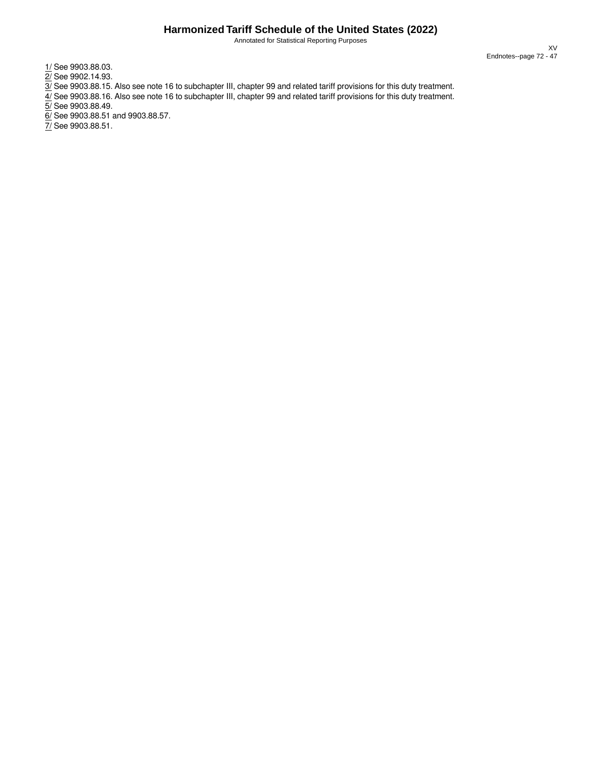1/ See 9903.88.03.
2/ See 9902.14.93.
3/ See 9903.88.15. Also see note 16 to subchapter III, chapter 99 and related tariff provisions for this duty treatment.
4/ See 9903.88.16. Also see note 16 to subchapter III, chapter 99 and related tariff provisions for this duty treatment.
5/ See 9903.88.49.
6/ See 9903.88.51 and 9903.88.57.
7/ See 9903.88.51.